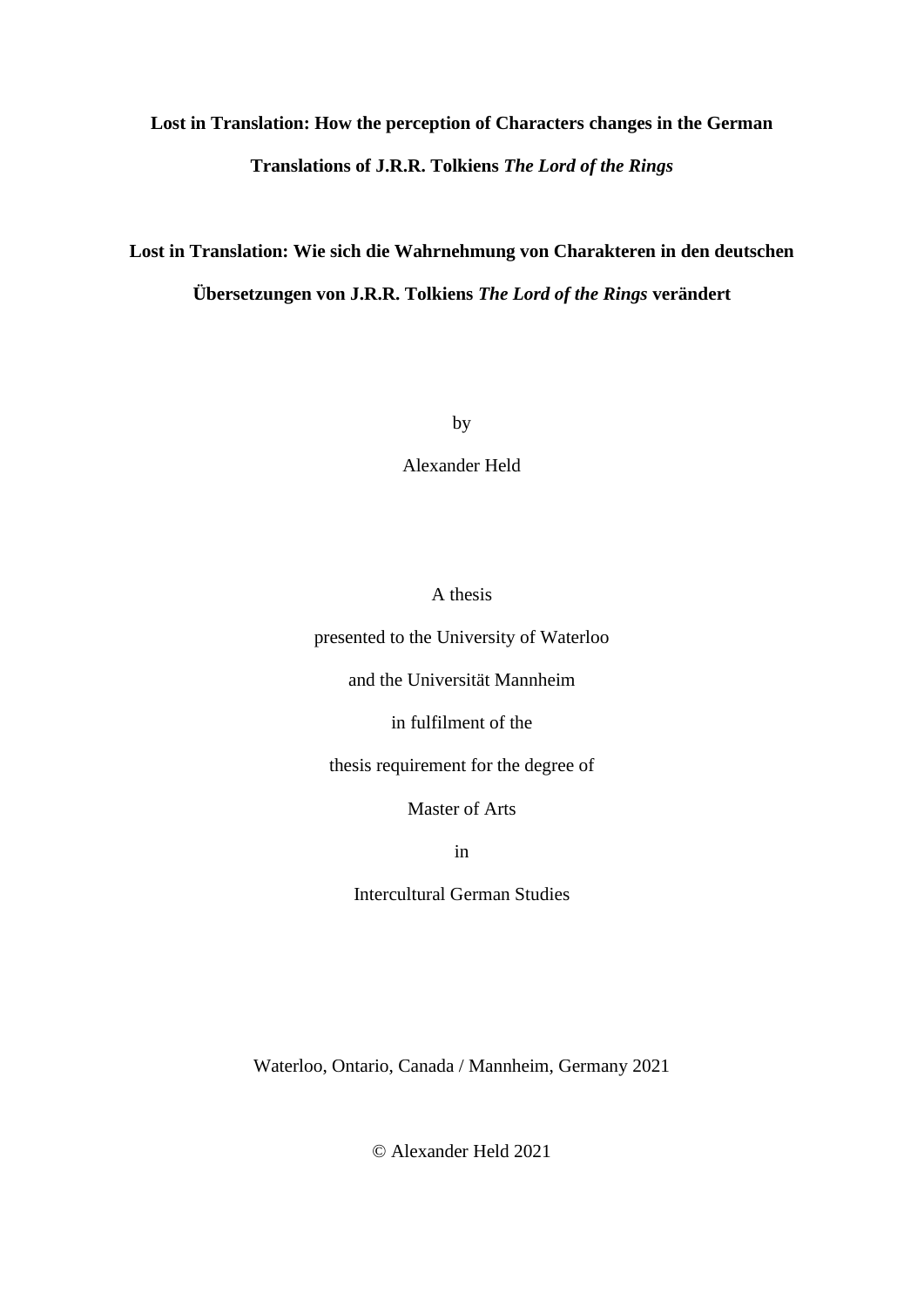**Lost in Translation: How the perception of Characters changes in the German Translations of J.R.R. Tolkiens *The Lord of the Rings***

**Lost in Translation: Wie sich die Wahrnehmung von Charakteren in den deutschen Übersetzungen von J.R.R. Tolkiens *The Lord of the Rings* verändert**

by

Alexander Held

A thesis

presented to the University of Waterloo

and the Universität Mannheim

in fulfilment of the

thesis requirement for the degree of

Master of Arts

in

Intercultural German Studies

Waterloo, Ontario, Canada / Mannheim, Germany 2021

© Alexander Held 2021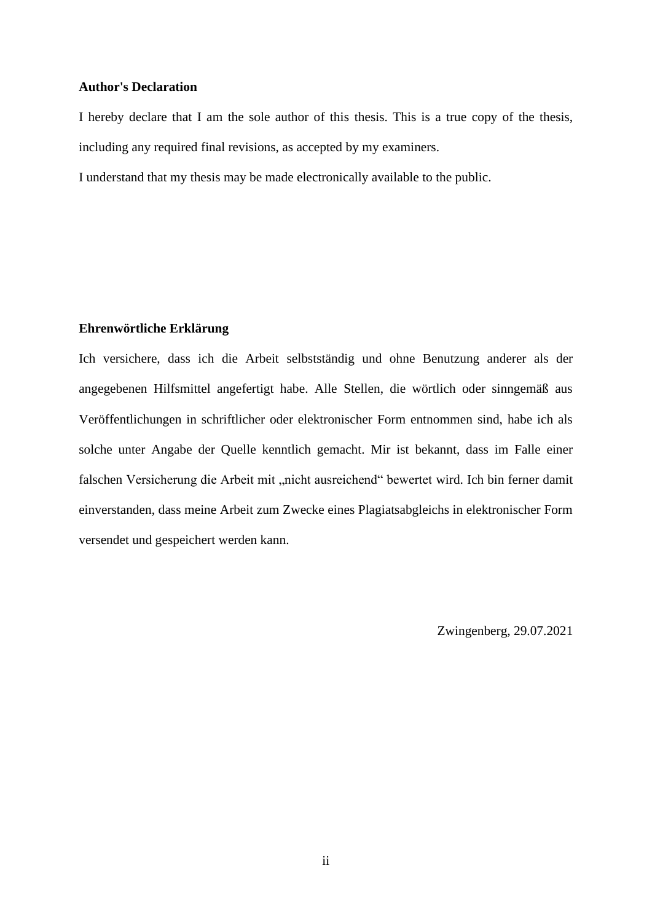**Author's Declaration**

I hereby declare that I am the sole author of this thesis. This is a true copy of the thesis, including any required final revisions, as accepted by my examiners.

I understand that my thesis may be made electronically available to the public.

**Ehrenwörtliche Erklärung**

Ich versichere, dass ich die Arbeit selbstständig und ohne Benutzung anderer als der angegebenen Hilfsmittel angefertigt habe. Alle Stellen, die wörtlich oder sinngemäß aus Veröffentlichungen in schriftlicher oder elektronischer Form entnommen sind, habe ich als solche unter Angabe der Quelle kenntlich gemacht. Mir ist bekannt, dass im Falle einer falschen Versicherung die Arbeit mit „nicht ausreichend" bewertet wird. Ich bin ferner damit einverstanden, dass meine Arbeit zum Zwecke eines Plagiatsabgleichs in elektronischer Form versendet und gespeichert werden kann.

Zwingenberg, 29.07.2021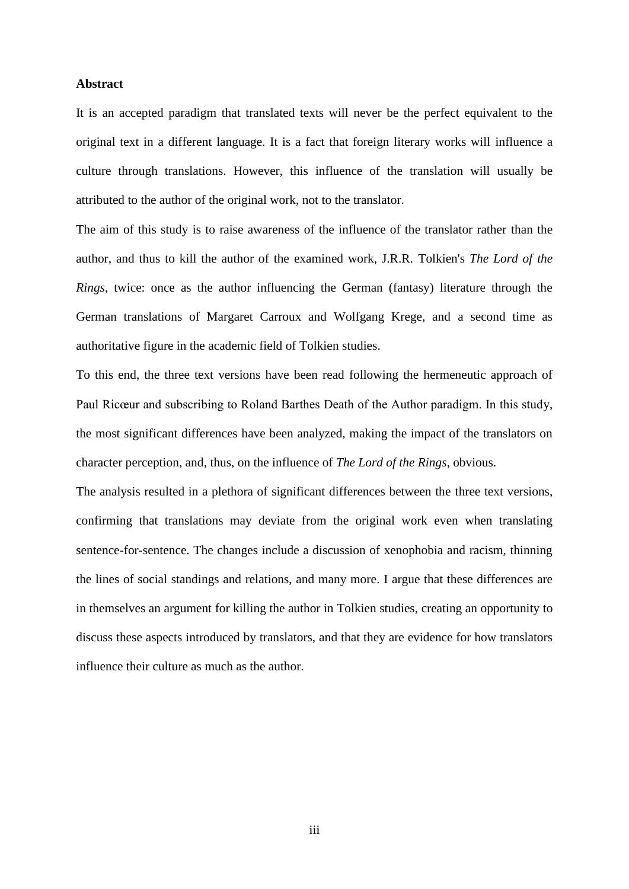## Abstract

It is an accepted paradigm that translated texts will never be the perfect equivalent to the original text in a different language. It is a fact that foreign literary works will influence a culture through translations. However, this influence of the translation will usually be attributed to the author of the original work, not to the translator.

The aim of this study is to raise awareness of the influence of the translator rather than the author, and thus to kill the author of the examined work, J.R.R. Tolkien's *The Lord of the Rings*, twice: once as the author influencing the German (fantasy) literature through the German translations of Margaret Carroux and Wolfgang Krege, and a second time as authoritative figure in the academic field of Tolkien studies.

To this end, the three text versions have been read following the hermeneutic approach of Paul Ricœur and subscribing to Roland Barthes Death of the Author paradigm. In this study, the most significant differences have been analyzed, making the impact of the translators on character perception, and, thus, on the influence of *The Lord of the Rings*, obvious.

The analysis resulted in a plethora of significant differences between the three text versions, confirming that translations may deviate from the original work even when translating sentence-for-sentence. The changes include a discussion of xenophobia and racism, thinning the lines of social standings and relations, and many more. I argue that these differences are in themselves an argument for killing the author in Tolkien studies, creating an opportunity to discuss these aspects introduced by translators, and that they are evidence for how translators influence their culture as much as the author.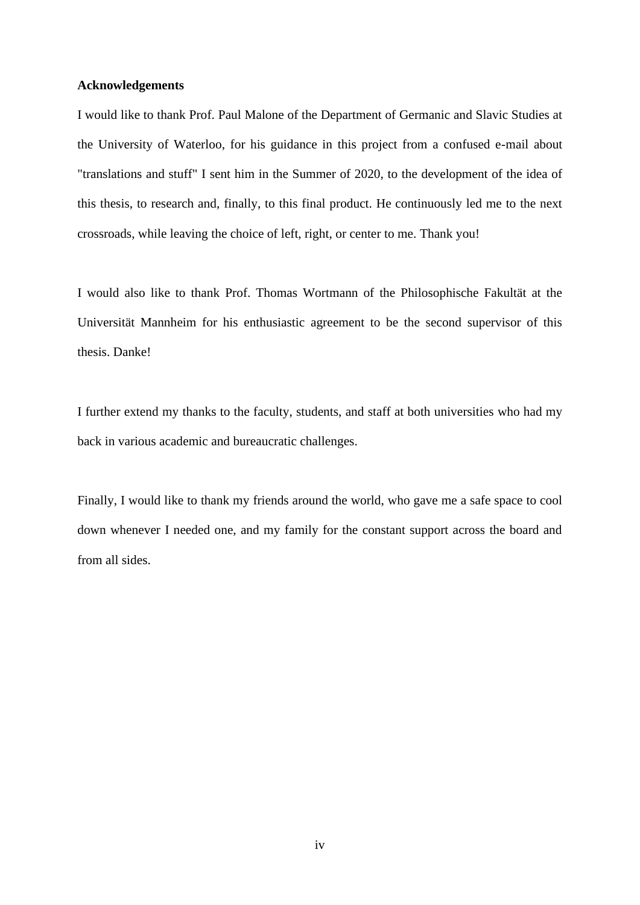**Acknowledgements**

I would like to thank Prof. Paul Malone of the Department of Germanic and Slavic Studies at the University of Waterloo, for his guidance in this project from a confused e-mail about "translations and stuff" I sent him in the Summer of 2020, to the development of the idea of this thesis, to research and, finally, to this final product. He continuously led me to the next crossroads, while leaving the choice of left, right, or center to me. Thank you!

I would also like to thank Prof. Thomas Wortmann of the Philosophische Fakultät at the Universität Mannheim for his enthusiastic agreement to be the second supervisor of this thesis. Danke!

I further extend my thanks to the faculty, students, and staff at both universities who had my back in various academic and bureaucratic challenges.

Finally, I would like to thank my friends around the world, who gave me a safe space to cool down whenever I needed one, and my family for the constant support across the board and from all sides.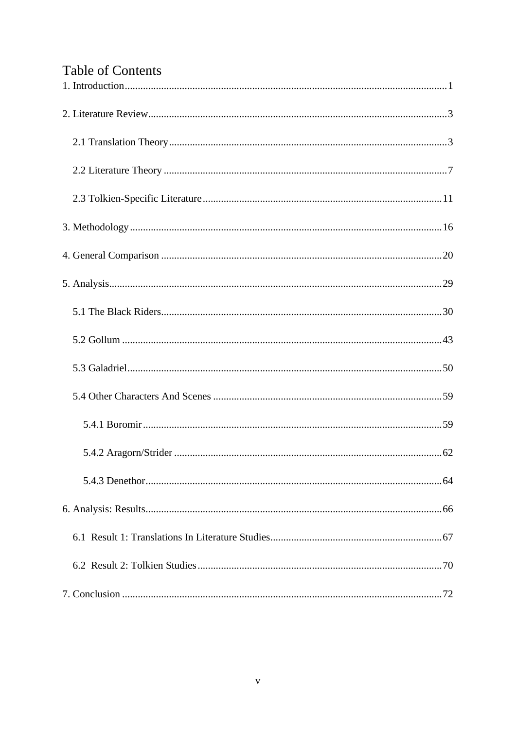# Table of Contents

1. Introduction ........................................................................................................ 1

2. Literature Review .............................................................................................. 3

    2.1 Translation Theory ......................................................................................... 3

    2.2 Literature Theory ........................................................................................... 7

    2.3 Tolkien-Specific Literature ........................................................................... 11

3. Methodology ...................................................................................................... 16

4. General Comparison .......................................................................................... 20

5. Analysis .............................................................................................................. 29

    5.1 The Black Riders ........................................................................................... 30

    5.2 Gollum ........................................................................................................... 43

    5.3 Galadriel ........................................................................................................ 50

    5.4 Other Characters And Scenes ....................................................................... 59

        5.4.1 Boromir .................................................................................................. 59

        5.4.2 Aragorn/Strider ...................................................................................... 62

        5.4.3 Denethor ................................................................................................. 64

6. Analysis: Results ................................................................................................ 66

    6.1 Result 1: Translations In Literature Studies ................................................. 67

    6.2 Result 2: Tolkien Studies ............................................................................... 70

7. Conclusion .......................................................................................................... 72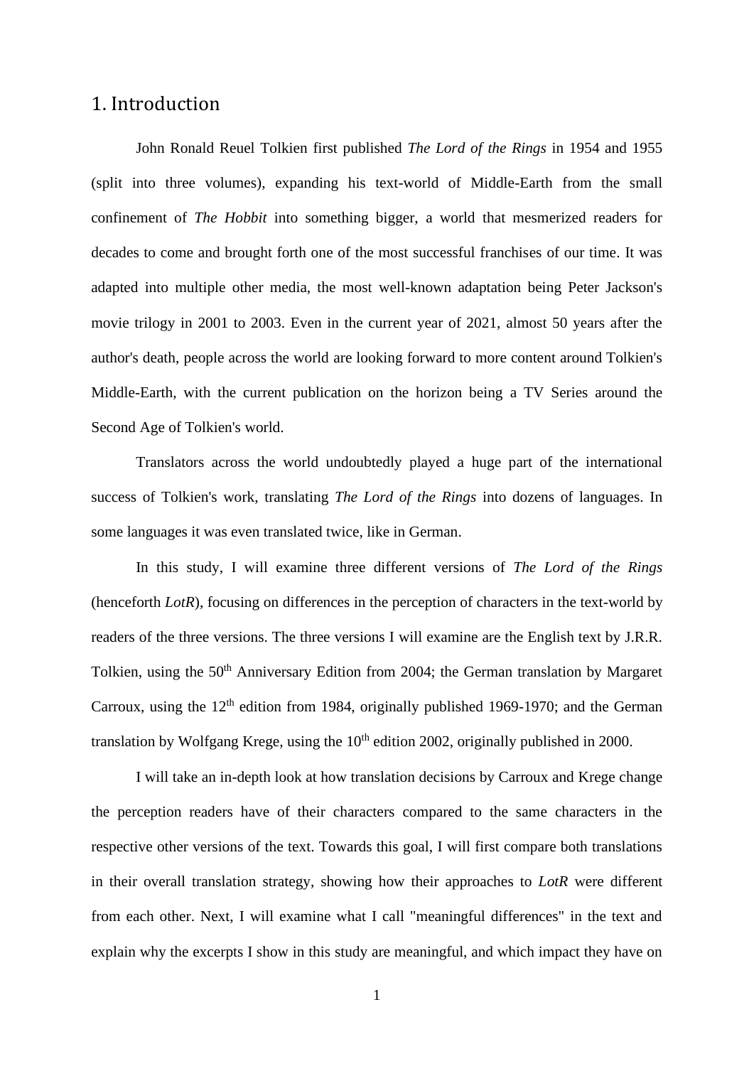# 1. Introduction

John Ronald Reuel Tolkien first published *The Lord of the Rings* in 1954 and 1955 (split into three volumes), expanding his text-world of Middle-Earth from the small confinement of *The Hobbit* into something bigger, a world that mesmerized readers for decades to come and brought forth one of the most successful franchises of our time. It was adapted into multiple other media, the most well-known adaptation being Peter Jackson's movie trilogy in 2001 to 2003. Even in the current year of 2021, almost 50 years after the author's death, people across the world are looking forward to more content around Tolkien's Middle-Earth, with the current publication on the horizon being a TV Series around the Second Age of Tolkien's world.

Translators across the world undoubtedly played a huge part of the international success of Tolkien's work, translating *The Lord of the Rings* into dozens of languages. In some languages it was even translated twice, like in German.

In this study, I will examine three different versions of *The Lord of the Rings* (henceforth *LotR*), focusing on differences in the perception of characters in the text-world by readers of the three versions. The three versions I will examine are the English text by J.R.R. Tolkien, using the 50th Anniversary Edition from 2004; the German translation by Margaret Carroux, using the 12th edition from 1984, originally published 1969-1970; and the German translation by Wolfgang Krege, using the 10th edition 2002, originally published in 2000.

I will take an in-depth look at how translation decisions by Carroux and Krege change the perception readers have of their characters compared to the same characters in the respective other versions of the text. Towards this goal, I will first compare both translations in their overall translation strategy, showing how their approaches to *LotR* were different from each other. Next, I will examine what I call "meaningful differences" in the text and explain why the excerpts I show in this study are meaningful, and which impact they have on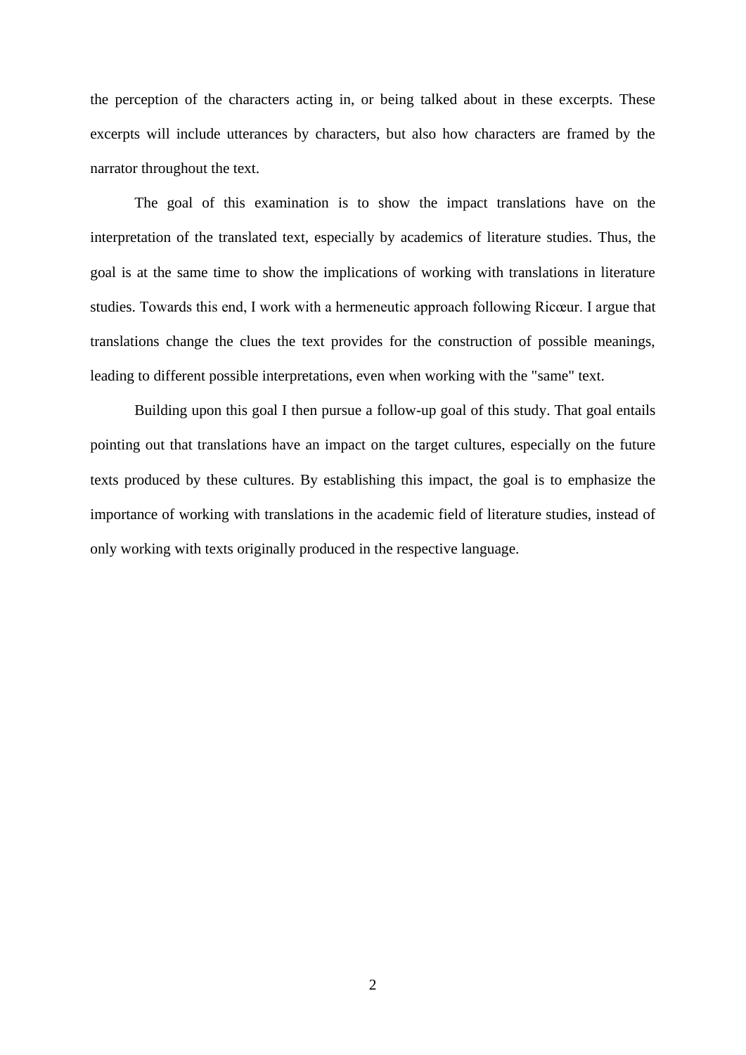the perception of the characters acting in, or being talked about in these excerpts. These excerpts will include utterances by characters, but also how characters are framed by the narrator throughout the text.

The goal of this examination is to show the impact translations have on the interpretation of the translated text, especially by academics of literature studies. Thus, the goal is at the same time to show the implications of working with translations in literature studies. Towards this end, I work with a hermeneutic approach following Ricœur. I argue that translations change the clues the text provides for the construction of possible meanings, leading to different possible interpretations, even when working with the "same" text.

Building upon this goal I then pursue a follow-up goal of this study. That goal entails pointing out that translations have an impact on the target cultures, especially on the future texts produced by these cultures. By establishing this impact, the goal is to emphasize the importance of working with translations in the academic field of literature studies, instead of only working with texts originally produced in the respective language.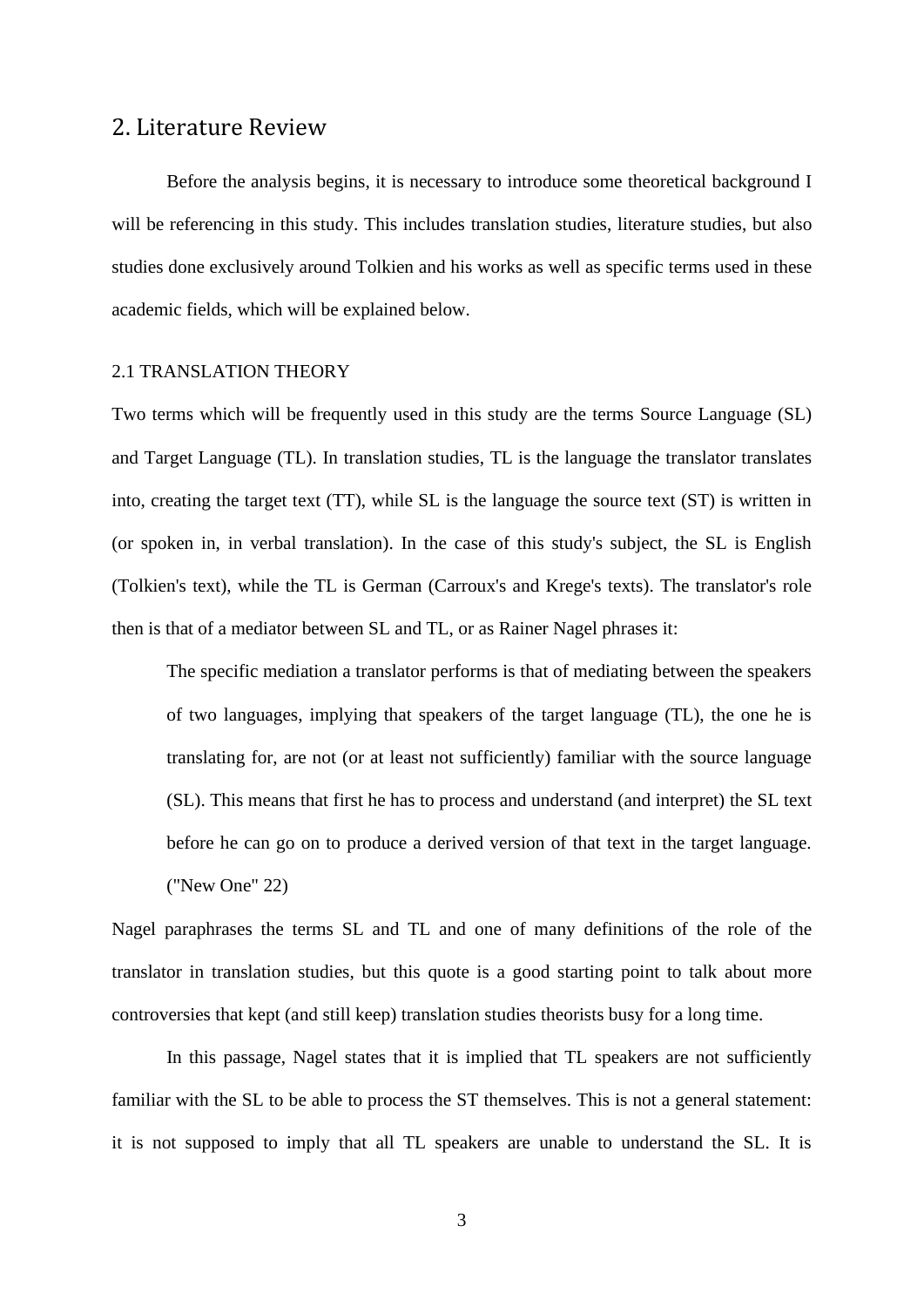## 2. Literature Review

Before the analysis begins, it is necessary to introduce some theoretical background I will be referencing in this study. This includes translation studies, literature studies, but also studies done exclusively around Tolkien and his works as well as specific terms used in these academic fields, which will be explained below.

### 2.1 TRANSLATION THEORY

Two terms which will be frequently used in this study are the terms Source Language (SL) and Target Language (TL). In translation studies, TL is the language the translator translates into, creating the target text (TT), while SL is the language the source text (ST) is written in (or spoken in, in verbal translation). In the case of this study's subject, the SL is English (Tolkien's text), while the TL is German (Carroux's and Krege's texts). The translator's role then is that of a mediator between SL and TL, or as Rainer Nagel phrases it:

> The specific mediation a translator performs is that of mediating between the speakers of two languages, implying that speakers of the target language (TL), the one he is translating for, are not (or at least not sufficiently) familiar with the source language (SL). This means that first he has to process and understand (and interpret) the SL text before he can go on to produce a derived version of that text in the target language. ("New One" 22)

Nagel paraphrases the terms SL and TL and one of many definitions of the role of the translator in translation studies, but this quote is a good starting point to talk about more controversies that kept (and still keep) translation studies theorists busy for a long time.

In this passage, Nagel states that it is implied that TL speakers are not sufficiently familiar with the SL to be able to process the ST themselves. This is not a general statement: it is not supposed to imply that all TL speakers are unable to understand the SL. It is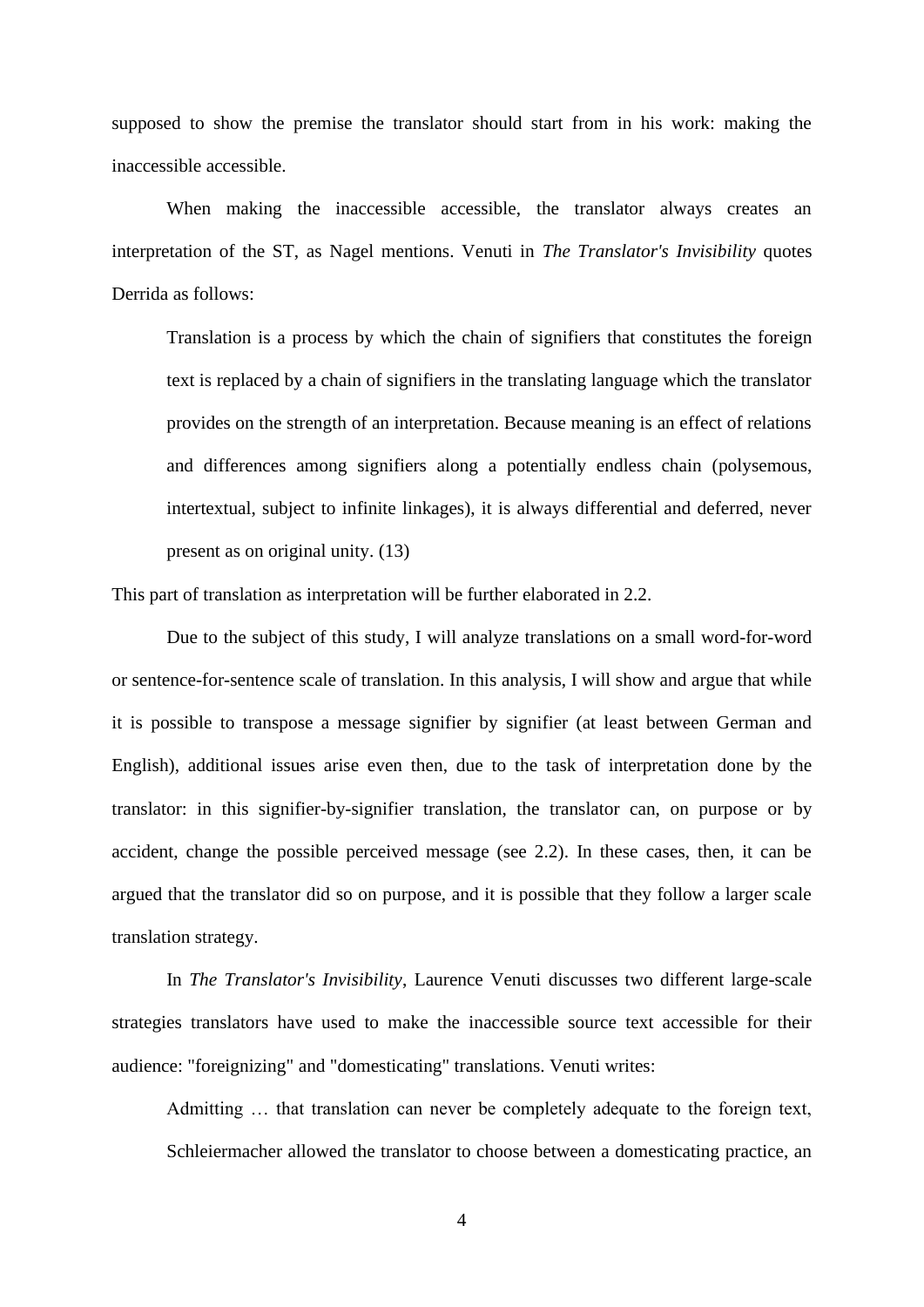supposed to show the premise the translator should start from in his work: making the inaccessible accessible.

When making the inaccessible accessible, the translator always creates an interpretation of the ST, as Nagel mentions. Venuti in *The Translator's Invisibility* quotes Derrida as follows:

> Translation is a process by which the chain of signifiers that constitutes the foreign text is replaced by a chain of signifiers in the translating language which the translator provides on the strength of an interpretation. Because meaning is an effect of relations and differences among signifiers along a potentially endless chain (polysemous, intertextual, subject to infinite linkages), it is always differential and deferred, never present as on original unity. (13)

This part of translation as interpretation will be further elaborated in 2.2.

Due to the subject of this study, I will analyze translations on a small word-for-word or sentence-for-sentence scale of translation. In this analysis, I will show and argue that while it is possible to transpose a message signifier by signifier (at least between German and English), additional issues arise even then, due to the task of interpretation done by the translator: in this signifier-by-signifier translation, the translator can, on purpose or by accident, change the possible perceived message (see 2.2). In these cases, then, it can be argued that the translator did so on purpose, and it is possible that they follow a larger scale translation strategy.

In *The Translator's Invisibility*, Laurence Venuti discusses two different large-scale strategies translators have used to make the inaccessible source text accessible for their audience: "foreignizing" and "domesticating" translations. Venuti writes:

> Admitting … that translation can never be completely adequate to the foreign text, Schleiermacher allowed the translator to choose between a domesticating practice, an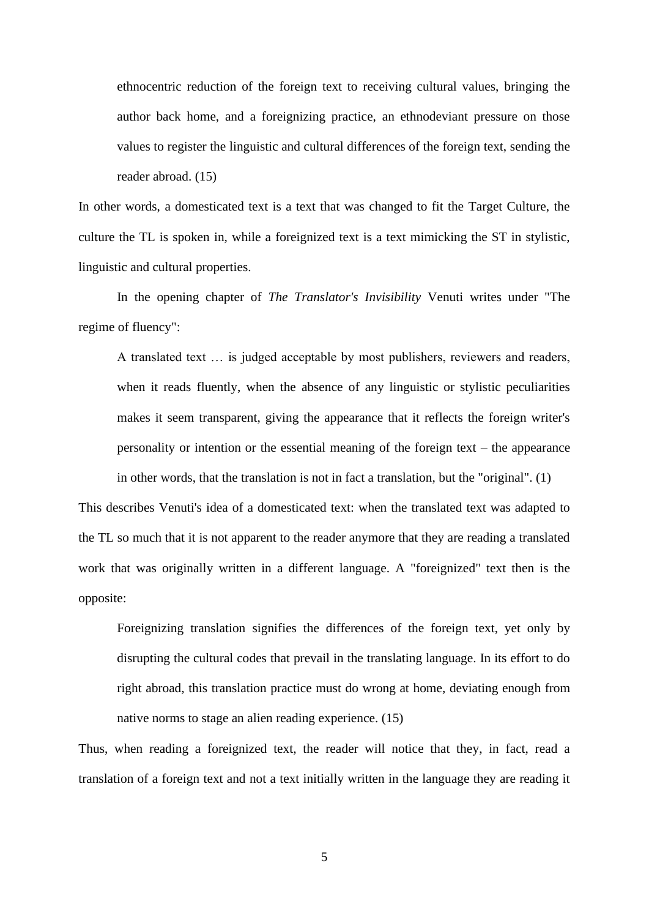> ethnocentric reduction of the foreign text to receiving cultural values, bringing the author back home, and a foreignizing practice, an ethnodeviant pressure on those values to register the linguistic and cultural differences of the foreign text, sending the reader abroad. (15)

In other words, a domesticated text is a text that was changed to fit the Target Culture, the culture the TL is spoken in, while a foreignized text is a text mimicking the ST in stylistic, linguistic and cultural properties.

In the opening chapter of *The Translator's Invisibility* Venuti writes under "The regime of fluency":

> A translated text … is judged acceptable by most publishers, reviewers and readers, when it reads fluently, when the absence of any linguistic or stylistic peculiarities makes it seem transparent, giving the appearance that it reflects the foreign writer's personality or intention or the essential meaning of the foreign text – the appearance in other words, that the translation is not in fact a translation, but the "original". (1)

This describes Venuti's idea of a domesticated text: when the translated text was adapted to the TL so much that it is not apparent to the reader anymore that they are reading a translated work that was originally written in a different language. A "foreignized" text then is the opposite:

> Foreignizing translation signifies the differences of the foreign text, yet only by disrupting the cultural codes that prevail in the translating language. In its effort to do right abroad, this translation practice must do wrong at home, deviating enough from native norms to stage an alien reading experience. (15)

Thus, when reading a foreignized text, the reader will notice that they, in fact, read a translation of a foreign text and not a text initially written in the language they are reading it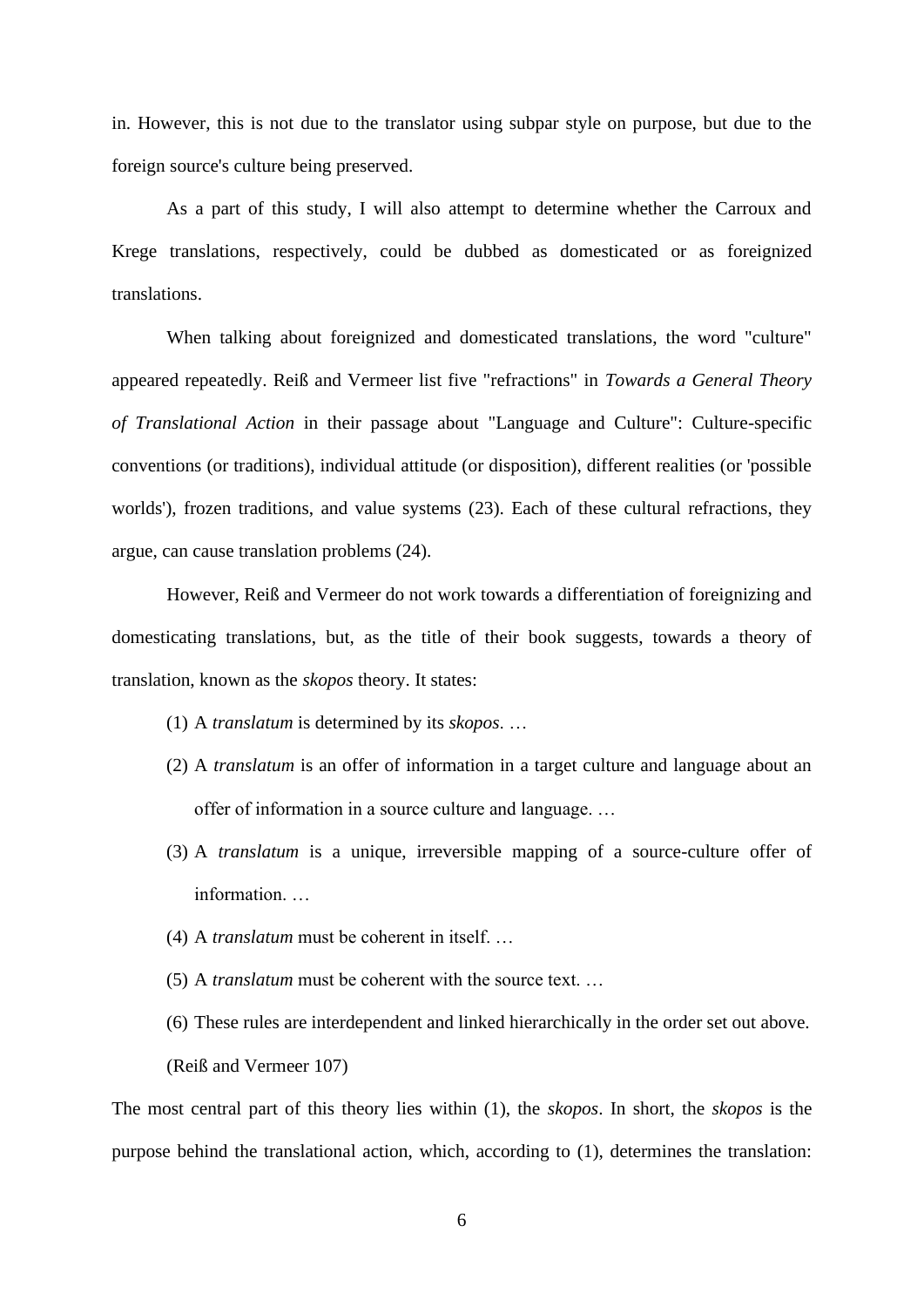in. However, this is not due to the translator using subpar style on purpose, but due to the foreign source's culture being preserved.

As a part of this study, I will also attempt to determine whether the Carroux and Krege translations, respectively, could be dubbed as domesticated or as foreignized translations.

When talking about foreignized and domesticated translations, the word "culture" appeared repeatedly. Reiß and Vermeer list five "refractions" in *Towards a General Theory of Translational Action* in their passage about "Language and Culture": Culture-specific conventions (or traditions), individual attitude (or disposition), different realities (or 'possible worlds'), frozen traditions, and value systems (23). Each of these cultural refractions, they argue, can cause translation problems (24).

However, Reiß and Vermeer do not work towards a differentiation of foreignizing and domesticating translations, but, as the title of their book suggests, towards a theory of translation, known as the *skopos* theory. It states:

(1) A *translatum* is determined by its *skopos*. …

(2) A *translatum* is an offer of information in a target culture and language about an offer of information in a source culture and language. …

(3) A *translatum* is a unique, irreversible mapping of a source-culture offer of information. …

(4) A *translatum* must be coherent in itself. …

(5) A *translatum* must be coherent with the source text. …

(6) These rules are interdependent and linked hierarchically in the order set out above.

(Reiß and Vermeer 107)

The most central part of this theory lies within (1), the *skopos*. In short, the *skopos* is the purpose behind the translational action, which, according to (1), determines the translation: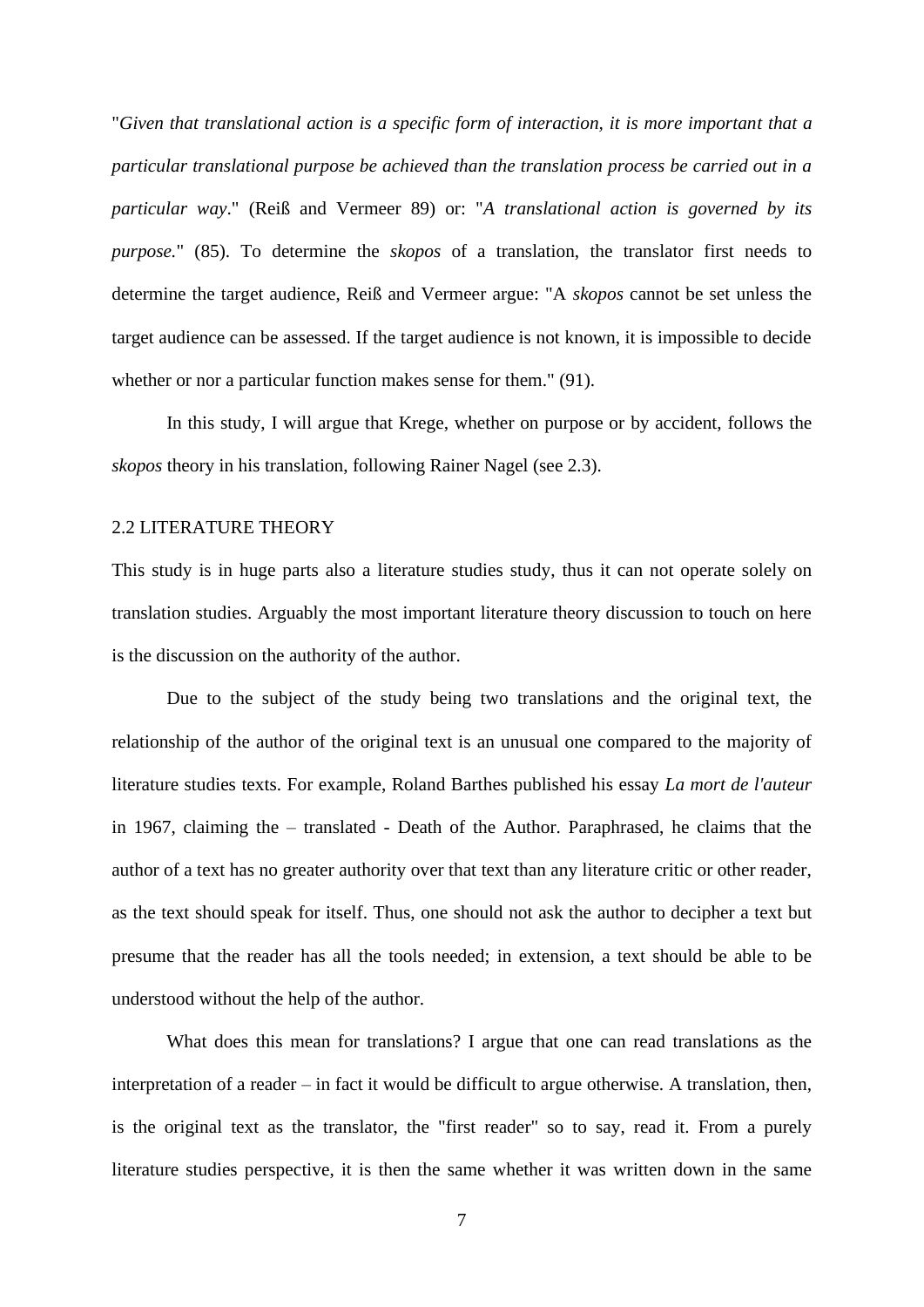"*Given that translational action is a specific form of interaction, it is more important that a particular translational purpose be achieved than the translation process be carried out in a particular way*." (Reiß and Vermeer 89) or: "*A translational action is governed by its purpose*." (85). To determine the *skopos* of a translation, the translator first needs to determine the target audience, Reiß and Vermeer argue: "A *skopos* cannot be set unless the target audience can be assessed. If the target audience is not known, it is impossible to decide whether or nor a particular function makes sense for them." (91).

In this study, I will argue that Krege, whether on purpose or by accident, follows the *skopos* theory in his translation, following Rainer Nagel (see 2.3).

## 2.2 LITERATURE THEORY

This study is in huge parts also a literature studies study, thus it can not operate solely on translation studies. Arguably the most important literature theory discussion to touch on here is the discussion on the authority of the author.

Due to the subject of the study being two translations and the original text, the relationship of the author of the original text is an unusual one compared to the majority of literature studies texts. For example, Roland Barthes published his essay *La mort de l'auteur* in 1967, claiming the – translated - Death of the Author. Paraphrased, he claims that the author of a text has no greater authority over that text than any literature critic or other reader, as the text should speak for itself. Thus, one should not ask the author to decipher a text but presume that the reader has all the tools needed; in extension, a text should be able to be understood without the help of the author.

What does this mean for translations? I argue that one can read translations as the interpretation of a reader – in fact it would be difficult to argue otherwise. A translation, then, is the original text as the translator, the "first reader" so to say, read it. From a purely literature studies perspective, it is then the same whether it was written down in the same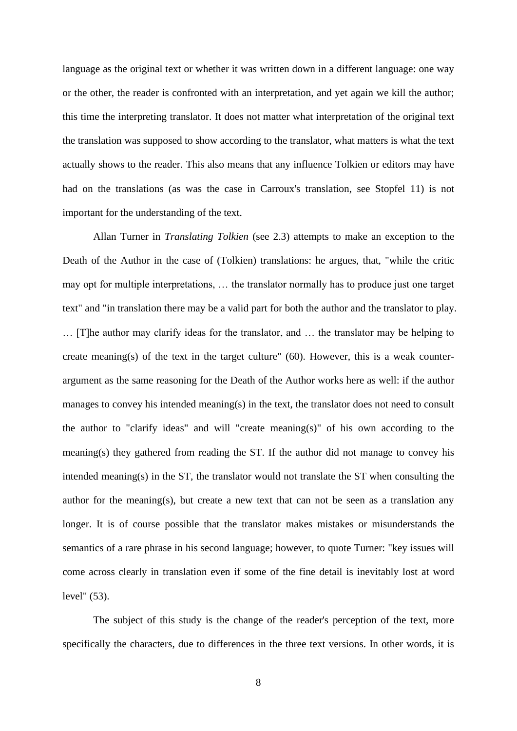language as the original text or whether it was written down in a different language: one way or the other, the reader is confronted with an interpretation, and yet again we kill the author; this time the interpreting translator. It does not matter what interpretation of the original text the translation was supposed to show according to the translator, what matters is what the text actually shows to the reader. This also means that any influence Tolkien or editors may have had on the translations (as was the case in Carroux's translation, see Stopfel 11) is not important for the understanding of the text.

Allan Turner in *Translating Tolkien* (see 2.3) attempts to make an exception to the Death of the Author in the case of (Tolkien) translations: he argues, that, "while the critic may opt for multiple interpretations, … the translator normally has to produce just one target text" and "in translation there may be a valid part for both the author and the translator to play. … [T]he author may clarify ideas for the translator, and … the translator may be helping to create meaning(s) of the text in the target culture" (60). However, this is a weak counter-argument as the same reasoning for the Death of the Author works here as well: if the author manages to convey his intended meaning(s) in the text, the translator does not need to consult the author to "clarify ideas" and will "create meaning(s)" of his own according to the meaning(s) they gathered from reading the ST. If the author did not manage to convey his intended meaning(s) in the ST, the translator would not translate the ST when consulting the author for the meaning(s), but create a new text that can not be seen as a translation any longer. It is of course possible that the translator makes mistakes or misunderstands the semantics of a rare phrase in his second language; however, to quote Turner: "key issues will come across clearly in translation even if some of the fine detail is inevitably lost at word level" (53).

The subject of this study is the change of the reader's perception of the text, more specifically the characters, due to differences in the three text versions. In other words, it is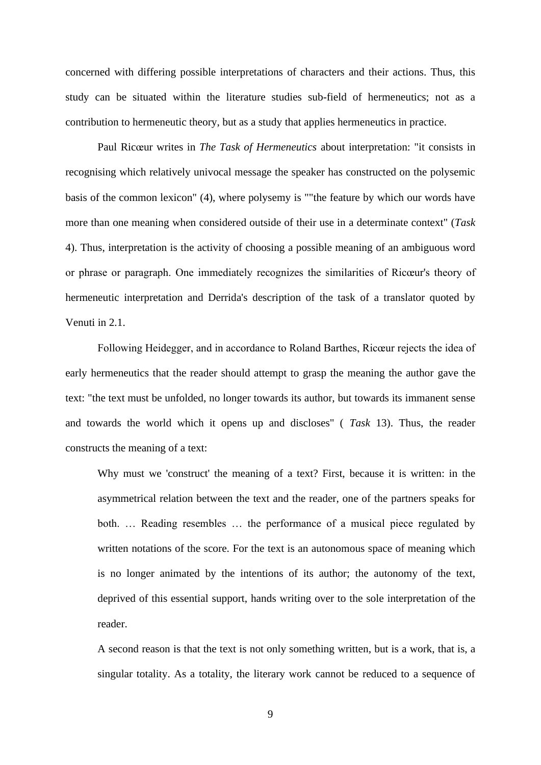concerned with differing possible interpretations of characters and their actions. Thus, this study can be situated within the literature studies sub-field of hermeneutics; not as a contribution to hermeneutic theory, but as a study that applies hermeneutics in practice.

Paul Ricœur writes in *The Task of Hermeneutics* about interpretation: "it consists in recognising which relatively univocal message the speaker has constructed on the polysemic basis of the common lexicon" (4), where polysemy is ""the feature by which our words have more than one meaning when considered outside of their use in a determinate context" (*Task* 4). Thus, interpretation is the activity of choosing a possible meaning of an ambiguous word or phrase or paragraph. One immediately recognizes the similarities of Ricœur's theory of hermeneutic interpretation and Derrida's description of the task of a translator quoted by Venuti in 2.1.

Following Heidegger, and in accordance to Roland Barthes, Ricœur rejects the idea of early hermeneutics that the reader should attempt to grasp the meaning the author gave the text: "the text must be unfolded, no longer towards its author, but towards its immanent sense and towards the world which it opens up and discloses" ( *Task* 13). Thus, the reader constructs the meaning of a text:

> Why must we 'construct' the meaning of a text? First, because it is written: in the asymmetrical relation between the text and the reader, one of the partners speaks for both. … Reading resembles … the performance of a musical piece regulated by written notations of the score. For the text is an autonomous space of meaning which is no longer animated by the intentions of its author; the autonomy of the text, deprived of this essential support, hands writing over to the sole interpretation of the reader.
>
> A second reason is that the text is not only something written, but is a work, that is, a singular totality. As a totality, the literary work cannot be reduced to a sequence of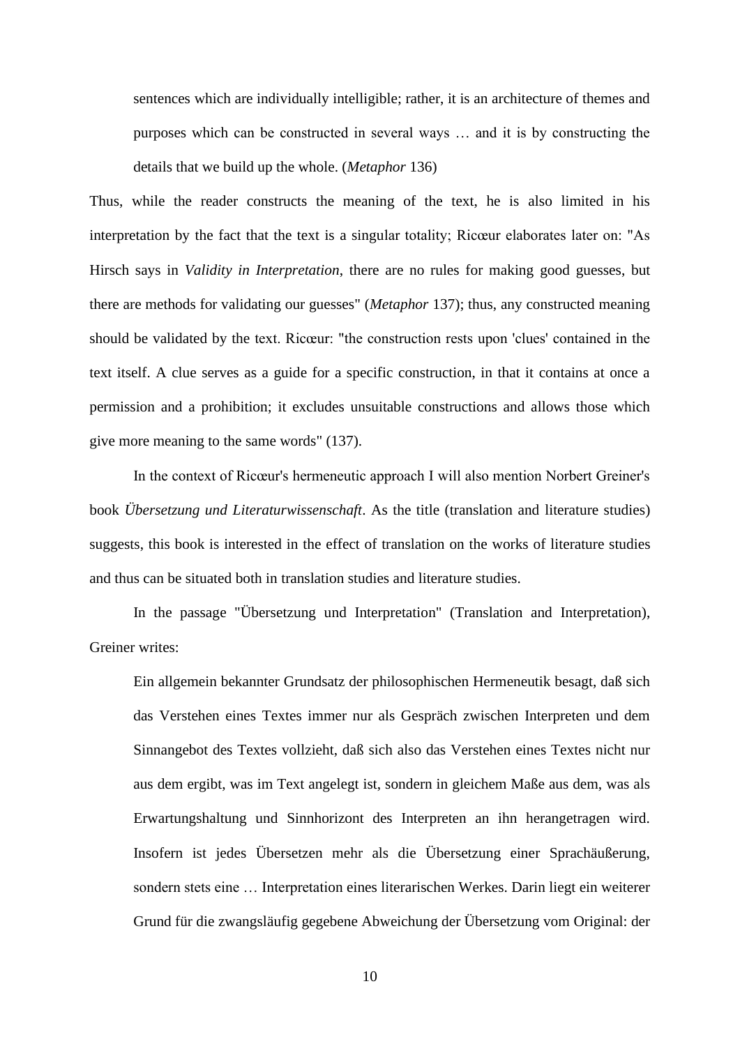> sentences which are individually intelligible; rather, it is an architecture of themes and purposes which can be constructed in several ways … and it is by constructing the details that we build up the whole. (*Metaphor* 136)

Thus, while the reader constructs the meaning of the text, he is also limited in his interpretation by the fact that the text is a singular totality; Ricœur elaborates later on: "As Hirsch says in *Validity in Interpretation*, there are no rules for making good guesses, but there are methods for validating our guesses" (*Metaphor* 137); thus, any constructed meaning should be validated by the text. Ricœur: "the construction rests upon 'clues' contained in the text itself. A clue serves as a guide for a specific construction, in that it contains at once a permission and a prohibition; it excludes unsuitable constructions and allows those which give more meaning to the same words" (137).

In the context of Ricœur's hermeneutic approach I will also mention Norbert Greiner's book *Übersetzung und Literaturwissenschaft*. As the title (translation and literature studies) suggests, this book is interested in the effect of translation on the works of literature studies and thus can be situated both in translation studies and literature studies.

In the passage "Übersetzung und Interpretation" (Translation and Interpretation), Greiner writes:

> Ein allgemein bekannter Grundsatz der philosophischen Hermeneutik besagt, daß sich das Verstehen eines Textes immer nur als Gespräch zwischen Interpreten und dem Sinnangebot des Textes vollzieht, daß sich also das Verstehen eines Textes nicht nur aus dem ergibt, was im Text angelegt ist, sondern in gleichem Maße aus dem, was als Erwartungshaltung und Sinnhorizont des Interpreten an ihn herangetragen wird. Insofern ist jedes Übersetzen mehr als die Übersetzung einer Sprachäußerung, sondern stets eine … Interpretation eines literarischen Werkes. Darin liegt ein weiterer Grund für die zwangsläufig gegebene Abweichung der Übersetzung vom Original: der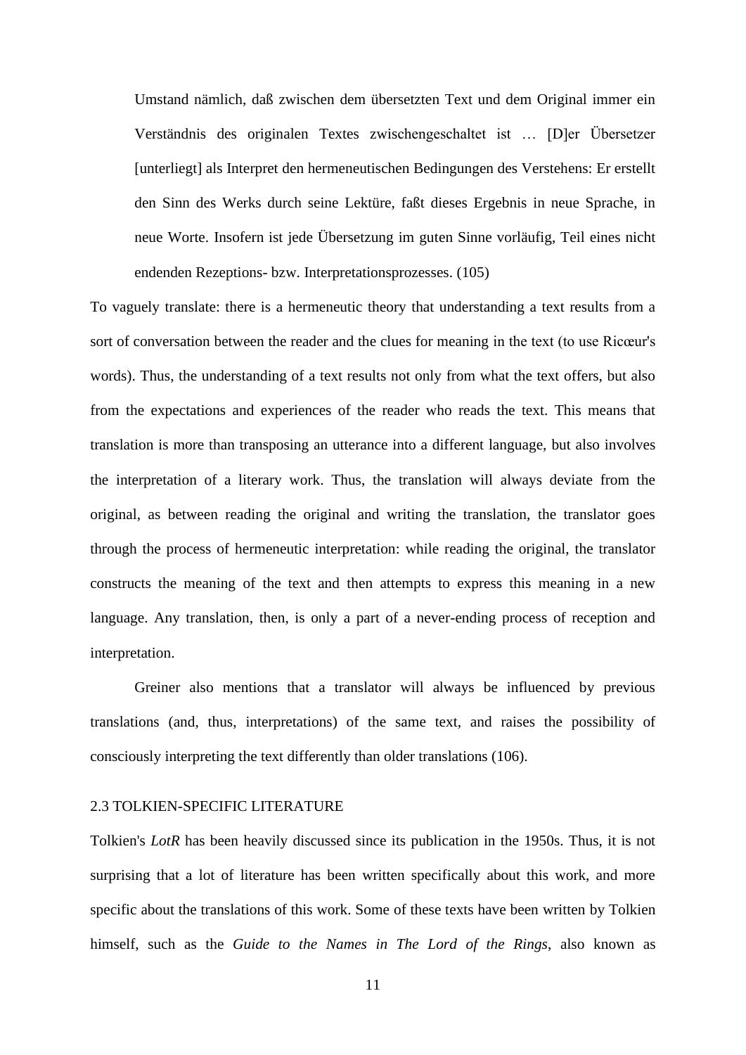> Umstand nämlich, daß zwischen dem übersetzten Text und dem Original immer ein Verständnis des originalen Textes zwischengeschaltet ist … [D]er Übersetzer [unterliegt] als Interpret den hermeneutischen Bedingungen des Verstehens: Er erstellt den Sinn des Werks durch seine Lektüre, faßt dieses Ergebnis in neue Sprache, in neue Worte. Insofern ist jede Übersetzung im guten Sinne vorläufig, Teil eines nicht endenden Rezeptions- bzw. Interpretationsprozesses. (105)

To vaguely translate: there is a hermeneutic theory that understanding a text results from a sort of conversation between the reader and the clues for meaning in the text (to use Ricœur's words). Thus, the understanding of a text results not only from what the text offers, but also from the expectations and experiences of the reader who reads the text. This means that translation is more than transposing an utterance into a different language, but also involves the interpretation of a literary work. Thus, the translation will always deviate from the original, as between reading the original and writing the translation, the translator goes through the process of hermeneutic interpretation: while reading the original, the translator constructs the meaning of the text and then attempts to express this meaning in a new language. Any translation, then, is only a part of a never-ending process of reception and interpretation.

Greiner also mentions that a translator will always be influenced by previous translations (and, thus, interpretations) of the same text, and raises the possibility of consciously interpreting the text differently than older translations (106).

### 2.3 TOLKIEN-SPECIFIC LITERATURE

Tolkien's *LotR* has been heavily discussed since its publication in the 1950s. Thus, it is not surprising that a lot of literature has been written specifically about this work, and more specific about the translations of this work. Some of these texts have been written by Tolkien himself, such as the *Guide to the Names in The Lord of the Rings*, also known as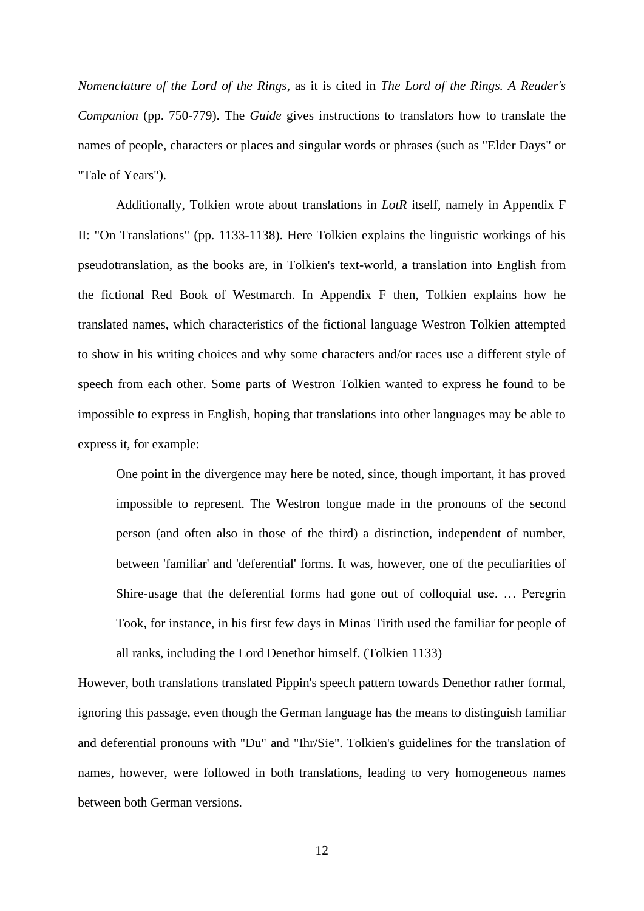*Nomenclature of the Lord of the Rings*, as it is cited in *The Lord of the Rings. A Reader's Companion* (pp. 750-779). The *Guide* gives instructions to translators how to translate the names of people, characters or places and singular words or phrases (such as "Elder Days" or "Tale of Years").

Additionally, Tolkien wrote about translations in *LotR* itself, namely in Appendix F II: "On Translations" (pp. 1133-1138). Here Tolkien explains the linguistic workings of his pseudotranslation, as the books are, in Tolkien's text-world, a translation into English from the fictional Red Book of Westmarch. In Appendix F then, Tolkien explains how he translated names, which characteristics of the fictional language Westron Tolkien attempted to show in his writing choices and why some characters and/or races use a different style of speech from each other. Some parts of Westron Tolkien wanted to express he found to be impossible to express in English, hoping that translations into other languages may be able to express it, for example:

> One point in the divergence may here be noted, since, though important, it has proved impossible to represent. The Westron tongue made in the pronouns of the second person (and often also in those of the third) a distinction, independent of number, between 'familiar' and 'deferential' forms. It was, however, one of the peculiarities of Shire-usage that the deferential forms had gone out of colloquial use. … Peregrin Took, for instance, in his first few days in Minas Tirith used the familiar for people of all ranks, including the Lord Denethor himself. (Tolkien 1133)

However, both translations translated Pippin's speech pattern towards Denethor rather formal, ignoring this passage, even though the German language has the means to distinguish familiar and deferential pronouns with "Du" and "Ihr/Sie". Tolkien's guidelines for the translation of names, however, were followed in both translations, leading to very homogeneous names between both German versions.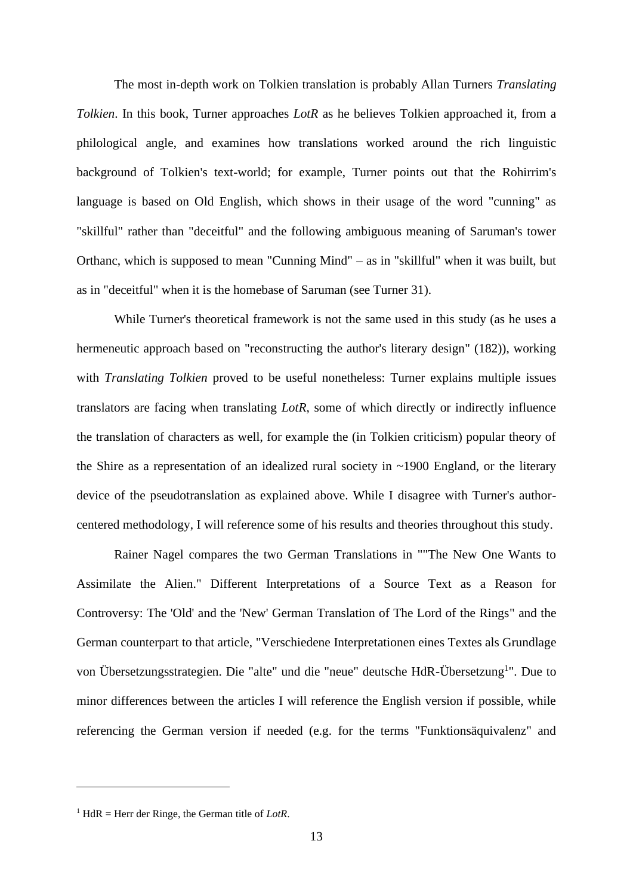The most in-depth work on Tolkien translation is probably Allan Turners *Translating Tolkien*. In this book, Turner approaches *LotR* as he believes Tolkien approached it, from a philological angle, and examines how translations worked around the rich linguistic background of Tolkien's text-world; for example, Turner points out that the Rohirrim's language is based on Old English, which shows in their usage of the word "cunning" as "skillful" rather than "deceitful" and the following ambiguous meaning of Saruman's tower Orthanc, which is supposed to mean "Cunning Mind" – as in "skillful" when it was built, but as in "deceitful" when it is the homebase of Saruman (see Turner 31).

While Turner's theoretical framework is not the same used in this study (as he uses a hermeneutic approach based on "reconstructing the author's literary design" (182)), working with *Translating Tolkien* proved to be useful nonetheless: Turner explains multiple issues translators are facing when translating *LotR*, some of which directly or indirectly influence the translation of characters as well, for example the (in Tolkien criticism) popular theory of the Shire as a representation of an idealized rural society in ~1900 England, or the literary device of the pseudotranslation as explained above. While I disagree with Turner's author-centered methodology, I will reference some of his results and theories throughout this study.

Rainer Nagel compares the two German Translations in ""The New One Wants to Assimilate the Alien." Different Interpretations of a Source Text as a Reason for Controversy: The 'Old' and the 'New' German Translation of The Lord of the Rings" and the German counterpart to that article, "Verschiedene Interpretationen eines Textes als Grundlage von Übersetzungsstrategien. Die "alte" und die "neue" deutsche HdR-Übersetzung[1]". Due to minor differences between the articles I will reference the English version if possible, while referencing the German version if needed (e.g. for the terms "Funktionsäquivalenz" and

[1] HdR = Herr der Ringe, the German title of *LotR*.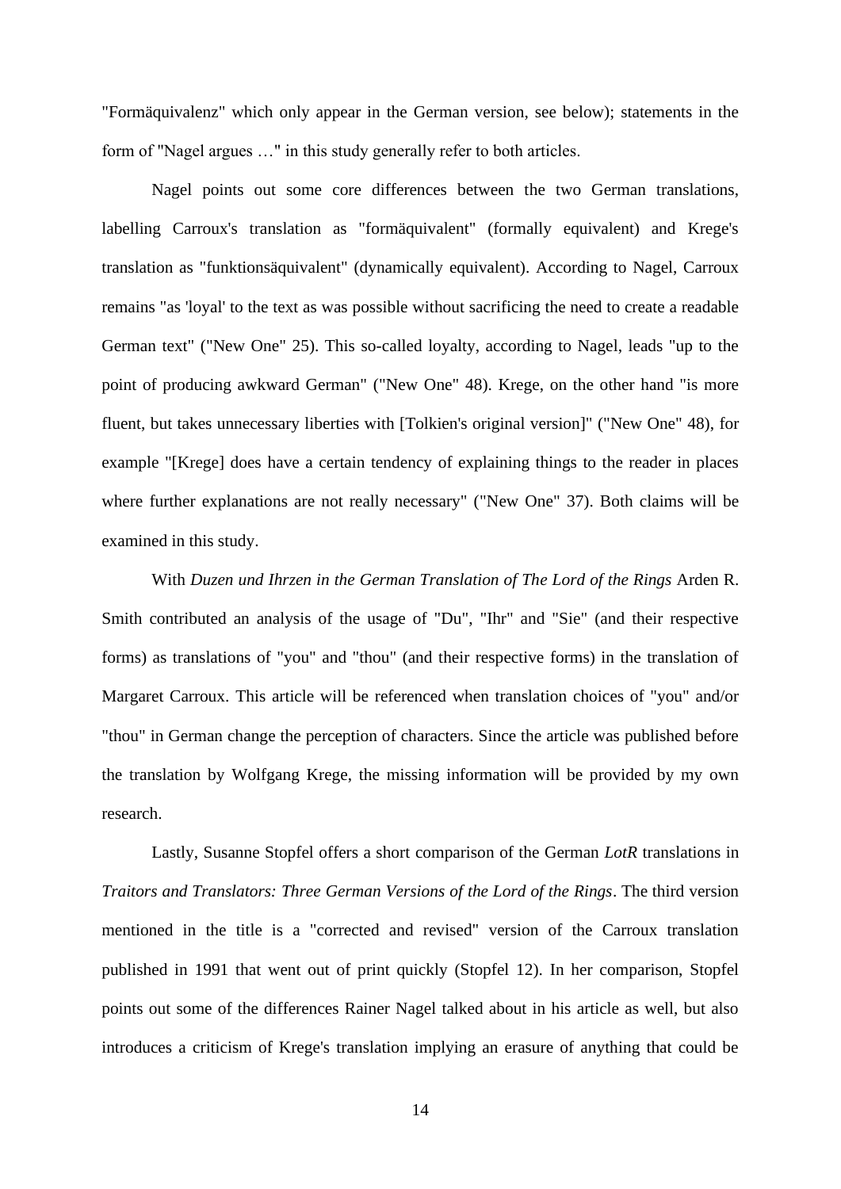"Formäquivalenz" which only appear in the German version, see below); statements in the form of "Nagel argues …" in this study generally refer to both articles.

Nagel points out some core differences between the two German translations, labelling Carroux's translation as "formäquivalent" (formally equivalent) and Krege's translation as "funktionsäquivalent" (dynamically equivalent). According to Nagel, Carroux remains "as 'loyal' to the text as was possible without sacrificing the need to create a readable German text" ("New One" 25). This so-called loyalty, according to Nagel, leads "up to the point of producing awkward German" ("New One" 48). Krege, on the other hand "is more fluent, but takes unnecessary liberties with [Tolkien's original version]" ("New One" 48), for example "[Krege] does have a certain tendency of explaining things to the reader in places where further explanations are not really necessary" ("New One" 37). Both claims will be examined in this study.

With *Duzen und Ihrzen in the German Translation of The Lord of the Rings* Arden R. Smith contributed an analysis of the usage of "Du", "Ihr" and "Sie" (and their respective forms) as translations of "you" and "thou" (and their respective forms) in the translation of Margaret Carroux. This article will be referenced when translation choices of "you" and/or "thou" in German change the perception of characters. Since the article was published before the translation by Wolfgang Krege, the missing information will be provided by my own research.

Lastly, Susanne Stopfel offers a short comparison of the German *LotR* translations in *Traitors and Translators: Three German Versions of the Lord of the Rings*. The third version mentioned in the title is a "corrected and revised" version of the Carroux translation published in 1991 that went out of print quickly (Stopfel 12). In her comparison, Stopfel points out some of the differences Rainer Nagel talked about in his article as well, but also introduces a criticism of Krege's translation implying an erasure of anything that could be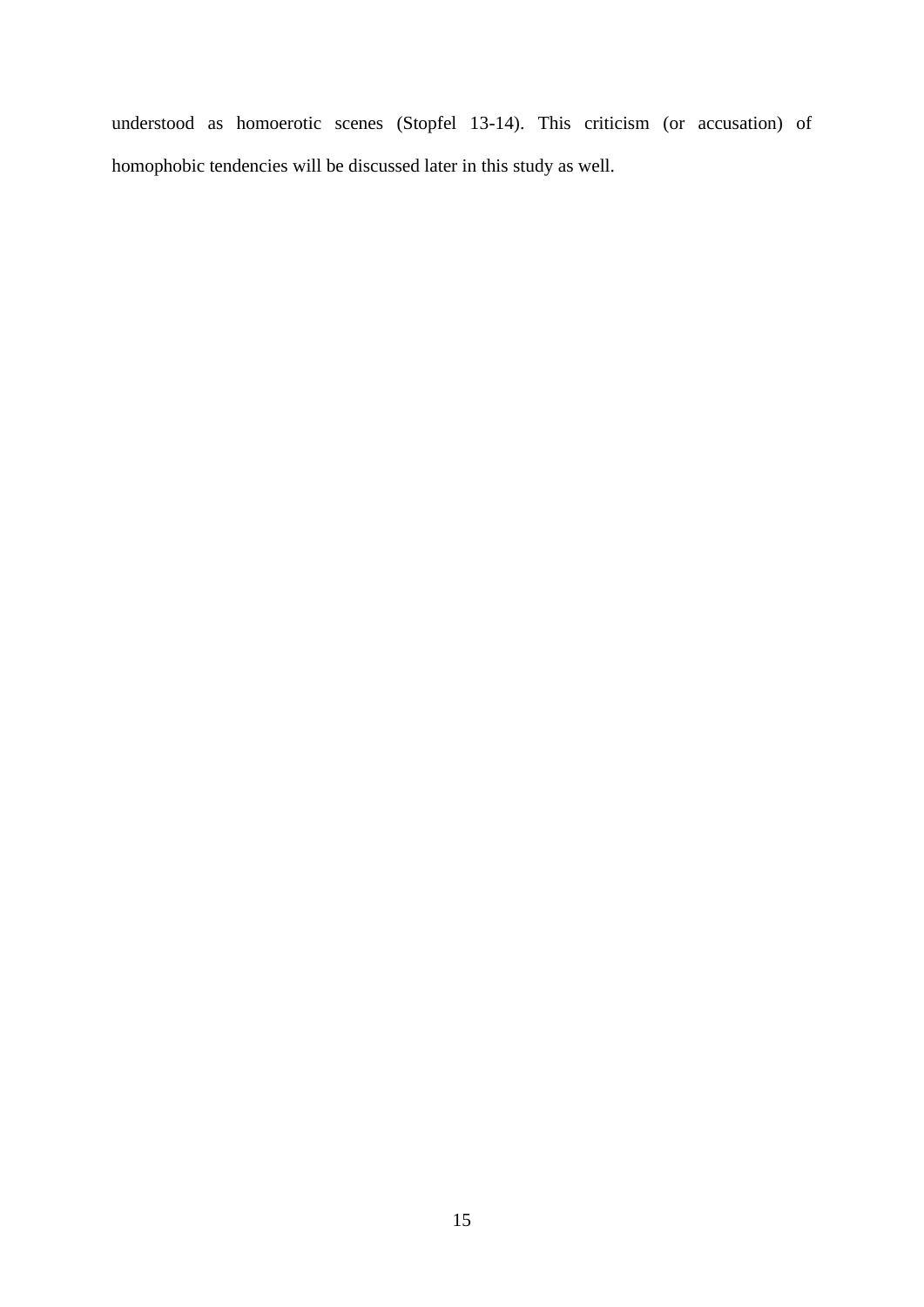understood as homoerotic scenes (Stopfel 13-14). This criticism (or accusation) of homophobic tendencies will be discussed later in this study as well.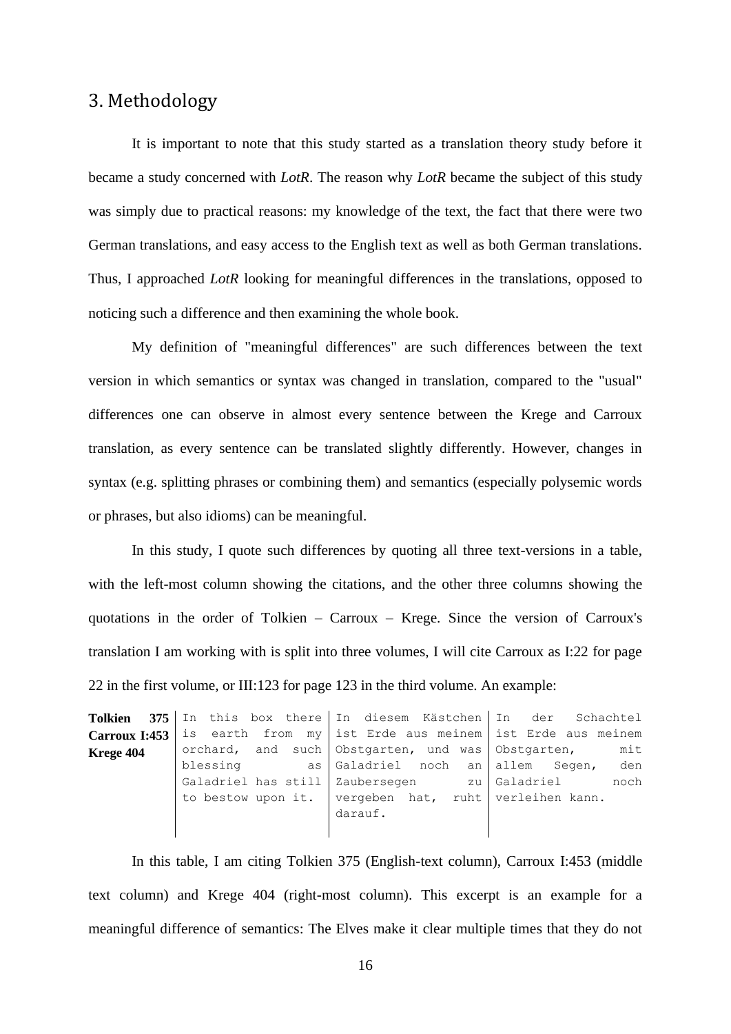## 3. Methodology

It is important to note that this study started as a translation theory study before it became a study concerned with *LotR*. The reason why *LotR* became the subject of this study was simply due to practical reasons: my knowledge of the text, the fact that there were two German translations, and easy access to the English text as well as both German translations. Thus, I approached *LotR* looking for meaningful differences in the translations, opposed to noticing such a difference and then examining the whole book.

My definition of "meaningful differences" are such differences between the text version in which semantics or syntax was changed in translation, compared to the "usual" differences one can observe in almost every sentence between the Krege and Carroux translation, as every sentence can be translated slightly differently. However, changes in syntax (e.g. splitting phrases or combining them) and semantics (especially polysemic words or phrases, but also idioms) can be meaningful.

In this study, I quote such differences by quoting all three text-versions in a table, with the left-most column showing the citations, and the other three columns showing the quotations in the order of Tolkien – Carroux – Krege. Since the version of Carroux's translation I am working with is split into three volumes, I will cite Carroux as I:22 for page 22 in the first volume, or III:123 for page 123 in the third volume. An example:

| | | | |
|---|---|---|---|
| **Tolkien 375**<br>**Carroux I:453**<br>**Krege 404** | In this box there is earth from my orchard, and such blessing as Galadriel has still to bestow upon it. | In diesem Kästchen ist Erde aus meinem Obstgarten, und was Galadriel noch an Zaubersegen zu vergeben hat, ruht darauf. | In der Schachtel ist Erde aus meinem Obstgarten, mit allem Segen, den Galadriel noch verleihen kann. |

In this table, I am citing Tolkien 375 (English-text column), Carroux I:453 (middle text column) and Krege 404 (right-most column). This excerpt is an example for a meaningful difference of semantics: The Elves make it clear multiple times that they do not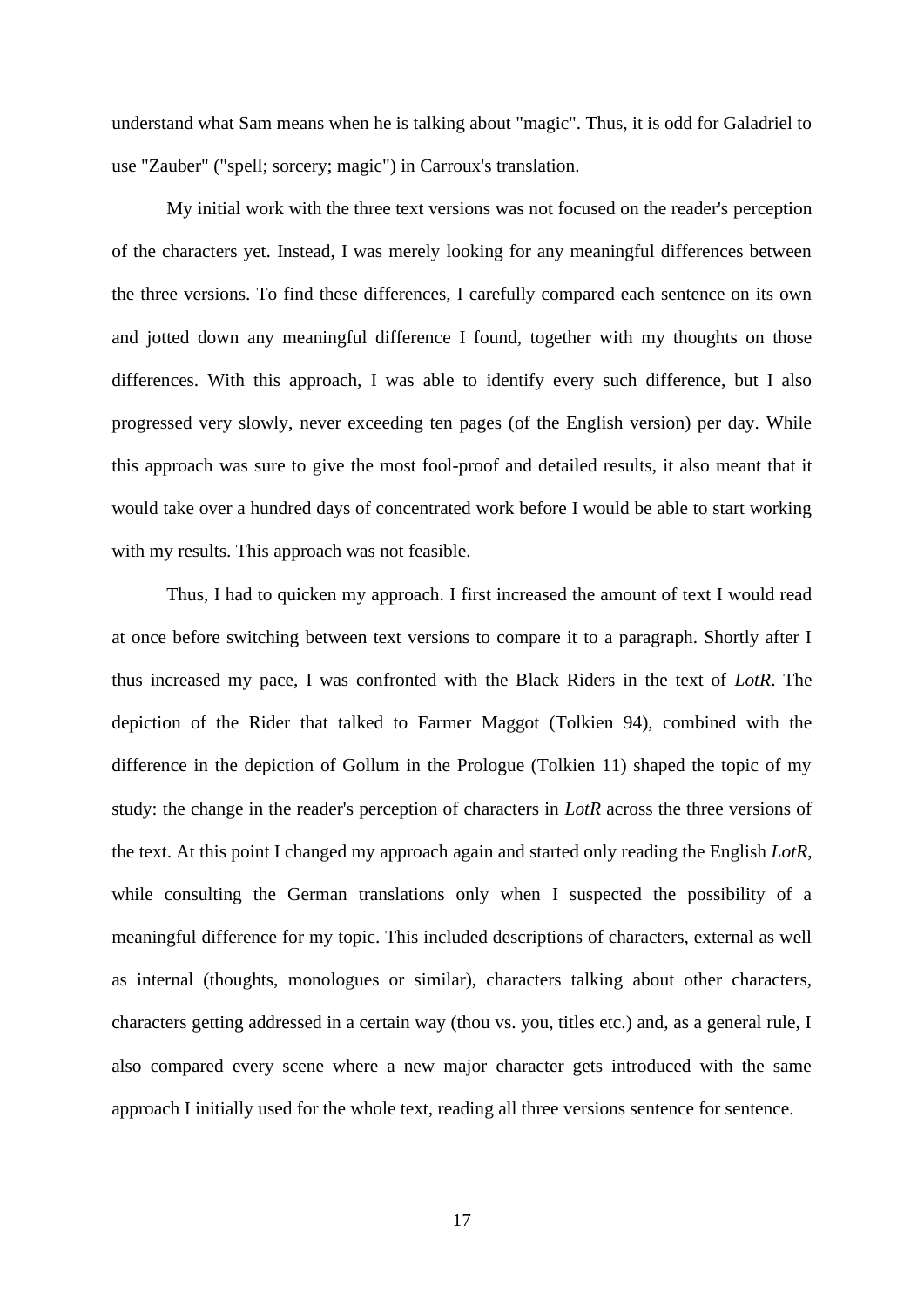understand what Sam means when he is talking about "magic". Thus, it is odd for Galadriel to use "Zauber" ("spell; sorcery; magic") in Carroux's translation.

My initial work with the three text versions was not focused on the reader's perception of the characters yet. Instead, I was merely looking for any meaningful differences between the three versions. To find these differences, I carefully compared each sentence on its own and jotted down any meaningful difference I found, together with my thoughts on those differences. With this approach, I was able to identify every such difference, but I also progressed very slowly, never exceeding ten pages (of the English version) per day. While this approach was sure to give the most fool-proof and detailed results, it also meant that it would take over a hundred days of concentrated work before I would be able to start working with my results. This approach was not feasible.

Thus, I had to quicken my approach. I first increased the amount of text I would read at once before switching between text versions to compare it to a paragraph. Shortly after I thus increased my pace, I was confronted with the Black Riders in the text of *LotR*. The depiction of the Rider that talked to Farmer Maggot (Tolkien 94), combined with the difference in the depiction of Gollum in the Prologue (Tolkien 11) shaped the topic of my study: the change in the reader's perception of characters in *LotR* across the three versions of the text. At this point I changed my approach again and started only reading the English *LotR*, while consulting the German translations only when I suspected the possibility of a meaningful difference for my topic. This included descriptions of characters, external as well as internal (thoughts, monologues or similar), characters talking about other characters, characters getting addressed in a certain way (thou vs. you, titles etc.) and, as a general rule, I also compared every scene where a new major character gets introduced with the same approach I initially used for the whole text, reading all three versions sentence for sentence.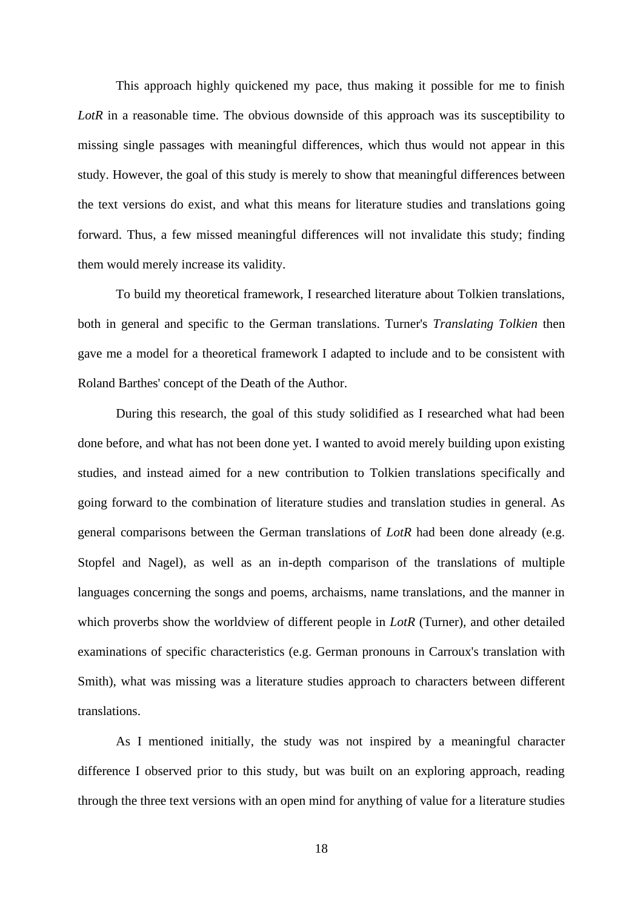This approach highly quickened my pace, thus making it possible for me to finish *LotR* in a reasonable time. The obvious downside of this approach was its susceptibility to missing single passages with meaningful differences, which thus would not appear in this study. However, the goal of this study is merely to show that meaningful differences between the text versions do exist, and what this means for literature studies and translations going forward. Thus, a few missed meaningful differences will not invalidate this study; finding them would merely increase its validity.

To build my theoretical framework, I researched literature about Tolkien translations, both in general and specific to the German translations. Turner's *Translating Tolkien* then gave me a model for a theoretical framework I adapted to include and to be consistent with Roland Barthes' concept of the Death of the Author.

During this research, the goal of this study solidified as I researched what had been done before, and what has not been done yet. I wanted to avoid merely building upon existing studies, and instead aimed for a new contribution to Tolkien translations specifically and going forward to the combination of literature studies and translation studies in general. As general comparisons between the German translations of *LotR* had been done already (e.g. Stopfel and Nagel), as well as an in-depth comparison of the translations of multiple languages concerning the songs and poems, archaisms, name translations, and the manner in which proverbs show the worldview of different people in *LotR* (Turner), and other detailed examinations of specific characteristics (e.g. German pronouns in Carroux's translation with Smith), what was missing was a literature studies approach to characters between different translations.

As I mentioned initially, the study was not inspired by a meaningful character difference I observed prior to this study, but was built on an exploring approach, reading through the three text versions with an open mind for anything of value for a literature studies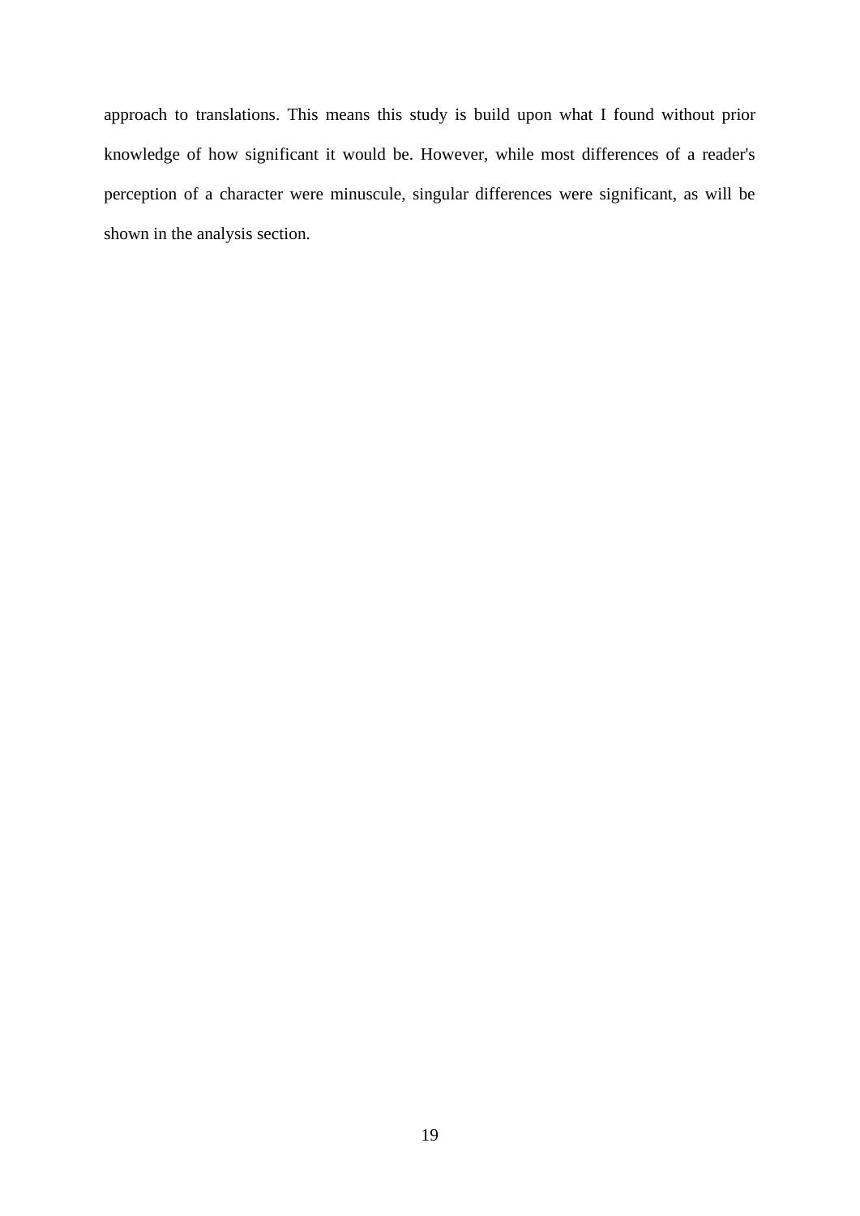approach to translations. This means this study is build upon what I found without prior knowledge of how significant it would be. However, while most differences of a reader's perception of a character were minuscule, singular differences were significant, as will be shown in the analysis section.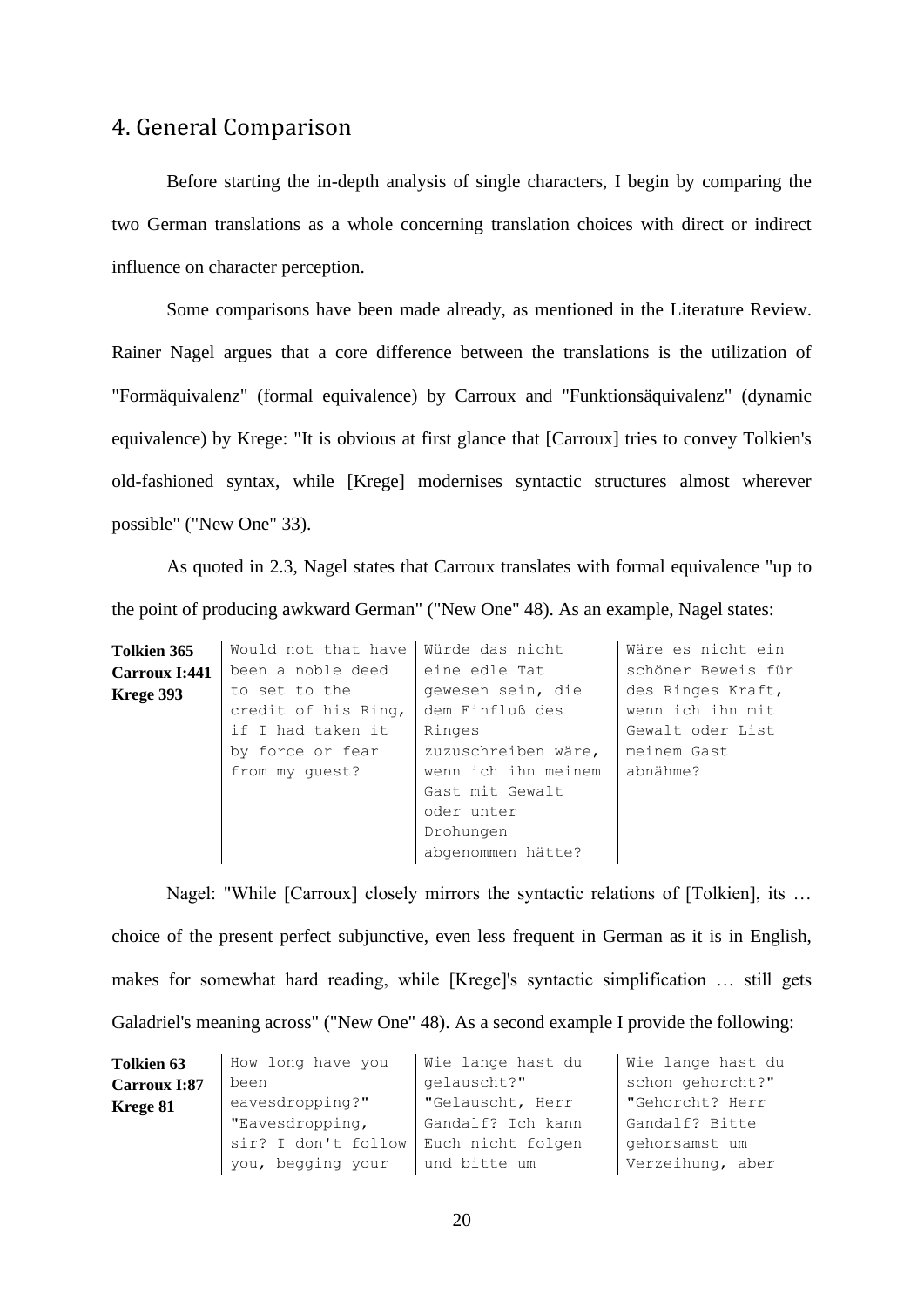## 4. General Comparison

Before starting the in-depth analysis of single characters, I begin by comparing the two German translations as a whole concerning translation choices with direct or indirect influence on character perception.

Some comparisons have been made already, as mentioned in the Literature Review. Rainer Nagel argues that a core difference between the translations is the utilization of "Formäquivalenz" (formal equivalence) by Carroux and "Funktionsäquivalenz" (dynamic equivalence) by Krege: "It is obvious at first glance that [Carroux] tries to convey Tolkien's old-fashioned syntax, while [Krege] modernises syntactic structures almost wherever possible" ("New One" 33).

As quoted in 2.3, Nagel states that Carroux translates with formal equivalence "up to the point of producing awkward German" ("New One" 48). As an example, Nagel states:

| **Tolkien 365**<br>**Carroux I:441**<br>**Krege 393** | Would not that have been a noble deed to set to the credit of his Ring, if I had taken it by force or fear from my guest? | Würde das nicht eine edle Tat gewesen sein, die dem Einfluß des Ringes zuzuschreiben wäre, wenn ich ihn meinem Gast mit Gewalt oder unter Drohungen abgenommen hätte? | Wäre es nicht ein schöner Beweis für des Ringes Kraft, wenn ich ihn mit Gewalt oder List meinem Gast abnähme? |
|---|---|---|---|

Nagel: "While [Carroux] closely mirrors the syntactic relations of [Tolkien], its … choice of the present perfect subjunctive, even less frequent in German as it is in English, makes for somewhat hard reading, while [Krege]'s syntactic simplification … still gets Galadriel's meaning across" ("New One" 48). As a second example I provide the following:

| **Tolkien 63**<br>**Carroux I:87**<br>**Krege 81** | How long have you been eavesdropping?" "Eavesdropping, sir? I don't follow you, begging your | Wie lange hast du gelauscht?" "Gelauscht, Herr Gandalf? Ich kann Euch nicht folgen und bitte um | Wie lange hast du schon gehorcht?" "Gehorcht? Herr Gandalf? Bitte gehorsamst um Verzeihung, aber |
|---|---|---|---|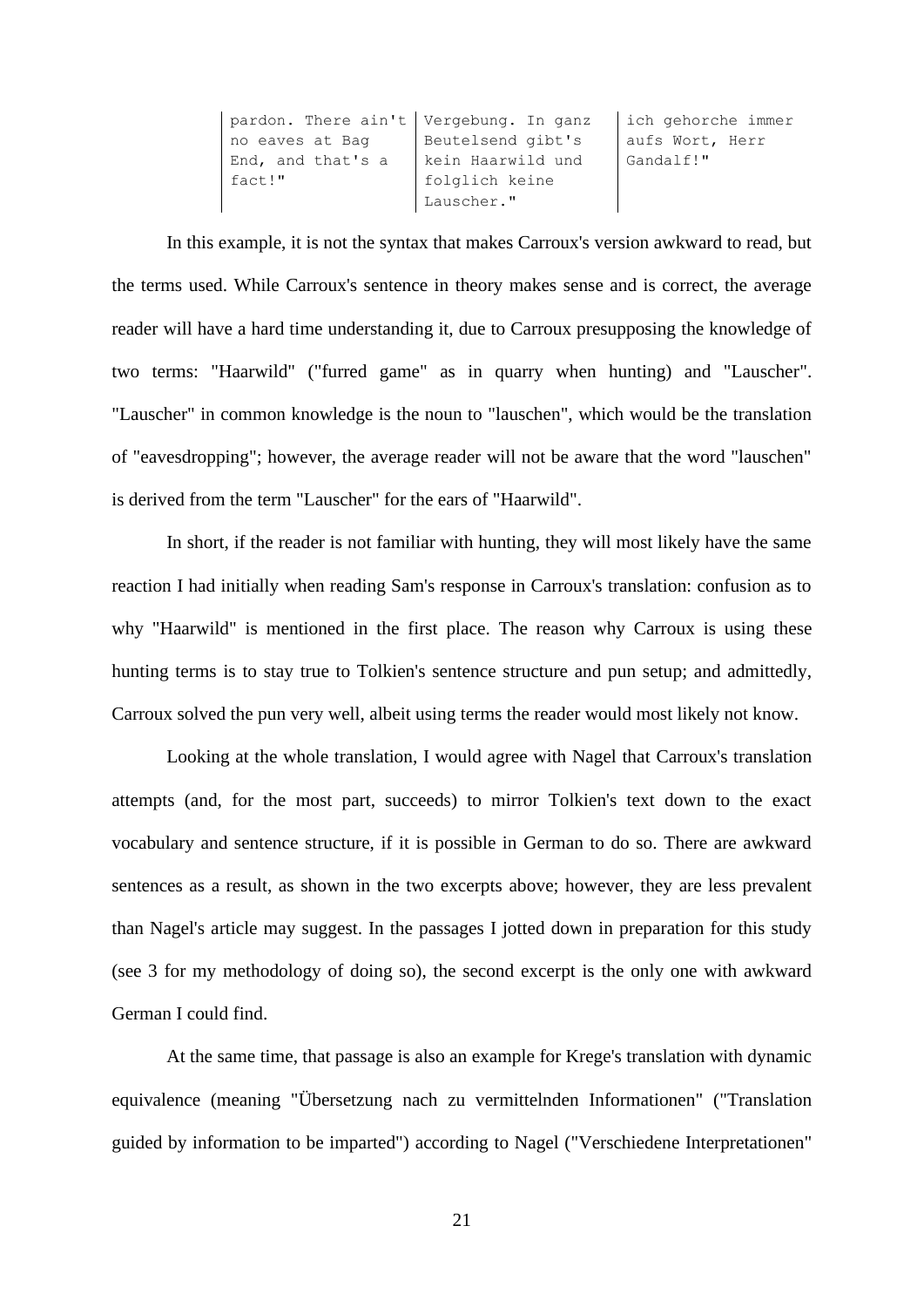| pardon. There ain't no eaves at Bag End, and that's a fact!" | Vergebung. In ganz Beutelsend gibt's kein Haarwild und folglich keine Lauscher." | ich gehorche immer aufs Wort, Herr Gandalf!" |
|---|---|---|

In this example, it is not the syntax that makes Carroux's version awkward to read, but the terms used. While Carroux's sentence in theory makes sense and is correct, the average reader will have a hard time understanding it, due to Carroux presupposing the knowledge of two terms: "Haarwild" ("furred game" as in quarry when hunting) and "Lauscher". "Lauscher" in common knowledge is the noun to "lauschen", which would be the translation of "eavesdropping"; however, the average reader will not be aware that the word "lauschen" is derived from the term "Lauscher" for the ears of "Haarwild".

In short, if the reader is not familiar with hunting, they will most likely have the same reaction I had initially when reading Sam's response in Carroux's translation: confusion as to why "Haarwild" is mentioned in the first place. The reason why Carroux is using these hunting terms is to stay true to Tolkien's sentence structure and pun setup; and admittedly, Carroux solved the pun very well, albeit using terms the reader would most likely not know.

Looking at the whole translation, I would agree with Nagel that Carroux's translation attempts (and, for the most part, succeeds) to mirror Tolkien's text down to the exact vocabulary and sentence structure, if it is possible in German to do so. There are awkward sentences as a result, as shown in the two excerpts above; however, they are less prevalent than Nagel's article may suggest. In the passages I jotted down in preparation for this study (see 3 for my methodology of doing so), the second excerpt is the only one with awkward German I could find.

At the same time, that passage is also an example for Krege's translation with dynamic equivalence (meaning "Übersetzung nach zu vermittelnden Informationen" ("Translation guided by information to be imparted") according to Nagel ("Verschiedene Interpretationen"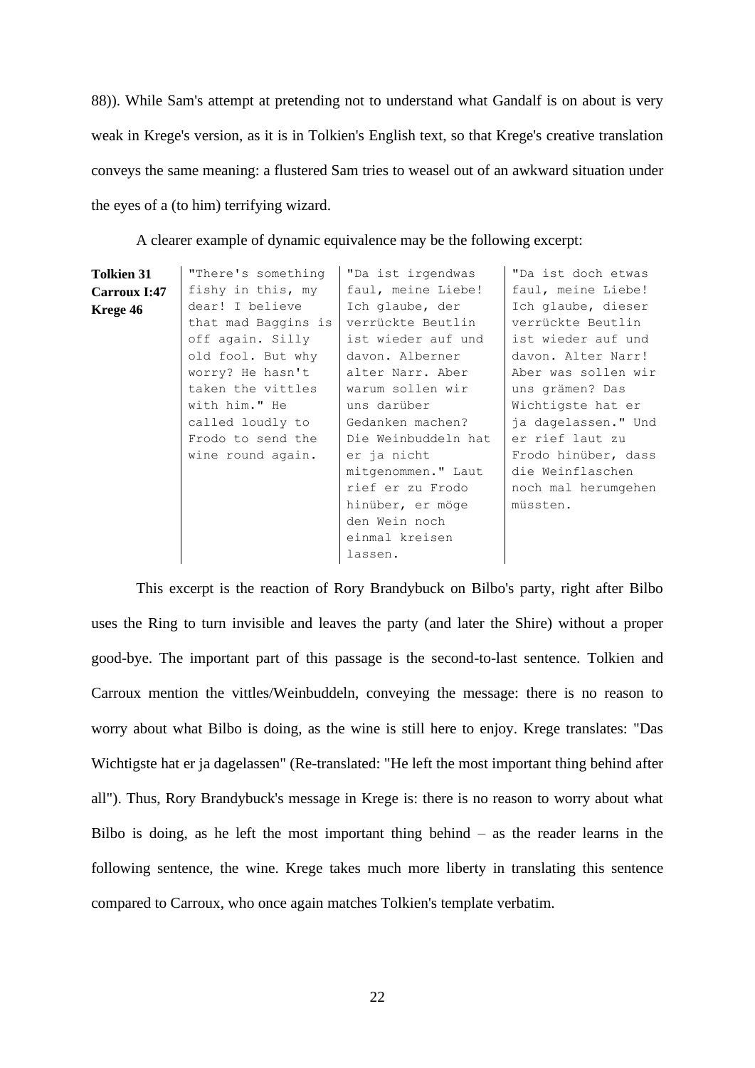88)). While Sam's attempt at pretending not to understand what Gandalf is on about is very weak in Krege's version, as it is in Tolkien's English text, so that Krege's creative translation conveys the same meaning: a flustered Sam tries to weasel out of an awkward situation under the eyes of a (to him) terrifying wizard.

A clearer example of dynamic equivalence may be the following excerpt:

| **Tolkien 31**<br>**Carroux I:47**<br>**Krege 46** | "There's something fishy in this, my dear! I believe that mad Baggins is off again. Silly old fool. But why worry? He hasn't taken the vittles with him." He called loudly to Frodo to send the wine round again. | "Da ist irgendwas faul, meine Liebe! Ich glaube, der verrückte Beutlin ist wieder auf und davon. Alberner alter Narr. Aber warum sollen wir uns darüber Gedanken machen? Die Weinbuddeln hat er ja nicht mitgenommen." Laut rief er zu Frodo hinüber, er möge den Wein noch einmal kreisen lassen. | "Da ist doch etwas faul, meine Liebe! Ich glaube, dieser verrückte Beutlin ist wieder auf und davon. Alter Narr! Aber was sollen wir uns grämen? Das Wichtigste hat er ja dagelassen." Und er rief laut zu Frodo hinüber, dass die Weinflaschen noch mal herumgehen müssten. |
|---|---|---|---|

This excerpt is the reaction of Rory Brandybuck on Bilbo's party, right after Bilbo uses the Ring to turn invisible and leaves the party (and later the Shire) without a proper good-bye. The important part of this passage is the second-to-last sentence. Tolkien and Carroux mention the vittles/Weinbuddeln, conveying the message: there is no reason to worry about what Bilbo is doing, as the wine is still here to enjoy. Krege translates: "Das Wichtigste hat er ja dagelassen" (Re-translated: "He left the most important thing behind after all"). Thus, Rory Brandybuck's message in Krege is: there is no reason to worry about what Bilbo is doing, as he left the most important thing behind – as the reader learns in the following sentence, the wine. Krege takes much more liberty in translating this sentence compared to Carroux, who once again matches Tolkien's template verbatim.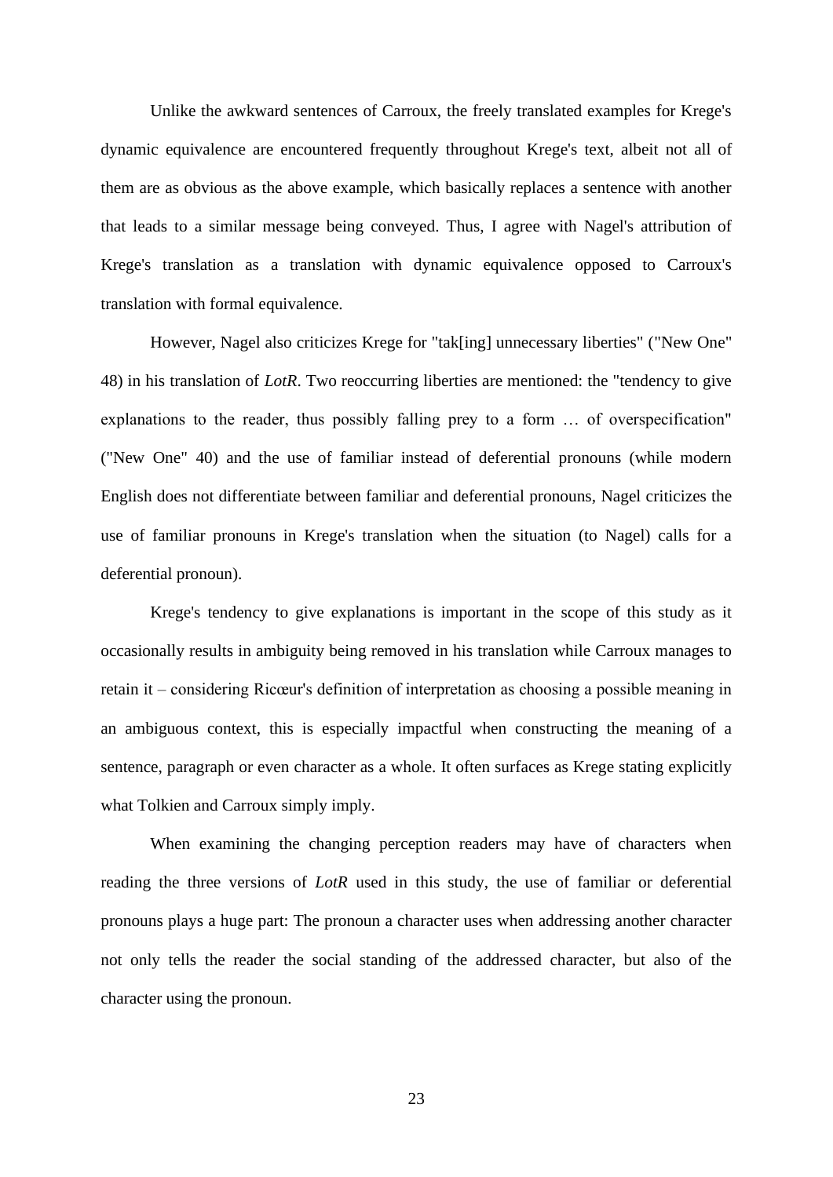Unlike the awkward sentences of Carroux, the freely translated examples for Krege's dynamic equivalence are encountered frequently throughout Krege's text, albeit not all of them are as obvious as the above example, which basically replaces a sentence with another that leads to a similar message being conveyed. Thus, I agree with Nagel's attribution of Krege's translation as a translation with dynamic equivalence opposed to Carroux's translation with formal equivalence.

However, Nagel also criticizes Krege for "tak[ing] unnecessary liberties" ("New One" 48) in his translation of *LotR*. Two reoccurring liberties are mentioned: the "tendency to give explanations to the reader, thus possibly falling prey to a form … of overspecification" ("New One" 40) and the use of familiar instead of deferential pronouns (while modern English does not differentiate between familiar and deferential pronouns, Nagel criticizes the use of familiar pronouns in Krege's translation when the situation (to Nagel) calls for a deferential pronoun).

Krege's tendency to give explanations is important in the scope of this study as it occasionally results in ambiguity being removed in his translation while Carroux manages to retain it – considering Ricœur's definition of interpretation as choosing a possible meaning in an ambiguous context, this is especially impactful when constructing the meaning of a sentence, paragraph or even character as a whole. It often surfaces as Krege stating explicitly what Tolkien and Carroux simply imply.

When examining the changing perception readers may have of characters when reading the three versions of *LotR* used in this study, the use of familiar or deferential pronouns plays a huge part: The pronoun a character uses when addressing another character not only tells the reader the social standing of the addressed character, but also of the character using the pronoun.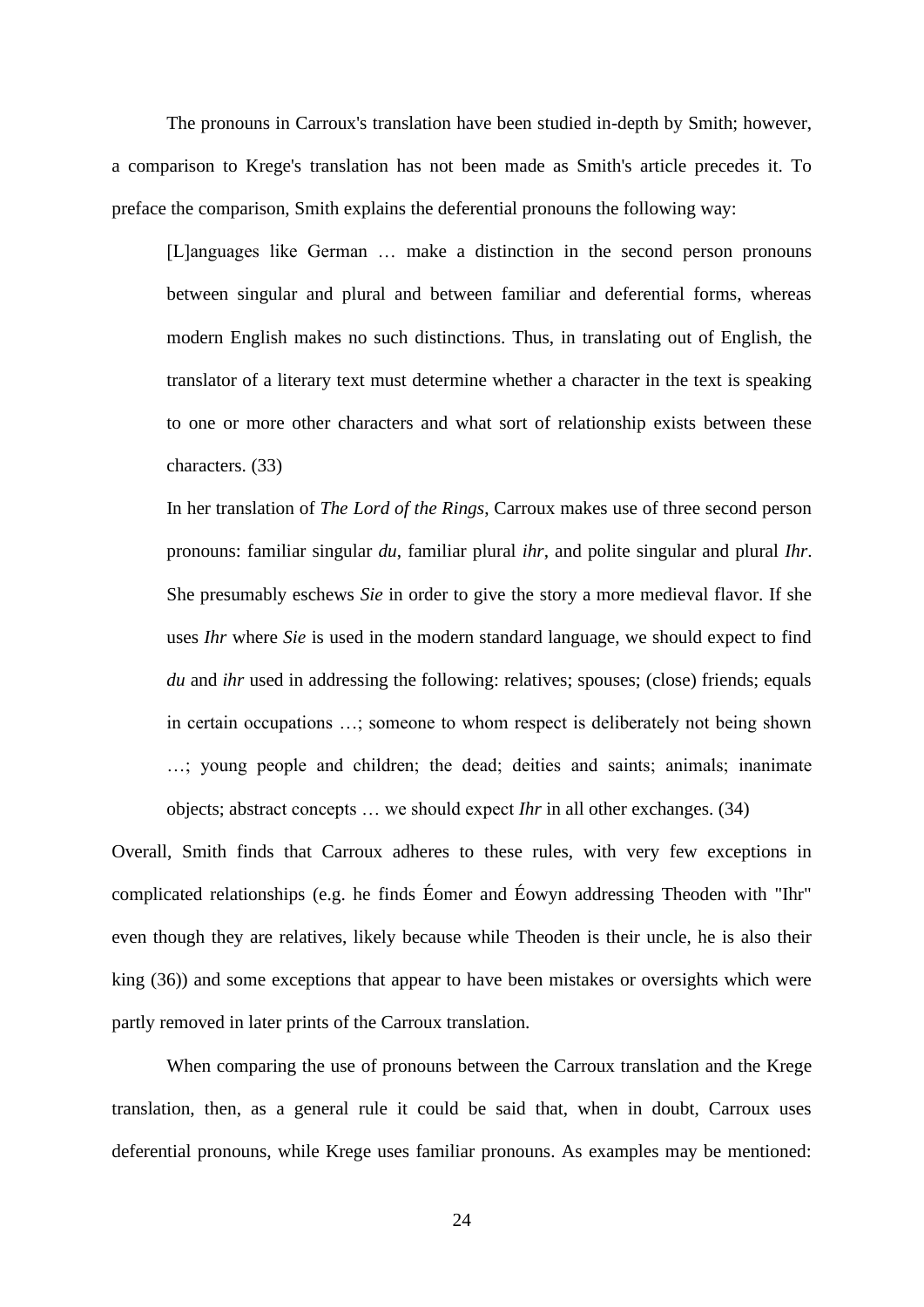The pronouns in Carroux's translation have been studied in-depth by Smith; however, a comparison to Krege's translation has not been made as Smith's article precedes it. To preface the comparison, Smith explains the deferential pronouns the following way:

> [L]anguages like German … make a distinction in the second person pronouns between singular and plural and between familiar and deferential forms, whereas modern English makes no such distinctions. Thus, in translating out of English, the translator of a literary text must determine whether a character in the text is speaking to one or more other characters and what sort of relationship exists between these characters. (33)
>
> In her translation of *The Lord of the Rings*, Carroux makes use of three second person pronouns: familiar singular *du*, familiar plural *ihr*, and polite singular and plural *Ihr*. She presumably eschews *Sie* in order to give the story a more medieval flavor. If she uses *Ihr* where *Sie* is used in the modern standard language, we should expect to find *du* and *ihr* used in addressing the following: relatives; spouses; (close) friends; equals in certain occupations …; someone to whom respect is deliberately not being shown …; young people and children; the dead; deities and saints; animals; inanimate objects; abstract concepts … we should expect *Ihr* in all other exchanges. (34)

Overall, Smith finds that Carroux adheres to these rules, with very few exceptions in complicated relationships (e.g. he finds Éomer and Éowyn addressing Theoden with "Ihr" even though they are relatives, likely because while Theoden is their uncle, he is also their king (36)) and some exceptions that appear to have been mistakes or oversights which were partly removed in later prints of the Carroux translation.

When comparing the use of pronouns between the Carroux translation and the Krege translation, then, as a general rule it could be said that, when in doubt, Carroux uses deferential pronouns, while Krege uses familiar pronouns. As examples may be mentioned: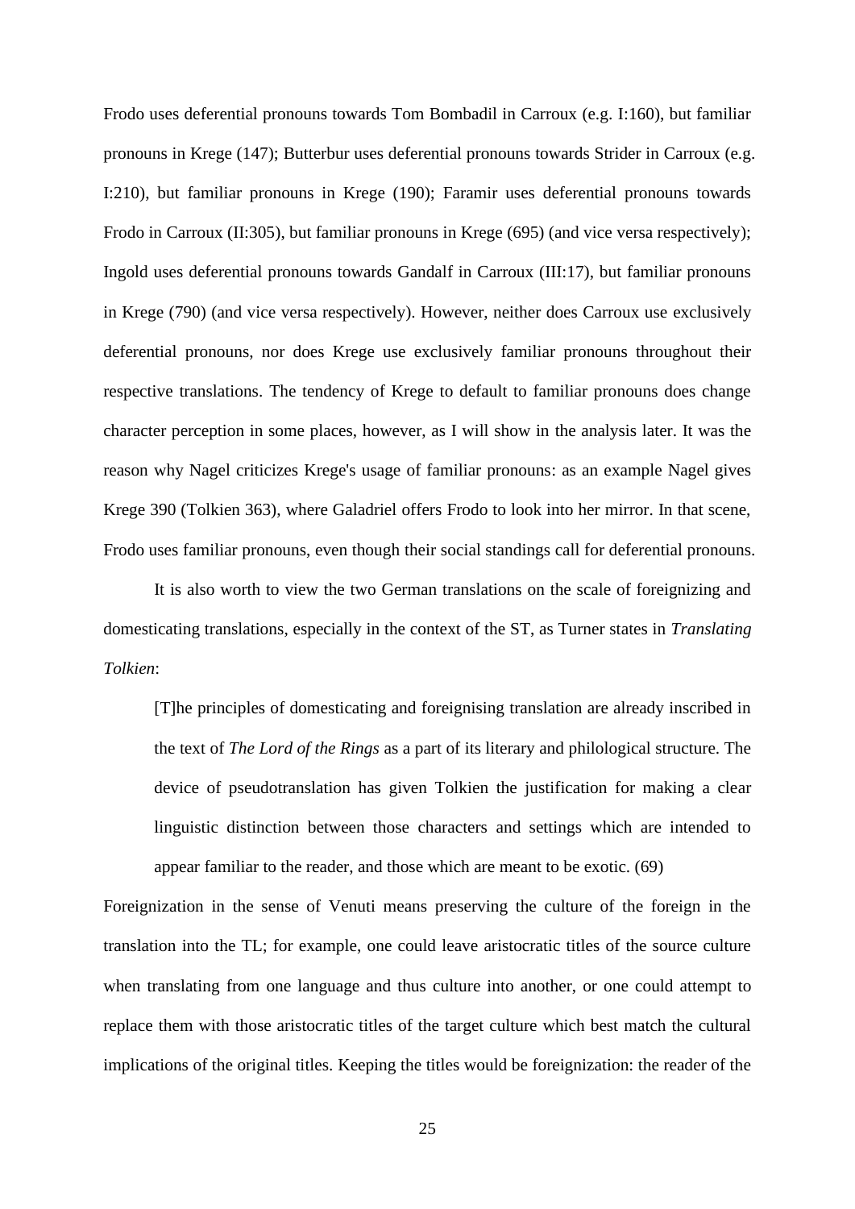Frodo uses deferential pronouns towards Tom Bombadil in Carroux (e.g. I:160), but familiar pronouns in Krege (147); Butterbur uses deferential pronouns towards Strider in Carroux (e.g. I:210), but familiar pronouns in Krege (190); Faramir uses deferential pronouns towards Frodo in Carroux (II:305), but familiar pronouns in Krege (695) (and vice versa respectively); Ingold uses deferential pronouns towards Gandalf in Carroux (III:17), but familiar pronouns in Krege (790) (and vice versa respectively). However, neither does Carroux use exclusively deferential pronouns, nor does Krege use exclusively familiar pronouns throughout their respective translations. The tendency of Krege to default to familiar pronouns does change character perception in some places, however, as I will show in the analysis later. It was the reason why Nagel criticizes Krege's usage of familiar pronouns: as an example Nagel gives Krege 390 (Tolkien 363), where Galadriel offers Frodo to look into her mirror. In that scene, Frodo uses familiar pronouns, even though their social standings call for deferential pronouns.

It is also worth to view the two German translations on the scale of foreignizing and domesticating translations, especially in the context of the ST, as Turner states in *Translating Tolkien*:

> [T]he principles of domesticating and foreignising translation are already inscribed in the text of *The Lord of the Rings* as a part of its literary and philological structure. The device of pseudotranslation has given Tolkien the justification for making a clear linguistic distinction between those characters and settings which are intended to appear familiar to the reader, and those which are meant to be exotic. (69)

Foreignization in the sense of Venuti means preserving the culture of the foreign in the translation into the TL; for example, one could leave aristocratic titles of the source culture when translating from one language and thus culture into another, or one could attempt to replace them with those aristocratic titles of the target culture which best match the cultural implications of the original titles. Keeping the titles would be foreignization: the reader of the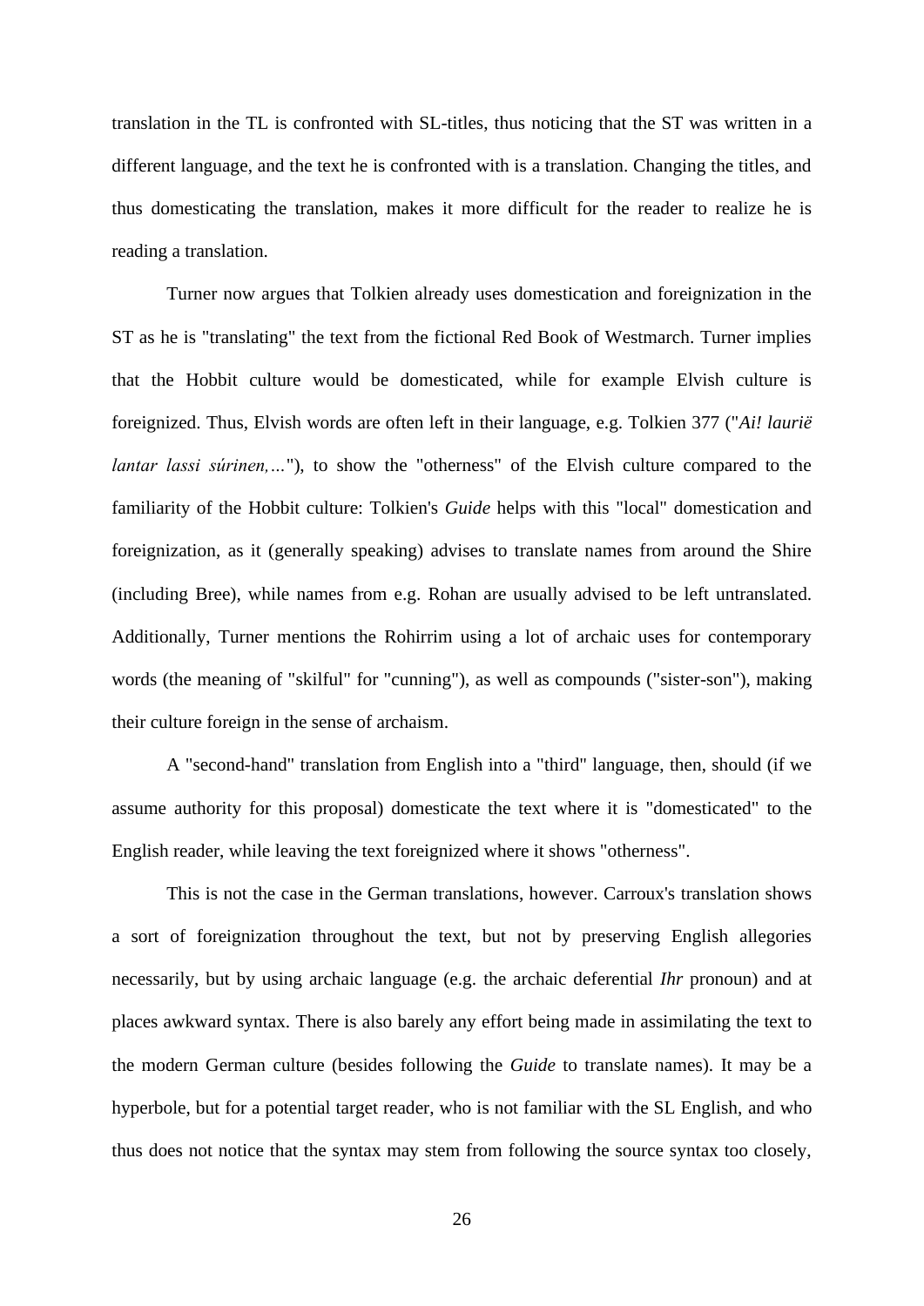translation in the TL is confronted with SL-titles, thus noticing that the ST was written in a different language, and the text he is confronted with is a translation. Changing the titles, and thus domesticating the translation, makes it more difficult for the reader to realize he is reading a translation.

Turner now argues that Tolkien already uses domestication and foreignization in the ST as he is "translating" the text from the fictional Red Book of Westmarch. Turner implies that the Hobbit culture would be domesticated, while for example Elvish culture is foreignized. Thus, Elvish words are often left in their language, e.g. Tolkien 377 ("*Ai! laurië lantar lassi súrinen,…*"), to show the "otherness" of the Elvish culture compared to the familiarity of the Hobbit culture: Tolkien's *Guide* helps with this "local" domestication and foreignization, as it (generally speaking) advises to translate names from around the Shire (including Bree), while names from e.g. Rohan are usually advised to be left untranslated. Additionally, Turner mentions the Rohirrim using a lot of archaic uses for contemporary words (the meaning of "skilful" for "cunning"), as well as compounds ("sister-son"), making their culture foreign in the sense of archaism.

A "second-hand" translation from English into a "third" language, then, should (if we assume authority for this proposal) domesticate the text where it is "domesticated" to the English reader, while leaving the text foreignized where it shows "otherness".

This is not the case in the German translations, however. Carroux's translation shows a sort of foreignization throughout the text, but not by preserving English allegories necessarily, but by using archaic language (e.g. the archaic deferential *Ihr* pronoun) and at places awkward syntax. There is also barely any effort being made in assimilating the text to the modern German culture (besides following the *Guide* to translate names). It may be a hyperbole, but for a potential target reader, who is not familiar with the SL English, and who thus does not notice that the syntax may stem from following the source syntax too closely,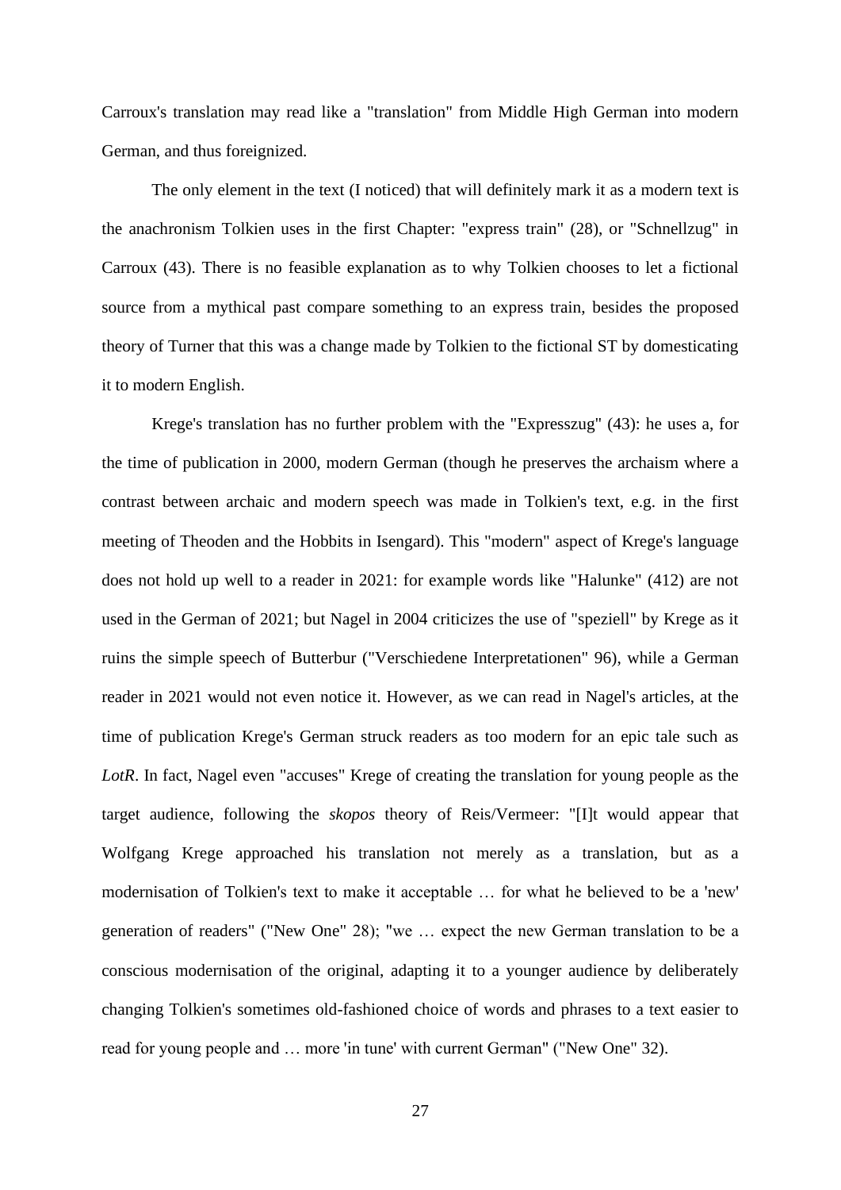Carroux's translation may read like a "translation" from Middle High German into modern German, and thus foreignized.

The only element in the text (I noticed) that will definitely mark it as a modern text is the anachronism Tolkien uses in the first Chapter: "express train" (28), or "Schnellzug" in Carroux (43). There is no feasible explanation as to why Tolkien chooses to let a fictional source from a mythical past compare something to an express train, besides the proposed theory of Turner that this was a change made by Tolkien to the fictional ST by domesticating it to modern English.

Krege's translation has no further problem with the "Expresszug" (43): he uses a, for the time of publication in 2000, modern German (though he preserves the archaism where a contrast between archaic and modern speech was made in Tolkien's text, e.g. in the first meeting of Theoden and the Hobbits in Isengard). This "modern" aspect of Krege's language does not hold up well to a reader in 2021: for example words like "Halunke" (412) are not used in the German of 2021; but Nagel in 2004 criticizes the use of "speziell" by Krege as it ruins the simple speech of Butterbur ("Verschiedene Interpretationen" 96), while a German reader in 2021 would not even notice it. However, as we can read in Nagel's articles, at the time of publication Krege's German struck readers as too modern for an epic tale such as *LotR*. In fact, Nagel even "accuses" Krege of creating the translation for young people as the target audience, following the *skopos* theory of Reis/Vermeer: "[I]t would appear that Wolfgang Krege approached his translation not merely as a translation, but as a modernisation of Tolkien's text to make it acceptable … for what he believed to be a 'new' generation of readers" ("New One" 28); "we … expect the new German translation to be a conscious modernisation of the original, adapting it to a younger audience by deliberately changing Tolkien's sometimes old-fashioned choice of words and phrases to a text easier to read for young people and … more 'in tune' with current German" ("New One" 32).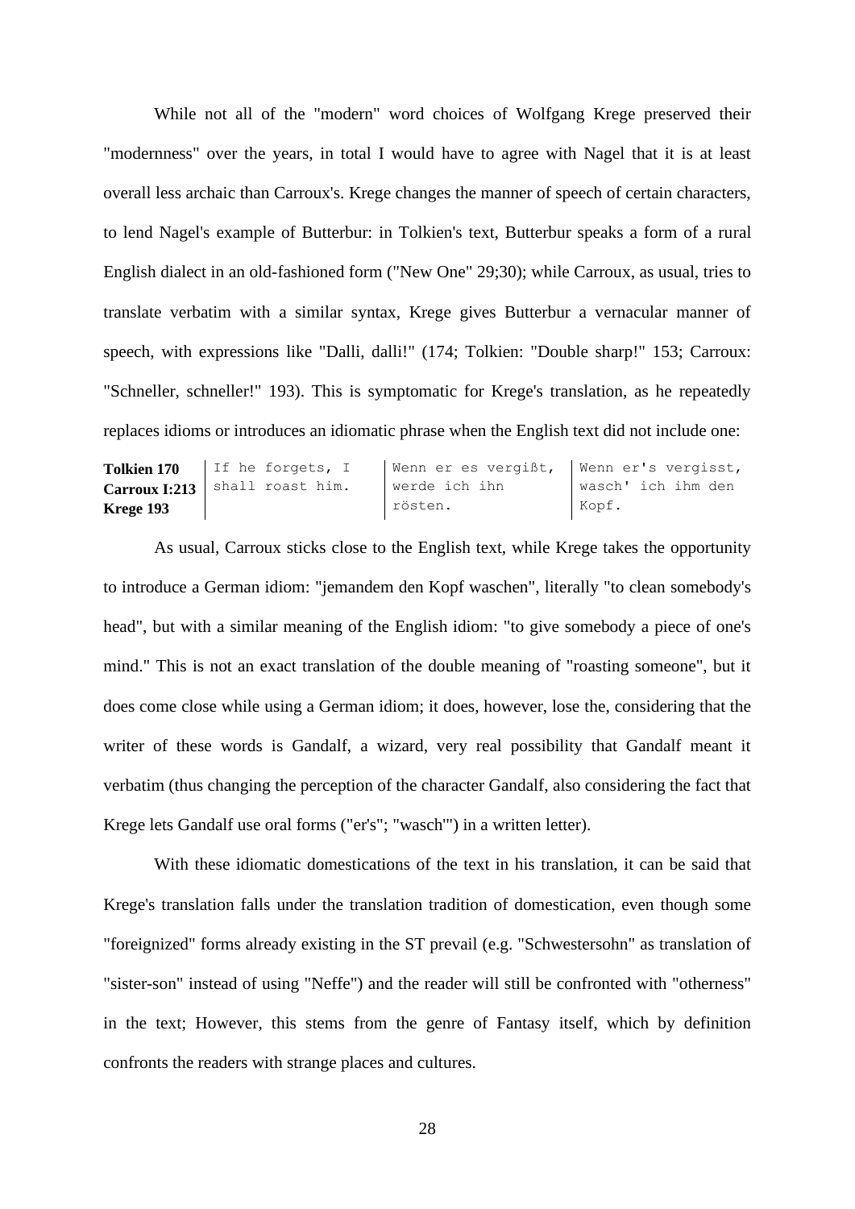While not all of the "modern" word choices of Wolfgang Krege preserved their "modernness" over the years, in total I would have to agree with Nagel that it is at least overall less archaic than Carroux's. Krege changes the manner of speech of certain characters, to lend Nagel's example of Butterbur: in Tolkien's text, Butterbur speaks a form of a rural English dialect in an old-fashioned form ("New One" 29;30); while Carroux, as usual, tries to translate verbatim with a similar syntax, Krege gives Butterbur a vernacular manner of speech, with expressions like "Dalli, dalli!" (174; Tolkien: "Double sharp!" 153; Carroux: "Schneller, schneller!" 193). This is symptomatic for Krege's translation, as he repeatedly replaces idioms or introduces an idiomatic phrase when the English text did not include one:

| **Tolkien 170**<br>**Carroux I:213**<br>**Krege 193** | If he forgets, I shall roast him. | Wenn er es vergißt, werde ich ihn rösten. | Wenn er's vergisst, wasch' ich ihm den Kopf. |
|---|---|---|---|

As usual, Carroux sticks close to the English text, while Krege takes the opportunity to introduce a German idiom: "jemandem den Kopf waschen", literally "to clean somebody's head", but with a similar meaning of the English idiom: "to give somebody a piece of one's mind." This is not an exact translation of the double meaning of "roasting someone", but it does come close while using a German idiom; it does, however, lose the, considering that the writer of these words is Gandalf, a wizard, very real possibility that Gandalf meant it verbatim (thus changing the perception of the character Gandalf, also considering the fact that Krege lets Gandalf use oral forms ("er's"; "wasch'") in a written letter).

With these idiomatic domestications of the text in his translation, it can be said that Krege's translation falls under the translation tradition of domestication, even though some "foreignized" forms already existing in the ST prevail (e.g. "Schwestersohn" as translation of "sister-son" instead of using "Neffe") and the reader will still be confronted with "otherness" in the text; However, this stems from the genre of Fantasy itself, which by definition confronts the readers with strange places and cultures.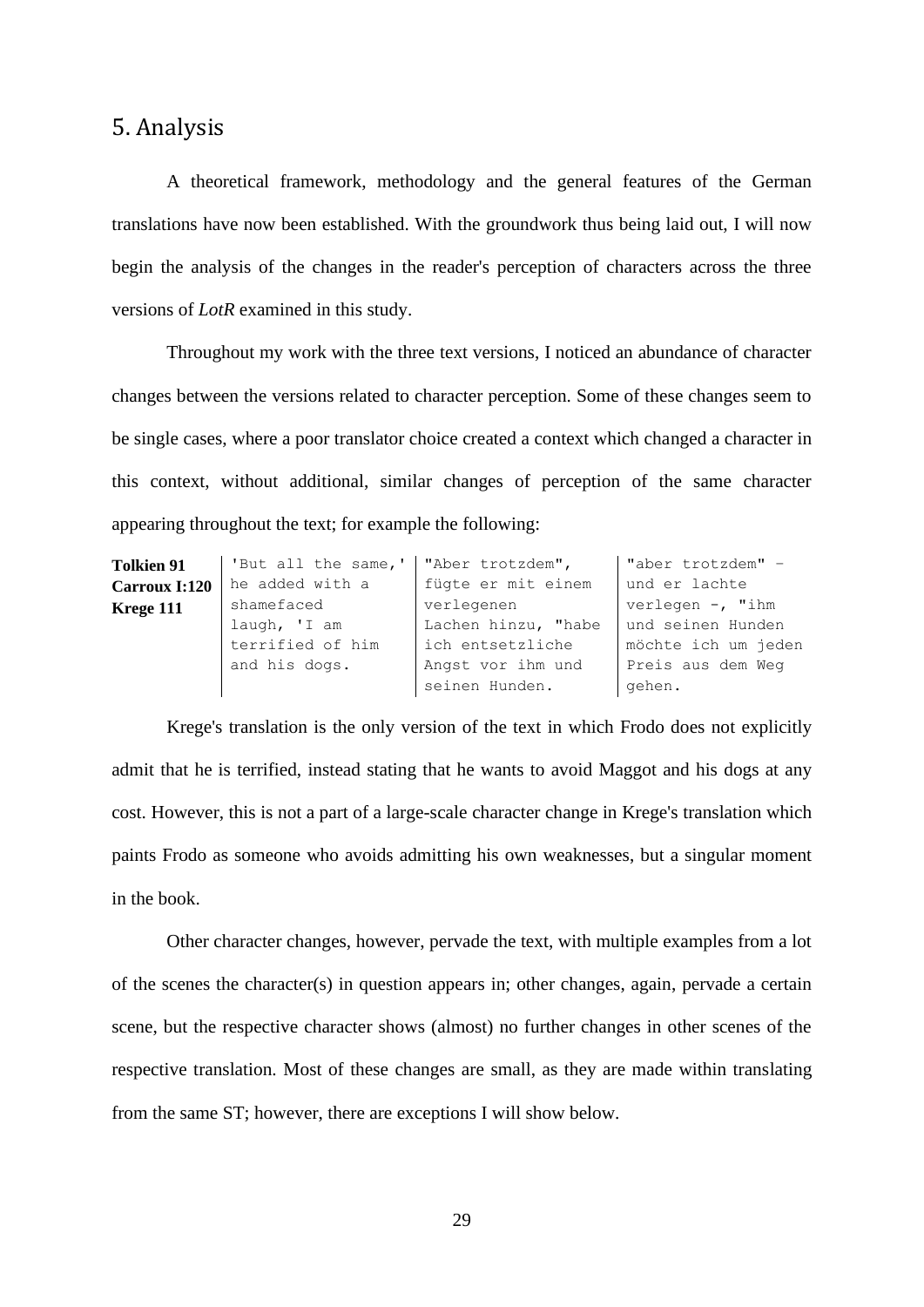## 5. Analysis

A theoretical framework, methodology and the general features of the German translations have now been established. With the groundwork thus being laid out, I will now begin the analysis of the changes in the reader's perception of characters across the three versions of *LotR* examined in this study.

Throughout my work with the three text versions, I noticed an abundance of character changes between the versions related to character perception. Some of these changes seem to be single cases, where a poor translator choice created a context which changed a character in this context, without additional, similar changes of perception of the same character appearing throughout the text; for example the following:

| **Tolkien 91**<br>**Carroux I:120**<br>**Krege 111** | 'But all the same,' he added with a shamefaced laugh, 'I am terrified of him and his dogs. | "Aber trotzdem", fügte er mit einem verlegenen Lachen hinzu, "habe ich entsetzliche Angst vor ihm und seinen Hunden. | "aber trotzdem" – und er lachte verlegen –, "ihm und seinen Hunden möchte ich um jeden Preis aus dem Weg gehen. |
|---|---|---|---|

Krege's translation is the only version of the text in which Frodo does not explicitly admit that he is terrified, instead stating that he wants to avoid Maggot and his dogs at any cost. However, this is not a part of a large-scale character change in Krege's translation which paints Frodo as someone who avoids admitting his own weaknesses, but a singular moment in the book.

Other character changes, however, pervade the text, with multiple examples from a lot of the scenes the character(s) in question appears in; other changes, again, pervade a certain scene, but the respective character shows (almost) no further changes in other scenes of the respective translation. Most of these changes are small, as they are made within translating from the same ST; however, there are exceptions I will show below.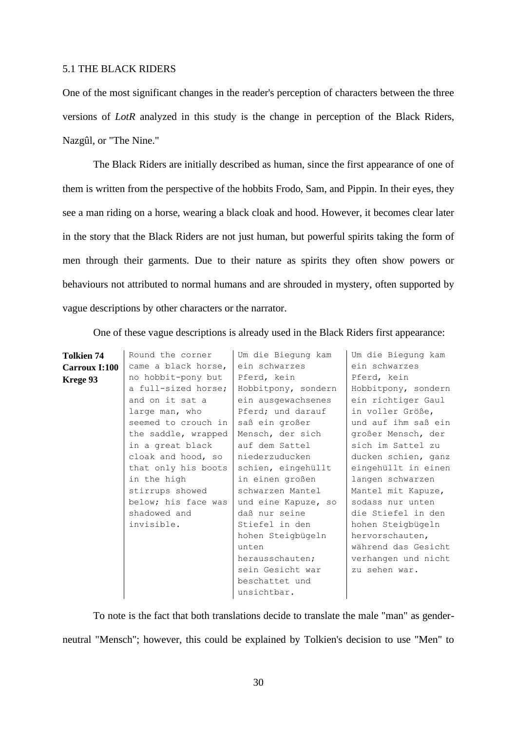### 5.1 THE BLACK RIDERS

One of the most significant changes in the reader's perception of characters between the three versions of *LotR* analyzed in this study is the change in perception of the Black Riders, Nazgûl, or "The Nine."

The Black Riders are initially described as human, since the first appearance of one of them is written from the perspective of the hobbits Frodo, Sam, and Pippin. In their eyes, they see a man riding on a horse, wearing a black cloak and hood. However, it becomes clear later in the story that the Black Riders are not just human, but powerful spirits taking the form of men through their garments. Due to their nature as spirits they often show powers or behaviours not attributed to normal humans and are shrouded in mystery, often supported by vague descriptions by other characters or the narrator.

One of these vague descriptions is already used in the Black Riders first appearance:

| **Tolkien 74 Carroux I:100 Krege 93** | Round the corner came a black horse, no hobbit-pony but a full-sized horse; and on it sat a large man, who seemed to crouch in the saddle, wrapped in a great black cloak and hood, so that only his boots in the high stirrups showed below; his face was shadowed and invisible. | Um die Biegung kam ein schwarzes Pferd, kein Hobbitpony, sondern ein ausgewachsenes Pferd; und darauf saß ein großer Mensch, der sich auf dem Sattel niederzuducken schien, eingehüllt in einen großen schwarzen Mantel und eine Kapuze, so daß nur seine Stiefel in den hohen Steigbügeln unten herausschauten; sein Gesicht war beschattet und unsichtbar. | Um die Biegung kam ein schwarzes Pferd, kein Hobbitpony, sondern ein richtiger Gaul in voller Größe, und auf ihm saß ein großer Mensch, der sich im Sattel zu ducken schien, ganz eingehüllt in einen langen schwarzen Mantel mit Kapuze, sodass nur unten die Stiefel in den hohen Steigbügeln hervorschauten, während das Gesicht verhangen und nicht zu sehen war. |
|---|---|---|---|

To note is the fact that both translations decide to translate the male "man" as gender-neutral "Mensch"; however, this could be explained by Tolkien's decision to use "Men" to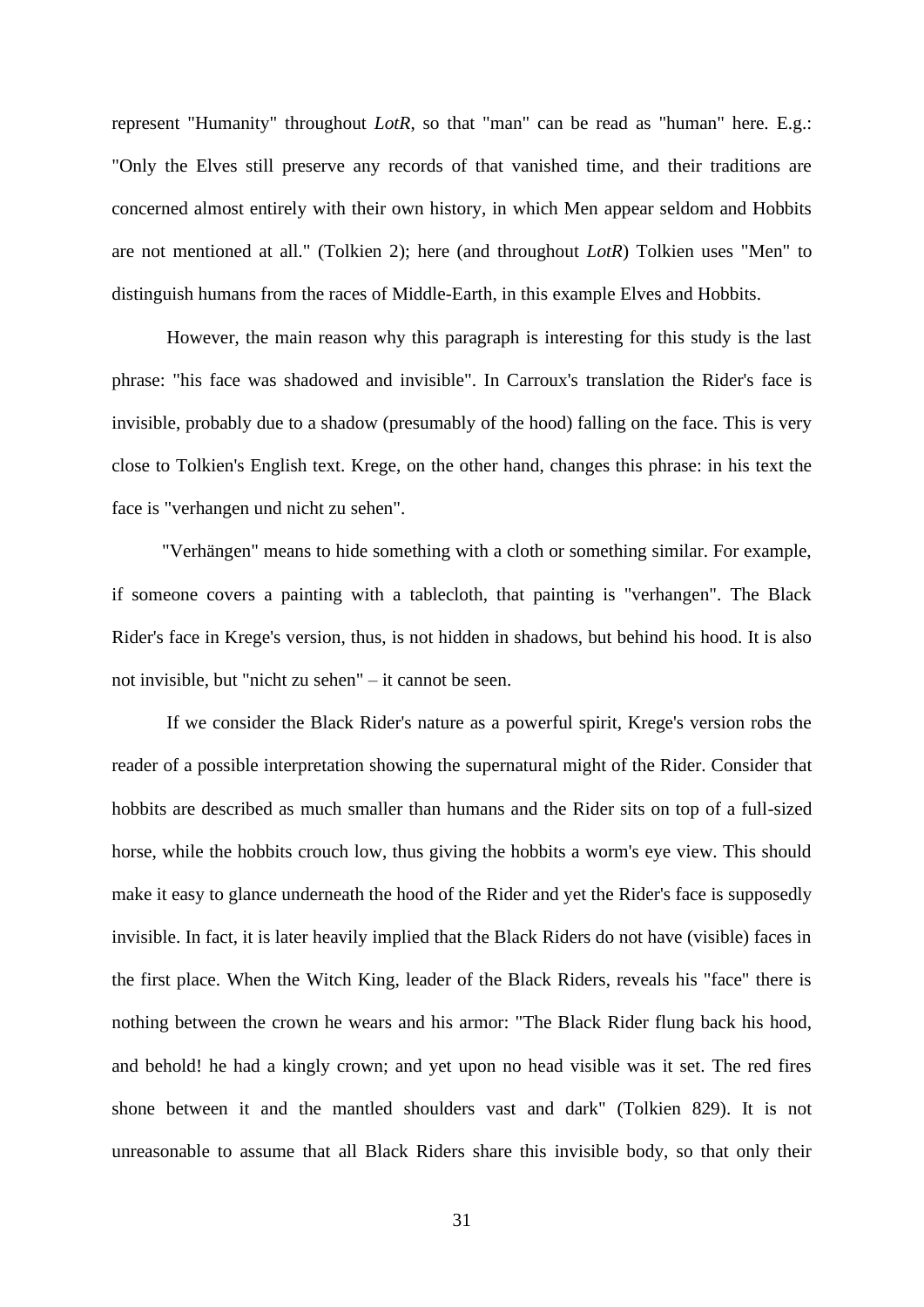represent "Humanity" throughout *LotR*, so that "man" can be read as "human" here. E.g.: "Only the Elves still preserve any records of that vanished time, and their traditions are concerned almost entirely with their own history, in which Men appear seldom and Hobbits are not mentioned at all." (Tolkien 2); here (and throughout *LotR*) Tolkien uses "Men" to distinguish humans from the races of Middle-Earth, in this example Elves and Hobbits.

However, the main reason why this paragraph is interesting for this study is the last phrase: "his face was shadowed and invisible". In Carroux's translation the Rider's face is invisible, probably due to a shadow (presumably of the hood) falling on the face. This is very close to Tolkien's English text. Krege, on the other hand, changes this phrase: in his text the face is "verhangen und nicht zu sehen".

"Verhängen" means to hide something with a cloth or something similar. For example, if someone covers a painting with a tablecloth, that painting is "verhangen". The Black Rider's face in Krege's version, thus, is not hidden in shadows, but behind his hood. It is also not invisible, but "nicht zu sehen" – it cannot be seen.

If we consider the Black Rider's nature as a powerful spirit, Krege's version robs the reader of a possible interpretation showing the supernatural might of the Rider. Consider that hobbits are described as much smaller than humans and the Rider sits on top of a full-sized horse, while the hobbits crouch low, thus giving the hobbits a worm's eye view. This should make it easy to glance underneath the hood of the Rider and yet the Rider's face is supposedly invisible. In fact, it is later heavily implied that the Black Riders do not have (visible) faces in the first place. When the Witch King, leader of the Black Riders, reveals his "face" there is nothing between the crown he wears and his armor: "The Black Rider flung back his hood, and behold! he had a kingly crown; and yet upon no head visible was it set. The red fires shone between it and the mantled shoulders vast and dark" (Tolkien 829). It is not unreasonable to assume that all Black Riders share this invisible body, so that only their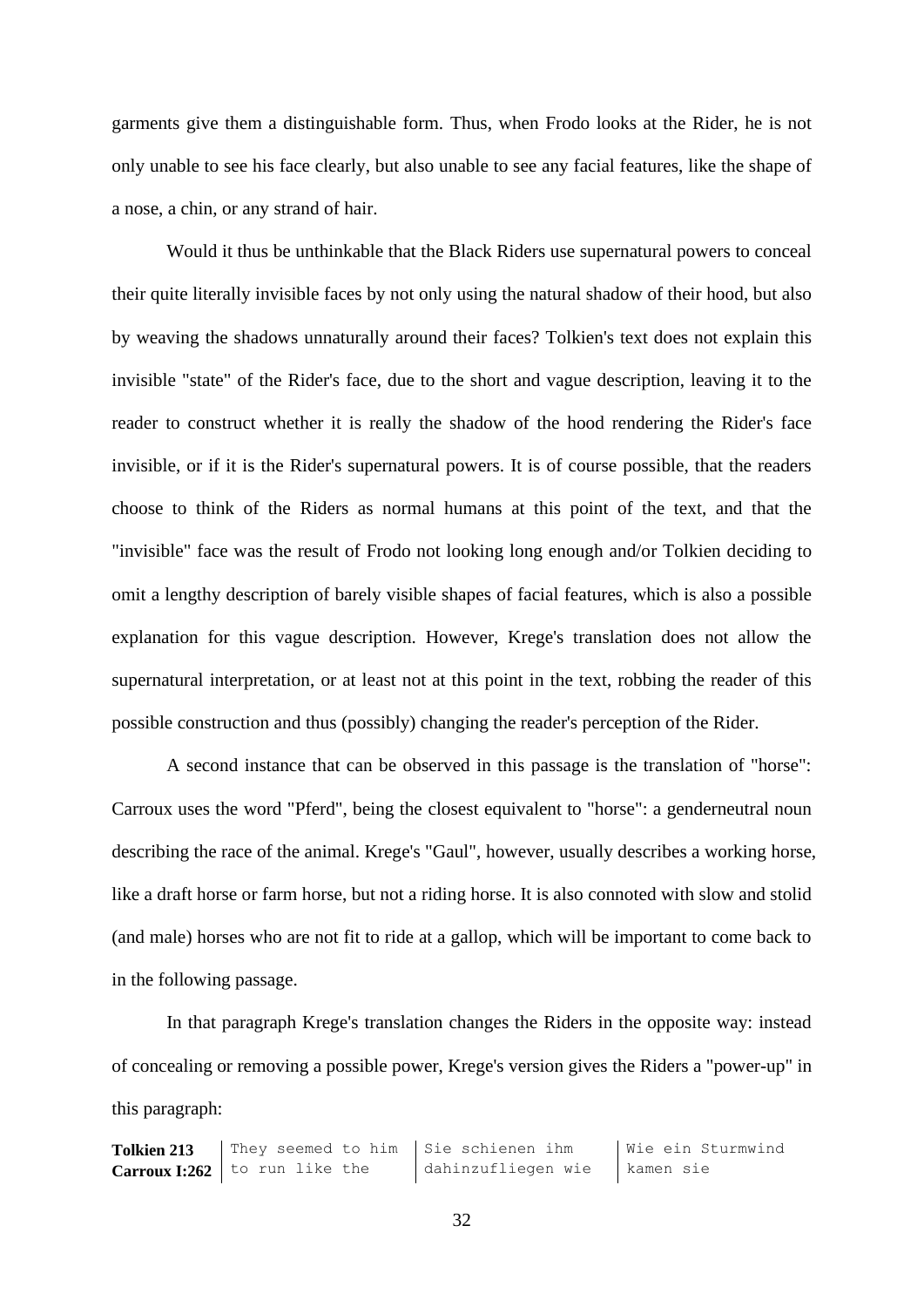garments give them a distinguishable form. Thus, when Frodo looks at the Rider, he is not only unable to see his face clearly, but also unable to see any facial features, like the shape of a nose, a chin, or any strand of hair.

Would it thus be unthinkable that the Black Riders use supernatural powers to conceal their quite literally invisible faces by not only using the natural shadow of their hood, but also by weaving the shadows unnaturally around their faces? Tolkien's text does not explain this invisible "state" of the Rider's face, due to the short and vague description, leaving it to the reader to construct whether it is really the shadow of the hood rendering the Rider's face invisible, or if it is the Rider's supernatural powers. It is of course possible, that the readers choose to think of the Riders as normal humans at this point of the text, and that the "invisible" face was the result of Frodo not looking long enough and/or Tolkien deciding to omit a lengthy description of barely visible shapes of facial features, which is also a possible explanation for this vague description. However, Krege's translation does not allow the supernatural interpretation, or at least not at this point in the text, robbing the reader of this possible construction and thus (possibly) changing the reader's perception of the Rider.

A second instance that can be observed in this passage is the translation of "horse": Carroux uses the word "Pferd", being the closest equivalent to "horse": a genderneutral noun describing the race of the animal. Krege's "Gaul", however, usually describes a working horse, like a draft horse or farm horse, but not a riding horse. It is also connoted with slow and stolid (and male) horses who are not fit to ride at a gallop, which will be important to come back to in the following passage.

In that paragraph Krege's translation changes the Riders in the opposite way: instead of concealing or removing a possible power, Krege's version gives the Riders a "power-up" in this paragraph:

| **Tolkien 213** **Carroux I:262** | They seemed to him to run like the | Sie schienen ihm dahinzufliegen wie | Wie ein Sturmwind kamen sie |
|---|---|---|---|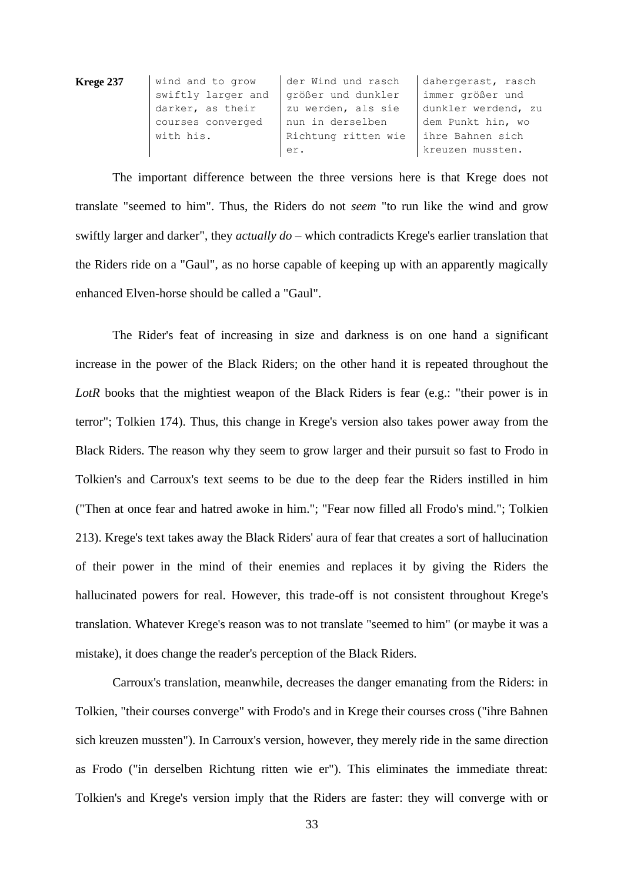| Krege 237 | wind and to grow swiftly larger and darker, as their courses converged with his. | der Wind und rasch größer und dunkler zu werden, als sie nun in derselben Richtung ritten wie er. | dahergerast, rasch immer größer und dunkler werdend, zu dem Punkt hin, wo ihre Bahnen sich kreuzen mussten. |
|---|---|---|---|

The important difference between the three versions here is that Krege does not translate "seemed to him". Thus, the Riders do not *seem* "to run like the wind and grow swiftly larger and darker", they *actually do* – which contradicts Krege's earlier translation that the Riders ride on a "Gaul", as no horse capable of keeping up with an apparently magically enhanced Elven-horse should be called a "Gaul".

The Rider's feat of increasing in size and darkness is on one hand a significant increase in the power of the Black Riders; on the other hand it is repeated throughout the *LotR* books that the mightiest weapon of the Black Riders is fear (e.g.: "their power is in terror"; Tolkien 174). Thus, this change in Krege's version also takes power away from the Black Riders. The reason why they seem to grow larger and their pursuit so fast to Frodo in Tolkien's and Carroux's text seems to be due to the deep fear the Riders instilled in him ("Then at once fear and hatred awoke in him."; "Fear now filled all Frodo's mind."; Tolkien 213). Krege's text takes away the Black Riders' aura of fear that creates a sort of hallucination of their power in the mind of their enemies and replaces it by giving the Riders the hallucinated powers for real. However, this trade-off is not consistent throughout Krege's translation. Whatever Krege's reason was to not translate "seemed to him" (or maybe it was a mistake), it does change the reader's perception of the Black Riders.

Carroux's translation, meanwhile, decreases the danger emanating from the Riders: in Tolkien, "their courses converge" with Frodo's and in Krege their courses cross ("ihre Bahnen sich kreuzen mussten"). In Carroux's version, however, they merely ride in the same direction as Frodo ("in derselben Richtung ritten wie er"). This eliminates the immediate threat: Tolkien's and Krege's version imply that the Riders are faster: they will converge with or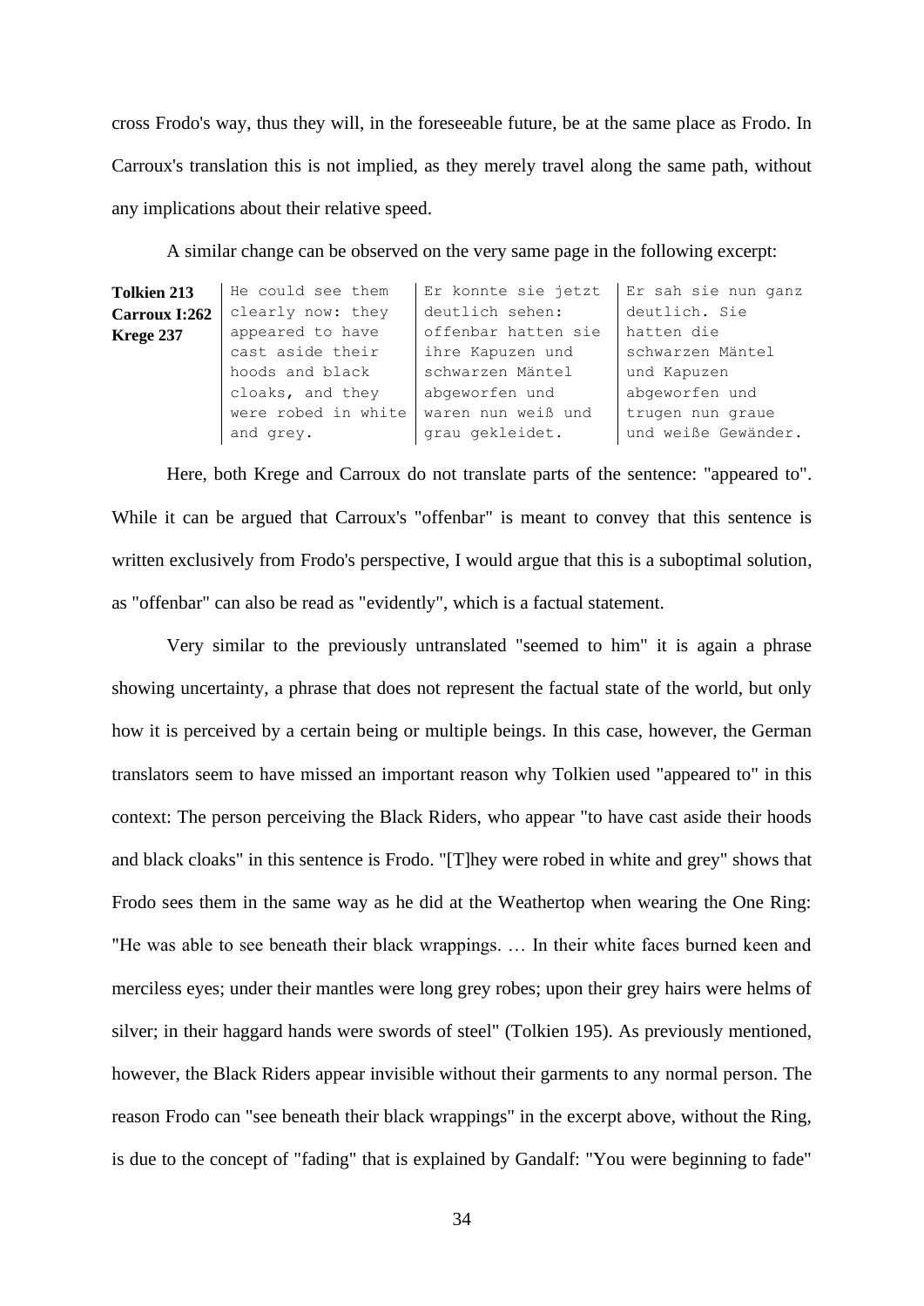cross Frodo's way, thus they will, in the foreseeable future, be at the same place as Frodo. In Carroux's translation this is not implied, as they merely travel along the same path, without any implications about their relative speed.

A similar change can be observed on the very same page in the following excerpt:

| **Tolkien 213**<br>**Carroux I:262**<br>**Krege 237** | He could see them clearly now: they appeared to have cast aside their hoods and black cloaks, and they were robed in white and grey. | Er konnte sie jetzt deutlich sehen: offenbar hatten sie ihre Kapuzen und schwarzen Mäntel abgeworfen und waren nun weiß und grau gekleidet. | Er sah sie nun ganz deutlich. Sie hatten die schwarzen Mäntel und Kapuzen abgeworfen und trugen nun graue und weiße Gewänder. |
|---|---|---|---|

Here, both Krege and Carroux do not translate parts of the sentence: "appeared to". While it can be argued that Carroux's "offenbar" is meant to convey that this sentence is written exclusively from Frodo's perspective, I would argue that this is a suboptimal solution, as "offenbar" can also be read as "evidently", which is a factual statement.

Very similar to the previously untranslated "seemed to him" it is again a phrase showing uncertainty, a phrase that does not represent the factual state of the world, but only how it is perceived by a certain being or multiple beings. In this case, however, the German translators seem to have missed an important reason why Tolkien used "appeared to" in this context: The person perceiving the Black Riders, who appear "to have cast aside their hoods and black cloaks" in this sentence is Frodo. "[T]hey were robed in white and grey" shows that Frodo sees them in the same way as he did at the Weathertop when wearing the One Ring: "He was able to see beneath their black wrappings. … In their white faces burned keen and merciless eyes; under their mantles were long grey robes; upon their grey hairs were helms of silver; in their haggard hands were swords of steel" (Tolkien 195). As previously mentioned, however, the Black Riders appear invisible without their garments to any normal person. The reason Frodo can "see beneath their black wrappings" in the excerpt above, without the Ring, is due to the concept of "fading" that is explained by Gandalf: "You were beginning to fade"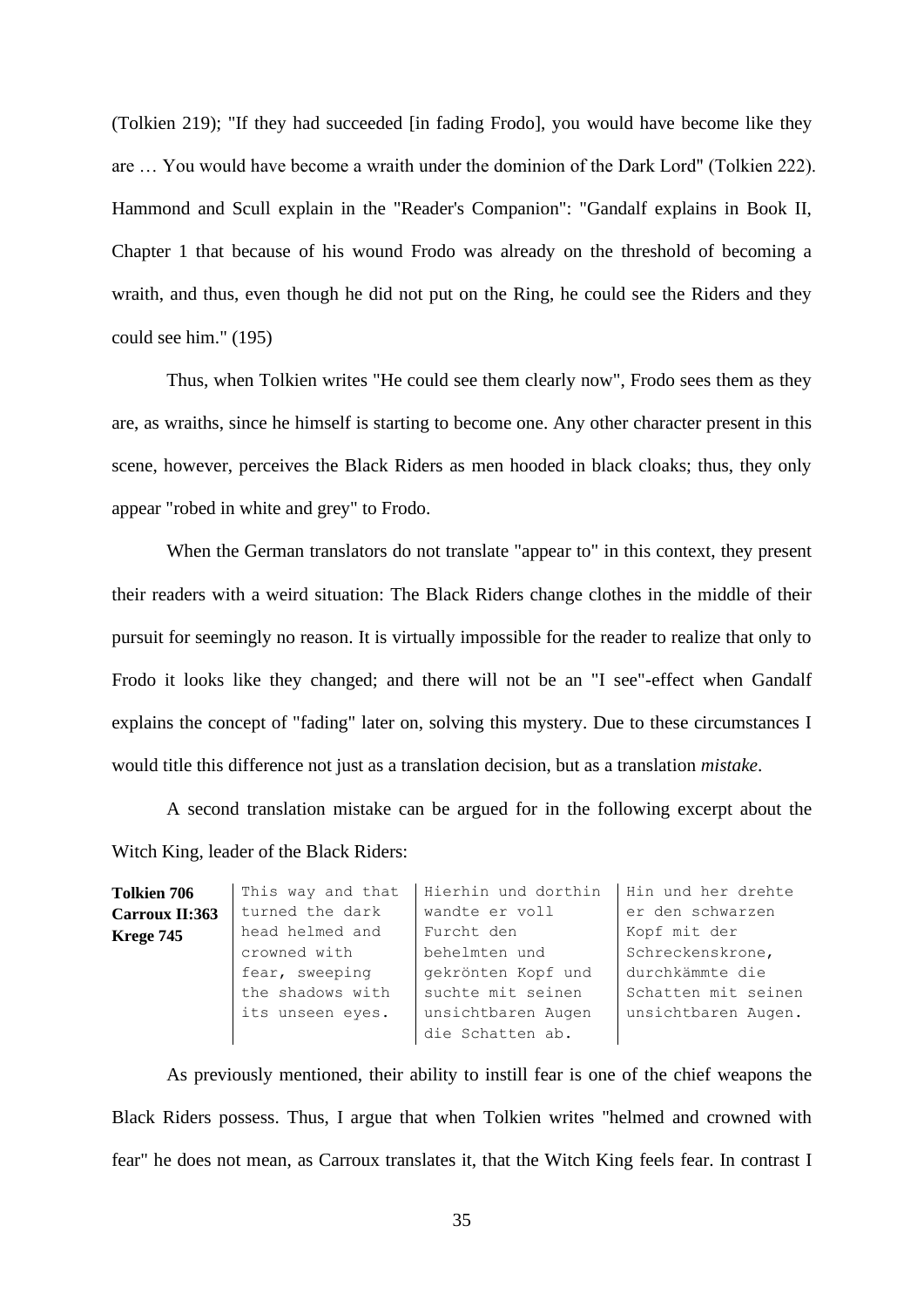(Tolkien 219); "If they had succeeded [in fading Frodo], you would have become like they are … You would have become a wraith under the dominion of the Dark Lord" (Tolkien 222). Hammond and Scull explain in the "Reader's Companion": "Gandalf explains in Book II, Chapter 1 that because of his wound Frodo was already on the threshold of becoming a wraith, and thus, even though he did not put on the Ring, he could see the Riders and they could see him." (195)

Thus, when Tolkien writes "He could see them clearly now", Frodo sees them as they are, as wraiths, since he himself is starting to become one. Any other character present in this scene, however, perceives the Black Riders as men hooded in black cloaks; thus, they only appear "robed in white and grey" to Frodo.

When the German translators do not translate "appear to" in this context, they present their readers with a weird situation: The Black Riders change clothes in the middle of their pursuit for seemingly no reason. It is virtually impossible for the reader to realize that only to Frodo it looks like they changed; and there will not be an "I see"-effect when Gandalf explains the concept of "fading" later on, solving this mystery. Due to these circumstances I would title this difference not just as a translation decision, but as a translation *mistake*.

A second translation mistake can be argued for in the following excerpt about the Witch King, leader of the Black Riders:

| **Tolkien 706**<br>**Carroux II:363**<br>**Krege 745** | This way and that turned the dark head helmed and crowned with fear, sweeping the shadows with its unseen eyes. | Hierhin und dorthin wandte er voll Furcht den behelmten und gekrönten Kopf und suchte mit seinen unsichtbaren Augen die Schatten ab. | Hin und her drehte er den schwarzen Kopf mit der Schreckenskrone, durchkämmte die Schatten mit seinen unsichtbaren Augen. |
|---|---|---|---|

As previously mentioned, their ability to instill fear is one of the chief weapons the Black Riders possess. Thus, I argue that when Tolkien writes "helmed and crowned with fear" he does not mean, as Carroux translates it, that the Witch King feels fear. In contrast I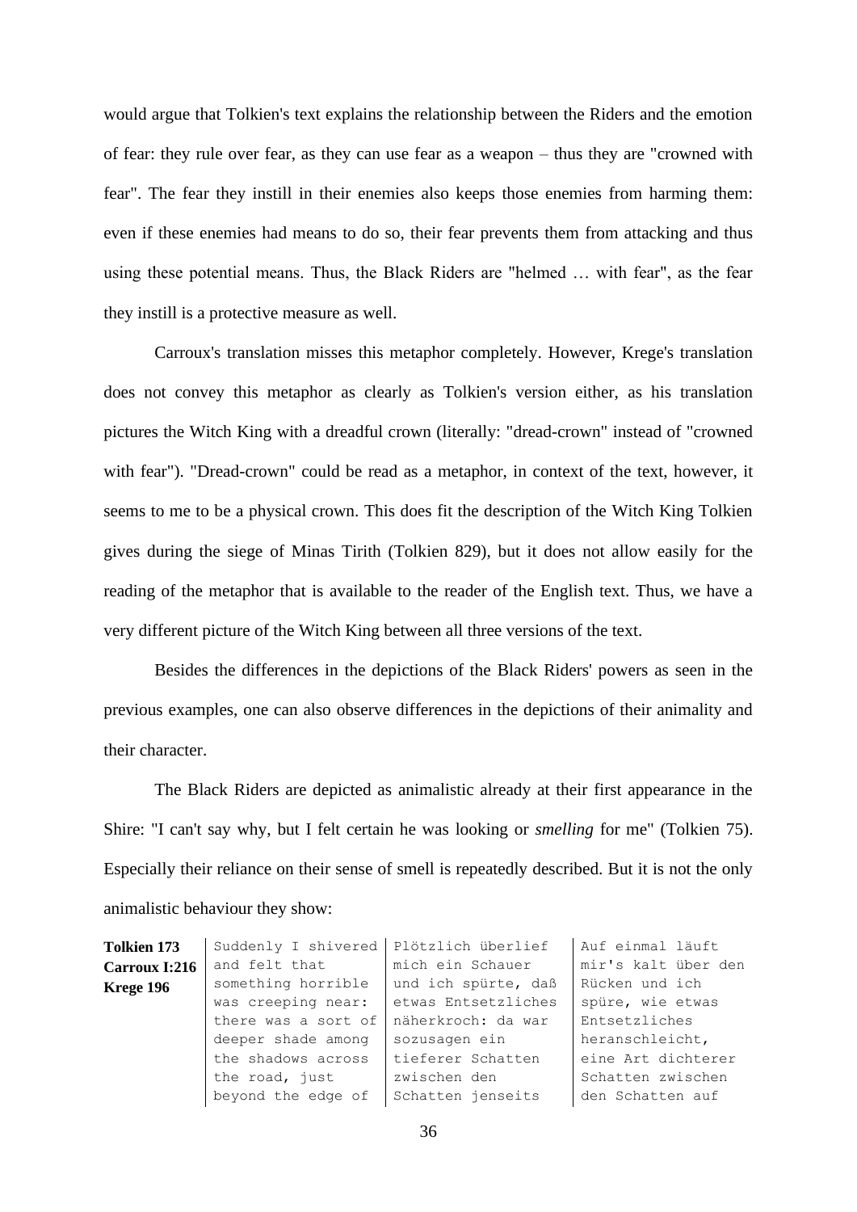would argue that Tolkien's text explains the relationship between the Riders and the emotion of fear: they rule over fear, as they can use fear as a weapon – thus they are "crowned with fear". The fear they instill in their enemies also keeps those enemies from harming them: even if these enemies had means to do so, their fear prevents them from attacking and thus using these potential means. Thus, the Black Riders are "helmed … with fear", as the fear they instill is a protective measure as well.

Carroux's translation misses this metaphor completely. However, Krege's translation does not convey this metaphor as clearly as Tolkien's version either, as his translation pictures the Witch King with a dreadful crown (literally: "dread-crown" instead of "crowned with fear"). "Dread-crown" could be read as a metaphor, in context of the text, however, it seems to me to be a physical crown. This does fit the description of the Witch King Tolkien gives during the siege of Minas Tirith (Tolkien 829), but it does not allow easily for the reading of the metaphor that is available to the reader of the English text. Thus, we have a very different picture of the Witch King between all three versions of the text.

Besides the differences in the depictions of the Black Riders' powers as seen in the previous examples, one can also observe differences in the depictions of their animality and their character.

The Black Riders are depicted as animalistic already at their first appearance in the Shire: "I can't say why, but I felt certain he was looking or *smelling* for me" (Tolkien 75). Especially their reliance on their sense of smell is repeatedly described. But it is not the only animalistic behaviour they show:

| **Tolkien 173**<br>**Carroux I:216**<br>**Krege 196** | Suddenly I shivered and felt that something horrible was creeping near: there was a sort of deeper shade among the shadows across the road, just beyond the edge of | Plötzlich überlief mich ein Schauer und ich spürte, daß etwas Entsetzliches näherkroch: da war sozusagen ein tieferer Schatten zwischen den Schatten jenseits | Auf einmal läuft mir's kalt über den Rücken und ich spüre, wie etwas Entsetzliches heranschleicht, eine Art dichterer Schatten zwischen den Schatten auf |
|---|---|---|---|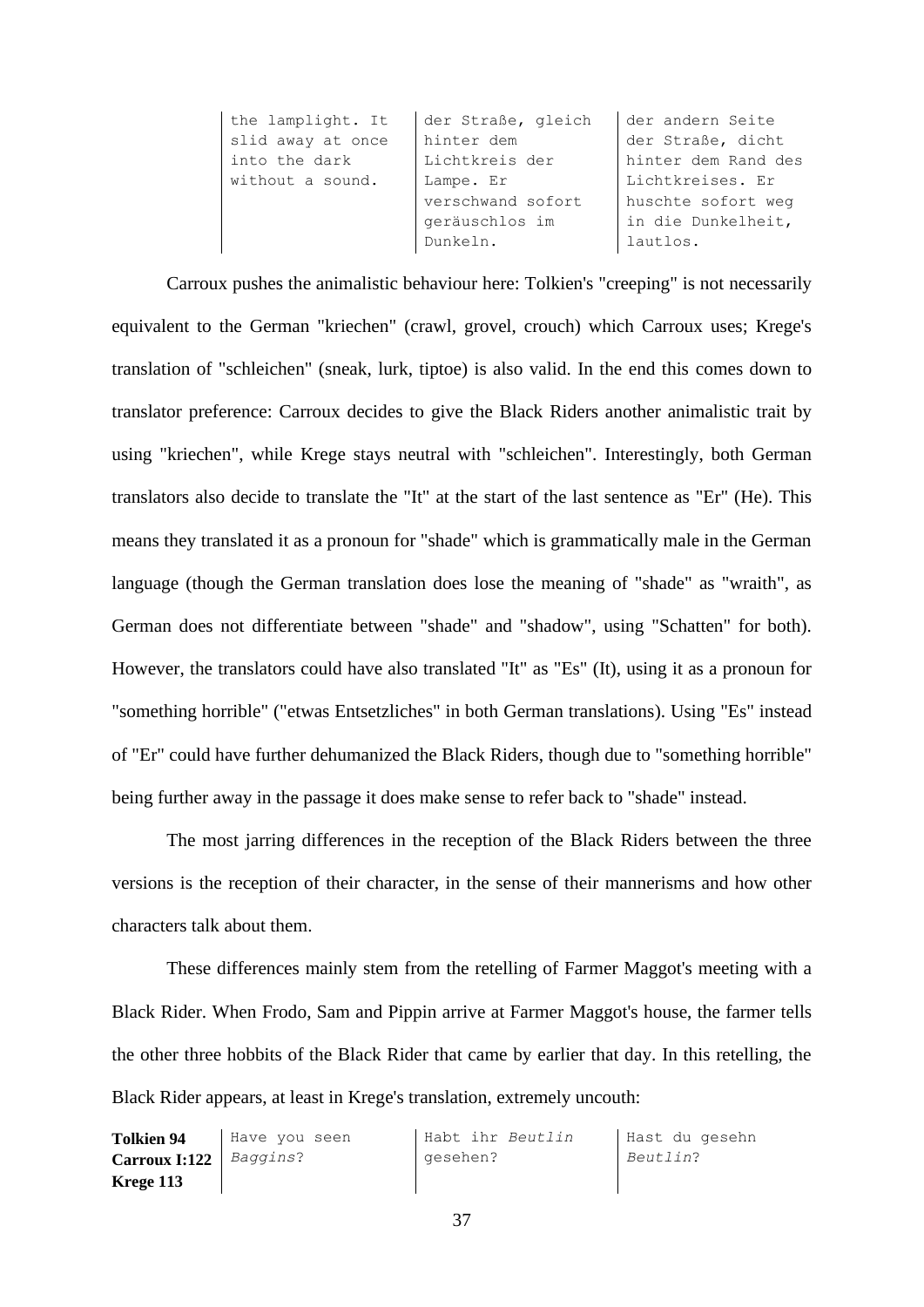| | | | |
|---|---|---|---|
| | the lamplight. It slid away at once into the dark without a sound. | der Straße, gleich hinter dem Lichtkreis der Lampe. Er verschwand sofort geräuschlos im Dunkeln. | der andern Seite der Straße, dicht hinter dem Rand des Lichtkreises. Er huschte sofort weg in die Dunkelheit, lautlos. |

Carroux pushes the animalistic behaviour here: Tolkien's "creeping" is not necessarily equivalent to the German "kriechen" (crawl, grovel, crouch) which Carroux uses; Krege's translation of "schleichen" (sneak, lurk, tiptoe) is also valid. In the end this comes down to translator preference: Carroux decides to give the Black Riders another animalistic trait by using "kriechen", while Krege stays neutral with "schleichen". Interestingly, both German translators also decide to translate the "It" at the start of the last sentence as "Er" (He). This means they translated it as a pronoun for "shade" which is grammatically male in the German language (though the German translation does lose the meaning of "shade" as "wraith", as German does not differentiate between "shade" and "shadow", using "Schatten" for both). However, the translators could have also translated "It" as "Es" (It), using it as a pronoun for "something horrible" ("etwas Entsetzliches" in both German translations). Using "Es" instead of "Er" could have further dehumanized the Black Riders, though due to "something horrible" being further away in the passage it does make sense to refer back to "shade" instead.

The most jarring differences in the reception of the Black Riders between the three versions is the reception of their character, in the sense of their mannerisms and how other characters talk about them.

These differences mainly stem from the retelling of Farmer Maggot's meeting with a Black Rider. When Frodo, Sam and Pippin arrive at Farmer Maggot's house, the farmer tells the other three hobbits of the Black Rider that came by earlier that day. In this retelling, the Black Rider appears, at least in Krege's translation, extremely uncouth:

| | | | |
|---|---|---|---|
| **Tolkien 94**<br>**Carroux I:122**<br>**Krege 113** | Have you seen *Baggins*? | Habt ihr *Beutlin* gesehen? | Hast du gesehn *Beutlin*? |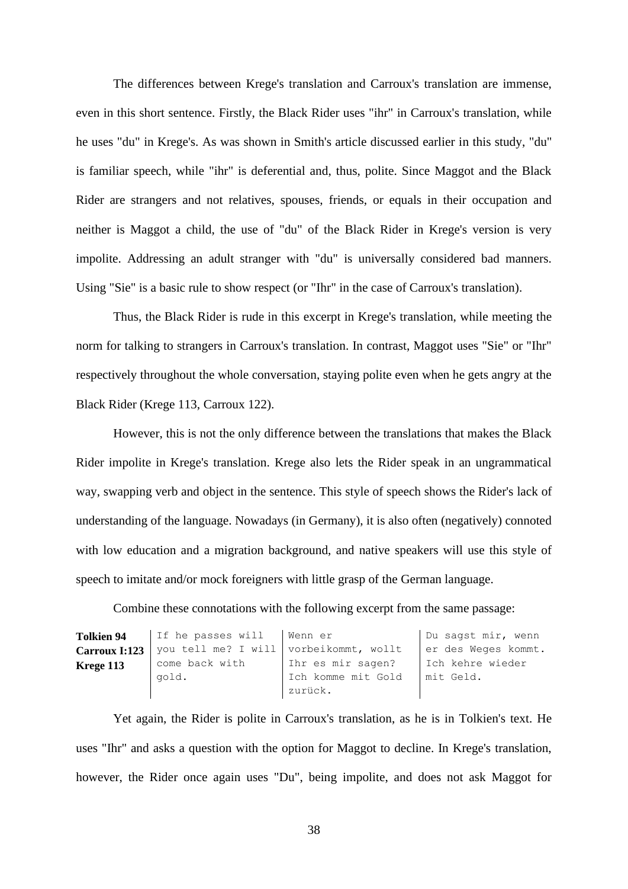The differences between Krege's translation and Carroux's translation are immense, even in this short sentence. Firstly, the Black Rider uses "ihr" in Carroux's translation, while he uses "du" in Krege's. As was shown in Smith's article discussed earlier in this study, "du" is familiar speech, while "ihr" is deferential and, thus, polite. Since Maggot and the Black Rider are strangers and not relatives, spouses, friends, or equals in their occupation and neither is Maggot a child, the use of "du" of the Black Rider in Krege's version is very impolite. Addressing an adult stranger with "du" is universally considered bad manners. Using "Sie" is a basic rule to show respect (or "Ihr" in the case of Carroux's translation).

Thus, the Black Rider is rude in this excerpt in Krege's translation, while meeting the norm for talking to strangers in Carroux's translation. In contrast, Maggot uses "Sie" or "Ihr" respectively throughout the whole conversation, staying polite even when he gets angry at the Black Rider (Krege 113, Carroux 122).

However, this is not the only difference between the translations that makes the Black Rider impolite in Krege's translation. Krege also lets the Rider speak in an ungrammatical way, swapping verb and object in the sentence. This style of speech shows the Rider's lack of understanding of the language. Nowadays (in Germany), it is also often (negatively) connoted with low education and a migration background, and native speakers will use this style of speech to imitate and/or mock foreigners with little grasp of the German language.

Combine these connotations with the following excerpt from the same passage:

| **Tolkien 94**<br>**Carroux I:123**<br>**Krege 113** | If he passes will you tell me? I will come back with gold. | Wenn er vorbeikommt, wollt Ihr es mir sagen? Ich komme mit Gold zurück. | Du sagst mir, wenn er des Weges kommt. Ich kehre wieder mit Geld. |
|---|---|---|---|

Yet again, the Rider is polite in Carroux's translation, as he is in Tolkien's text. He uses "Ihr" and asks a question with the option for Maggot to decline. In Krege's translation, however, the Rider once again uses "Du", being impolite, and does not ask Maggot for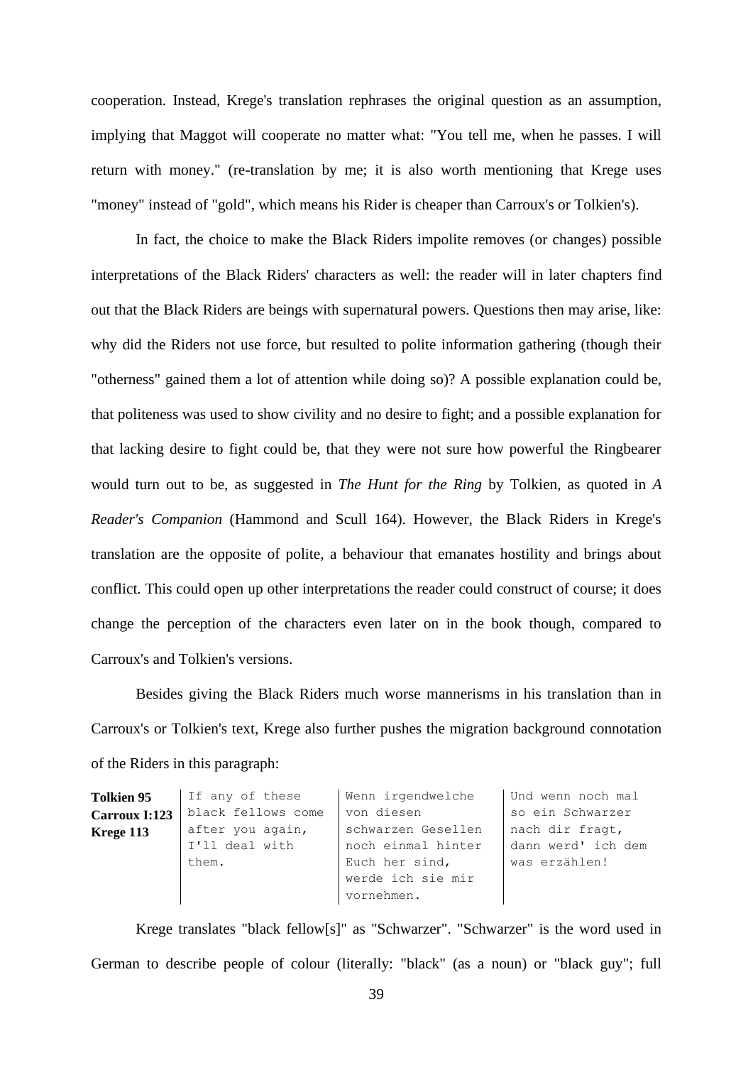cooperation. Instead, Krege's translation rephrases the original question as an assumption, implying that Maggot will cooperate no matter what: "You tell me, when he passes. I will return with money." (re-translation by me; it is also worth mentioning that Krege uses "money" instead of "gold", which means his Rider is cheaper than Carroux's or Tolkien's).

In fact, the choice to make the Black Riders impolite removes (or changes) possible interpretations of the Black Riders' characters as well: the reader will in later chapters find out that the Black Riders are beings with supernatural powers. Questions then may arise, like: why did the Riders not use force, but resulted to polite information gathering (though their "otherness" gained them a lot of attention while doing so)? A possible explanation could be, that politeness was used to show civility and no desire to fight; and a possible explanation for that lacking desire to fight could be, that they were not sure how powerful the Ringbearer would turn out to be, as suggested in *The Hunt for the Ring* by Tolkien, as quoted in *A Reader's Companion* (Hammond and Scull 164). However, the Black Riders in Krege's translation are the opposite of polite, a behaviour that emanates hostility and brings about conflict. This could open up other interpretations the reader could construct of course; it does change the perception of the characters even later on in the book though, compared to Carroux's and Tolkien's versions.

Besides giving the Black Riders much worse mannerisms in his translation than in Carroux's or Tolkien's text, Krege also further pushes the migration background connotation of the Riders in this paragraph:

| **Tolkien 95**<br>**Carroux I:123**<br>**Krege 113** | If any of these black fellows come after you again, I'll deal with them. | Wenn irgendwelche von diesen schwarzen Gesellen noch einmal hinter Euch her sind, werde ich sie mir vornehmen. | Und wenn noch mal so ein Schwarzer nach dir fragt, dann werd' ich dem was erzählen! |
|---|---|---|---|

Krege translates "black fellow[s]" as "Schwarzer". "Schwarzer" is the word used in German to describe people of colour (literally: "black" (as a noun) or "black guy"; full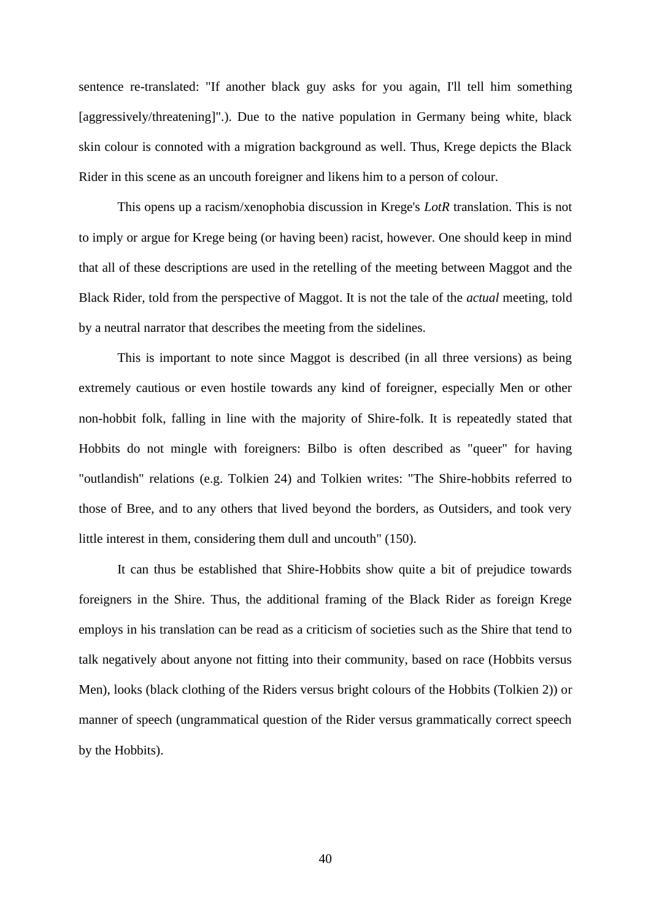sentence re-translated: "If another black guy asks for you again, I'll tell him something [aggressively/threatening]".). Due to the native population in Germany being white, black skin colour is connoted with a migration background as well. Thus, Krege depicts the Black Rider in this scene as an uncouth foreigner and likens him to a person of colour.

This opens up a racism/xenophobia discussion in Krege's *LotR* translation. This is not to imply or argue for Krege being (or having been) racist, however. One should keep in mind that all of these descriptions are used in the retelling of the meeting between Maggot and the Black Rider, told from the perspective of Maggot. It is not the tale of the *actual* meeting, told by a neutral narrator that describes the meeting from the sidelines.

This is important to note since Maggot is described (in all three versions) as being extremely cautious or even hostile towards any kind of foreigner, especially Men or other non-hobbit folk, falling in line with the majority of Shire-folk. It is repeatedly stated that Hobbits do not mingle with foreigners: Bilbo is often described as "queer" for having "outlandish" relations (e.g. Tolkien 24) and Tolkien writes: "The Shire-hobbits referred to those of Bree, and to any others that lived beyond the borders, as Outsiders, and took very little interest in them, considering them dull and uncouth" (150).

It can thus be established that Shire-Hobbits show quite a bit of prejudice towards foreigners in the Shire. Thus, the additional framing of the Black Rider as foreign Krege employs in his translation can be read as a criticism of societies such as the Shire that tend to talk negatively about anyone not fitting into their community, based on race (Hobbits versus Men), looks (black clothing of the Riders versus bright colours of the Hobbits (Tolkien 2)) or manner of speech (ungrammatical question of the Rider versus grammatically correct speech by the Hobbits).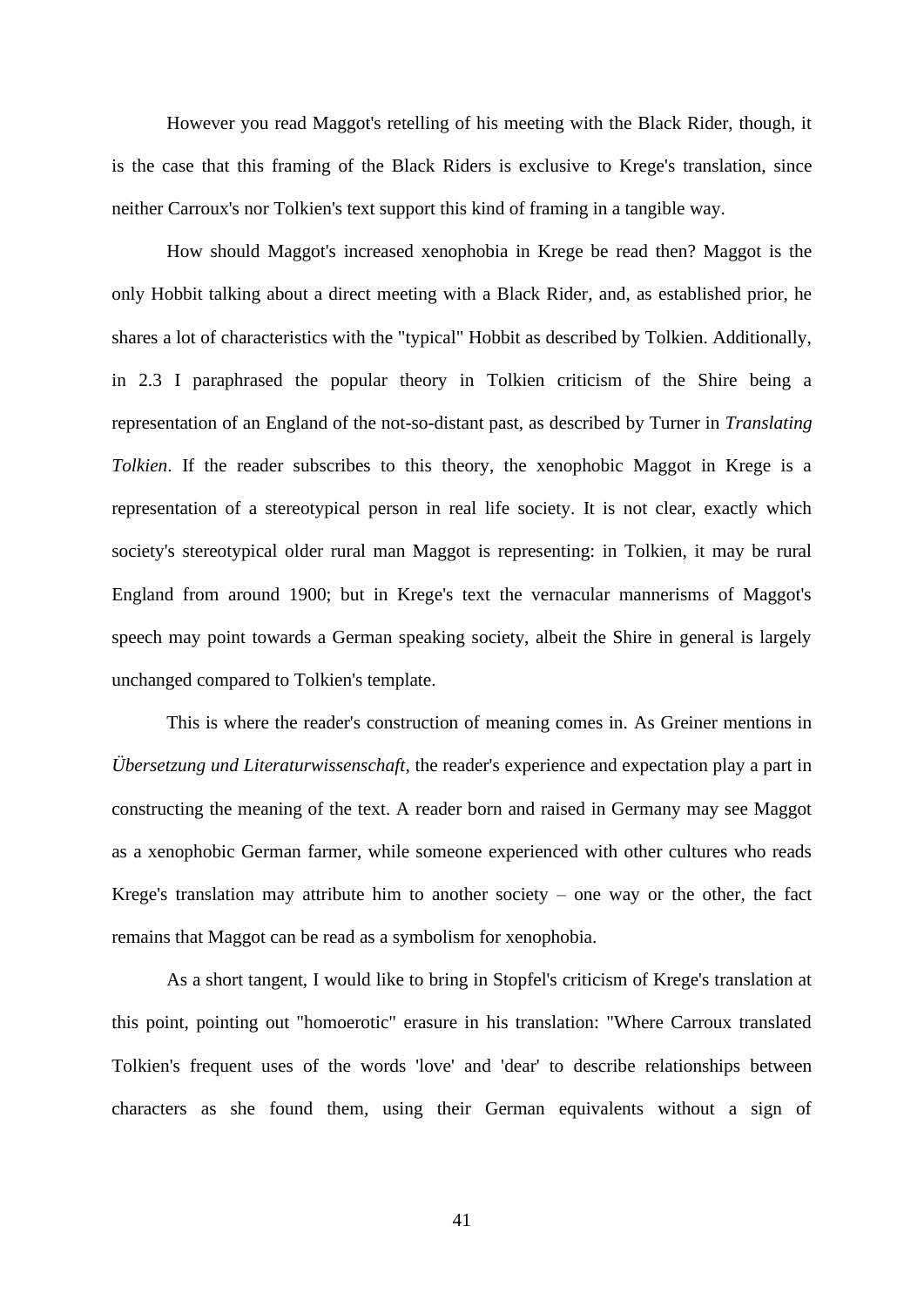However you read Maggot's retelling of his meeting with the Black Rider, though, it is the case that this framing of the Black Riders is exclusive to Krege's translation, since neither Carroux's nor Tolkien's text support this kind of framing in a tangible way.

How should Maggot's increased xenophobia in Krege be read then? Maggot is the only Hobbit talking about a direct meeting with a Black Rider, and, as established prior, he shares a lot of characteristics with the "typical" Hobbit as described by Tolkien. Additionally, in 2.3 I paraphrased the popular theory in Tolkien criticism of the Shire being a representation of an England of the not-so-distant past, as described by Turner in *Translating Tolkien*. If the reader subscribes to this theory, the xenophobic Maggot in Krege is a representation of a stereotypical person in real life society. It is not clear, exactly which society's stereotypical older rural man Maggot is representing: in Tolkien, it may be rural England from around 1900; but in Krege's text the vernacular mannerisms of Maggot's speech may point towards a German speaking society, albeit the Shire in general is largely unchanged compared to Tolkien's template.

This is where the reader's construction of meaning comes in. As Greiner mentions in *Übersetzung und Literaturwissenschaft*, the reader's experience and expectation play a part in constructing the meaning of the text. A reader born and raised in Germany may see Maggot as a xenophobic German farmer, while someone experienced with other cultures who reads Krege's translation may attribute him to another society – one way or the other, the fact remains that Maggot can be read as a symbolism for xenophobia.

As a short tangent, I would like to bring in Stopfel's criticism of Krege's translation at this point, pointing out "homoerotic" erasure in his translation: "Where Carroux translated Tolkien's frequent uses of the words 'love' and 'dear' to describe relationships between characters as she found them, using their German equivalents without a sign of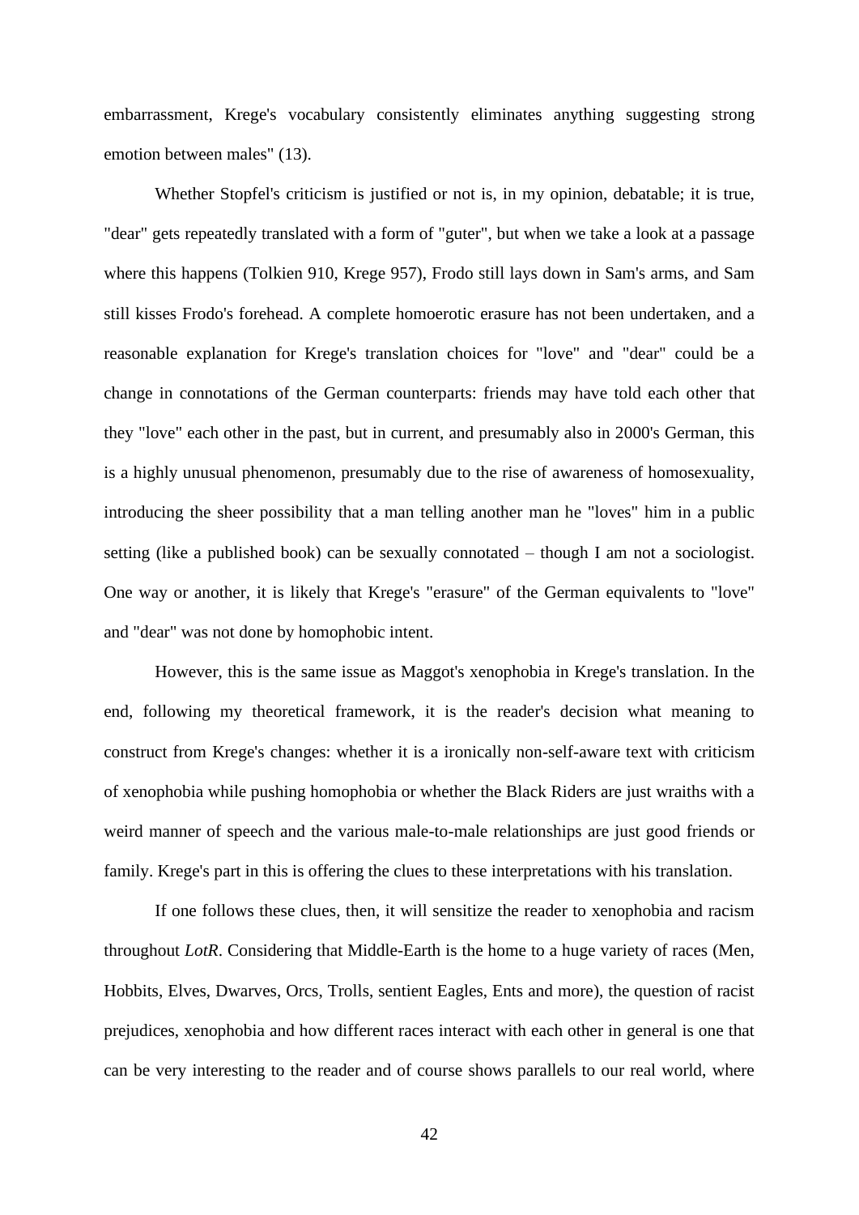embarrassment, Krege's vocabulary consistently eliminates anything suggesting strong emotion between males" (13).

Whether Stopfel's criticism is justified or not is, in my opinion, debatable; it is true, "dear" gets repeatedly translated with a form of "guter", but when we take a look at a passage where this happens (Tolkien 910, Krege 957), Frodo still lays down in Sam's arms, and Sam still kisses Frodo's forehead. A complete homoerotic erasure has not been undertaken, and a reasonable explanation for Krege's translation choices for "love" and "dear" could be a change in connotations of the German counterparts: friends may have told each other that they "love" each other in the past, but in current, and presumably also in 2000's German, this is a highly unusual phenomenon, presumably due to the rise of awareness of homosexuality, introducing the sheer possibility that a man telling another man he "loves" him in a public setting (like a published book) can be sexually connotated – though I am not a sociologist. One way or another, it is likely that Krege's "erasure" of the German equivalents to "love" and "dear" was not done by homophobic intent.

However, this is the same issue as Maggot's xenophobia in Krege's translation. In the end, following my theoretical framework, it is the reader's decision what meaning to construct from Krege's changes: whether it is a ironically non-self-aware text with criticism of xenophobia while pushing homophobia or whether the Black Riders are just wraiths with a weird manner of speech and the various male-to-male relationships are just good friends or family. Krege's part in this is offering the clues to these interpretations with his translation.

If one follows these clues, then, it will sensitize the reader to xenophobia and racism throughout *LotR*. Considering that Middle-Earth is the home to a huge variety of races (Men, Hobbits, Elves, Dwarves, Orcs, Trolls, sentient Eagles, Ents and more), the question of racist prejudices, xenophobia and how different races interact with each other in general is one that can be very interesting to the reader and of course shows parallels to our real world, where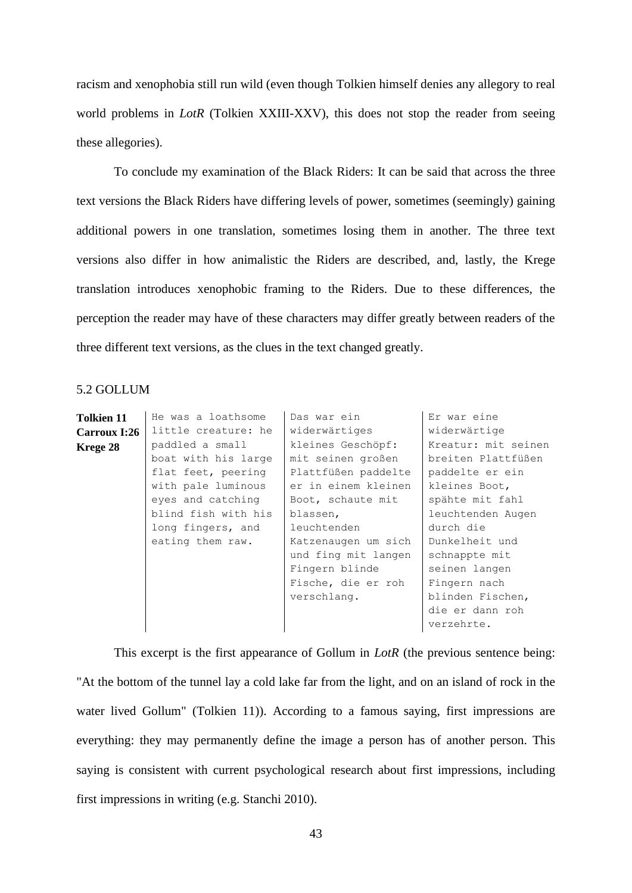racism and xenophobia still run wild (even though Tolkien himself denies any allegory to real world problems in *LotR* (Tolkien XXIII-XXV), this does not stop the reader from seeing these allegories).

To conclude my examination of the Black Riders: It can be said that across the three text versions the Black Riders have differing levels of power, sometimes (seemingly) gaining additional powers in one translation, sometimes losing them in another. The three text versions also differ in how animalistic the Riders are described, and, lastly, the Krege translation introduces xenophobic framing to the Riders. Due to these differences, the perception the reader may have of these characters may differ greatly between readers of the three different text versions, as the clues in the text changed greatly.

## 5.2 GOLLUM

| **Tolkien 11**<br>**Carroux I:26**<br>**Krege 28** | He was a loathsome little creature: he paddled a small boat with his large flat feet, peering with pale luminous eyes and catching blind fish with his long fingers, and eating them raw. | Das war ein widerwärtiges kleines Geschöpf: mit seinen großen Plattfüßen paddelte er in einem kleinen Boot, schaute mit blassen, leuchtenden Katzenaugen um sich und fing mit langen Fingern blinde Fische, die er roh verschlang. | Er war eine widerwärtige Kreatur: mit seinen breiten Plattfüßen paddelte er ein kleines Boot, spähte mit fahl leuchtenden Augen durch die Dunkelheit und schnappte mit seinen langen Fingern nach blinden Fischen, die er dann roh verzehrte. |
|---|---|---|---|

This excerpt is the first appearance of Gollum in *LotR* (the previous sentence being: "At the bottom of the tunnel lay a cold lake far from the light, and on an island of rock in the water lived Gollum" (Tolkien 11)). According to a famous saying, first impressions are everything: they may permanently define the image a person has of another person. This saying is consistent with current psychological research about first impressions, including first impressions in writing (e.g. Stanchi 2010).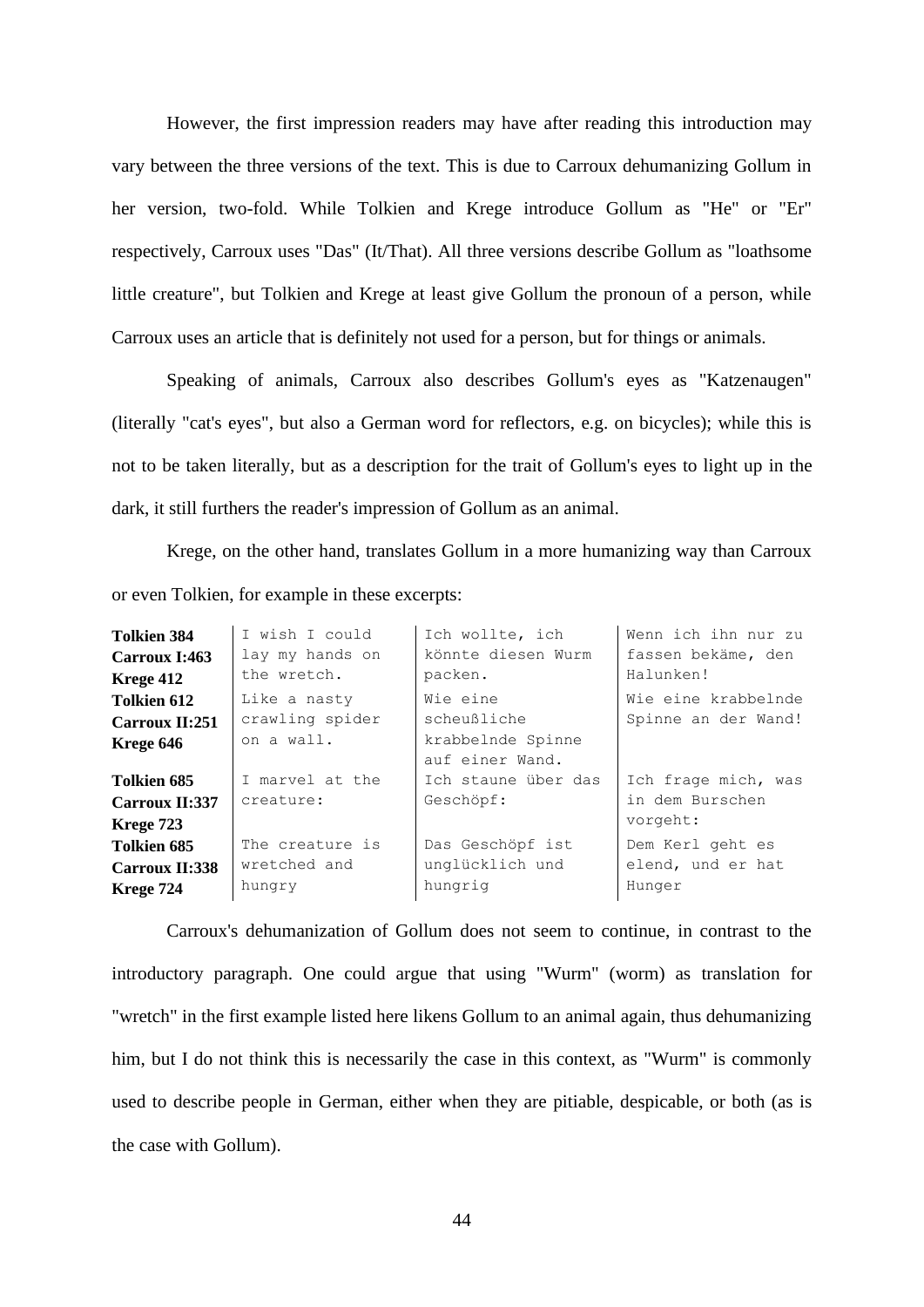However, the first impression readers may have after reading this introduction may vary between the three versions of the text. This is due to Carroux dehumanizing Gollum in her version, two-fold. While Tolkien and Krege introduce Gollum as "He" or "Er" respectively, Carroux uses "Das" (It/That). All three versions describe Gollum as "loathsome little creature", but Tolkien and Krege at least give Gollum the pronoun of a person, while Carroux uses an article that is definitely not used for a person, but for things or animals.

Speaking of animals, Carroux also describes Gollum's eyes as "Katzenaugen" (literally "cat's eyes", but also a German word for reflectors, e.g. on bicycles); while this is not to be taken literally, but as a description for the trait of Gollum's eyes to light up in the dark, it still furthers the reader's impression of Gollum as an animal.

Krege, on the other hand, translates Gollum in a more humanizing way than Carroux or even Tolkien, for example in these excerpts:

| | | | |
|---|---|---|---|
| **Tolkien 384**<br>**Carroux I:463**<br>**Krege 412** | I wish I could lay my hands on the wretch. | Ich wollte, ich könnte diesen Wurm packen. | Wenn ich ihn nur zu fassen bekäme, den Halunken! |
| **Tolkien 612**<br>**Carroux II:251**<br>**Krege 646** | Like a nasty crawling spider on a wall. | Wie eine scheußliche krabbelnde Spinne auf einer Wand. | Wie eine krabbelnde Spinne an der Wand! |
| **Tolkien 685**<br>**Carroux II:337**<br>**Krege 723** | I marvel at the creature: | Ich staune über das Geschöpf: | Ich frage mich, was in dem Burschen vorgeht: |
| **Tolkien 685**<br>**Carroux II:338**<br>**Krege 724** | The creature is wretched and hungry | Das Geschöpf ist unglücklich und hungrig | Dem Kerl geht es elend, und er hat Hunger |

Carroux's dehumanization of Gollum does not seem to continue, in contrast to the introductory paragraph. One could argue that using "Wurm" (worm) as translation for "wretch" in the first example listed here likens Gollum to an animal again, thus dehumanizing him, but I do not think this is necessarily the case in this context, as "Wurm" is commonly used to describe people in German, either when they are pitiable, despicable, or both (as is the case with Gollum).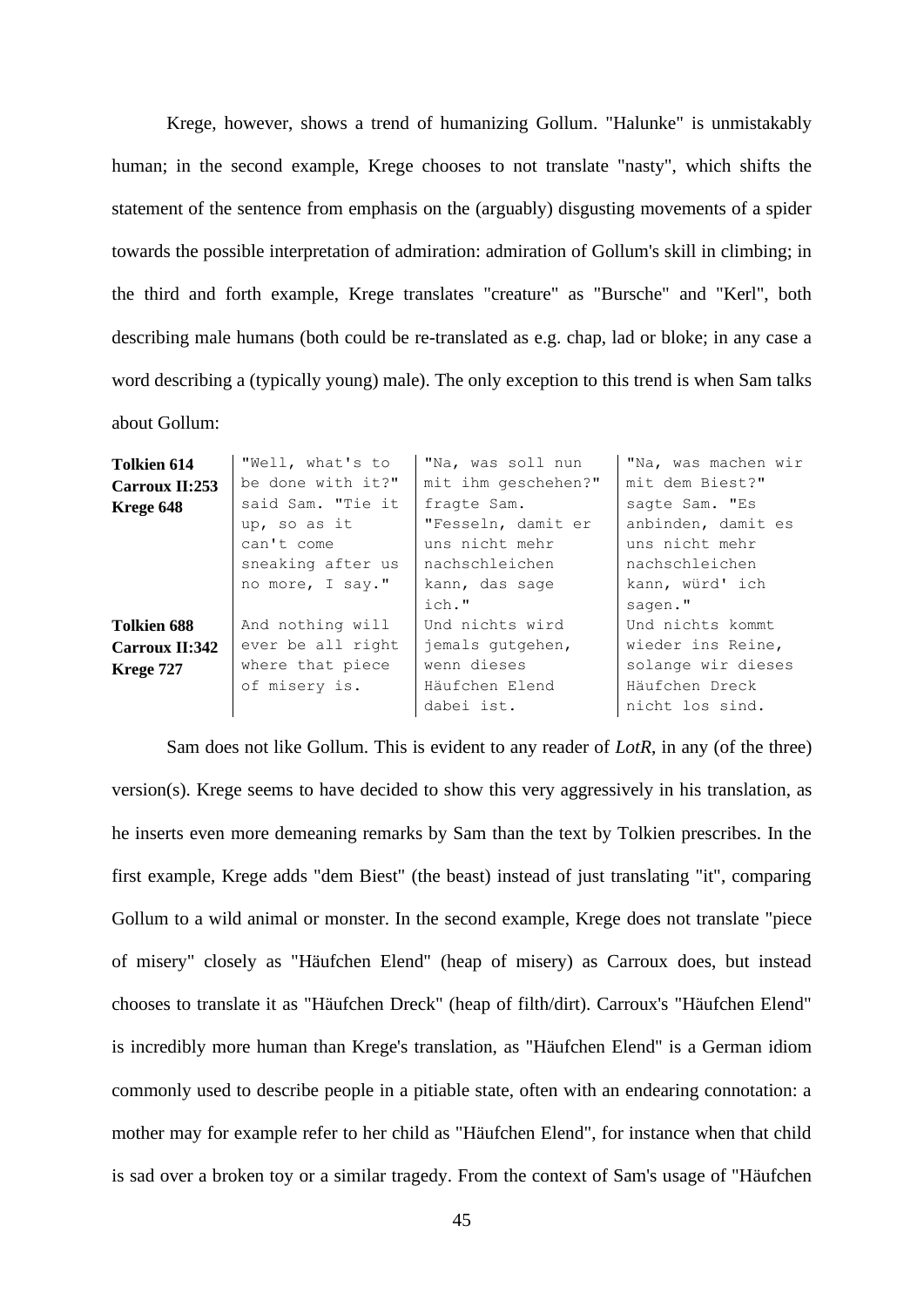Krege, however, shows a trend of humanizing Gollum. "Halunke" is unmistakably human; in the second example, Krege chooses to not translate "nasty", which shifts the statement of the sentence from emphasis on the (arguably) disgusting movements of a spider towards the possible interpretation of admiration: admiration of Gollum's skill in climbing; in the third and forth example, Krege translates "creature" as "Bursche" and "Kerl", both describing male humans (both could be re-translated as e.g. chap, lad or bloke; in any case a word describing a (typically young) male). The only exception to this trend is when Sam talks about Gollum:

| | | | |
|---|---|---|---|
| **Tolkien 614**<br>**Carroux II:253**<br>**Krege 648** | "Well, what's to be done with it?" said Sam. "Tie it up, so as it can't come sneaking after us no more, I say." | "Na, was soll nun mit ihm geschehen?" fragte Sam. "Fesseln, damit er uns nicht mehr nachschleichen kann, das sage ich." | "Na, was machen wir mit dem Biest?" sagte Sam. "Es anbinden, damit es uns nicht mehr nachschleichen kann, würd' ich sagen." |
| **Tolkien 688**<br>**Carroux II:342**<br>**Krege 727** | And nothing will ever be all right where that piece of misery is. | Und nichts wird jemals gutgehen, wenn dieses Häufchen Elend dabei ist. | Und nichts kommt wieder ins Reine, solange wir dieses Häufchen Dreck nicht los sind. |

Sam does not like Gollum. This is evident to any reader of *LotR*, in any (of the three) version(s). Krege seems to have decided to show this very aggressively in his translation, as he inserts even more demeaning remarks by Sam than the text by Tolkien prescribes. In the first example, Krege adds "dem Biest" (the beast) instead of just translating "it", comparing Gollum to a wild animal or monster. In the second example, Krege does not translate "piece of misery" closely as "Häufchen Elend" (heap of misery) as Carroux does, but instead chooses to translate it as "Häufchen Dreck" (heap of filth/dirt). Carroux's "Häufchen Elend" is incredibly more human than Krege's translation, as "Häufchen Elend" is a German idiom commonly used to describe people in a pitiable state, often with an endearing connotation: a mother may for example refer to her child as "Häufchen Elend", for instance when that child is sad over a broken toy or a similar tragedy. From the context of Sam's usage of "Häufchen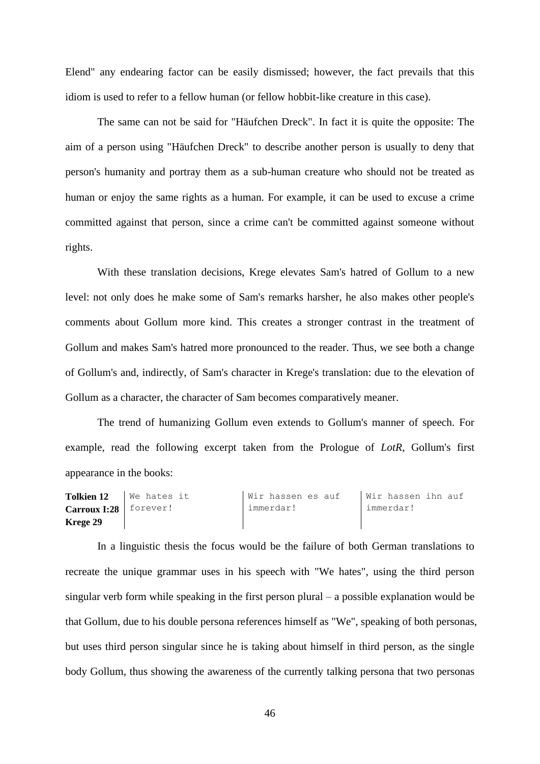Elend" any endearing factor can be easily dismissed; however, the fact prevails that this idiom is used to refer to a fellow human (or fellow hobbit-like creature in this case).

The same can not be said for "Häufchen Dreck". In fact it is quite the opposite: The aim of a person using "Häufchen Dreck" to describe another person is usually to deny that person's humanity and portray them as a sub-human creature who should not be treated as human or enjoy the same rights as a human. For example, it can be used to excuse a crime committed against that person, since a crime can't be committed against someone without rights.

With these translation decisions, Krege elevates Sam's hatred of Gollum to a new level: not only does he make some of Sam's remarks harsher, he also makes other people's comments about Gollum more kind. This creates a stronger contrast in the treatment of Gollum and makes Sam's hatred more pronounced to the reader. Thus, we see both a change of Gollum's and, indirectly, of Sam's character in Krege's translation: due to the elevation of Gollum as a character, the character of Sam becomes comparatively meaner.

The trend of humanizing Gollum even extends to Gollum's manner of speech. For example, read the following excerpt taken from the Prologue of *LotR*, Gollum's first appearance in the books:

| **Tolkien 12**<br>**Carroux I:28**<br>**Krege 29** | We hates it forever! | Wir hassen es auf immerdar! | Wir hassen ihn auf immerdar! |
|---|---|---|---|

In a linguistic thesis the focus would be the failure of both German translations to recreate the unique grammar uses in his speech with "We hates", using the third person singular verb form while speaking in the first person plural – a possible explanation would be that Gollum, due to his double persona references himself as "We", speaking of both personas, but uses third person singular since he is taking about himself in third person, as the single body Gollum, thus showing the awareness of the currently talking persona that two personas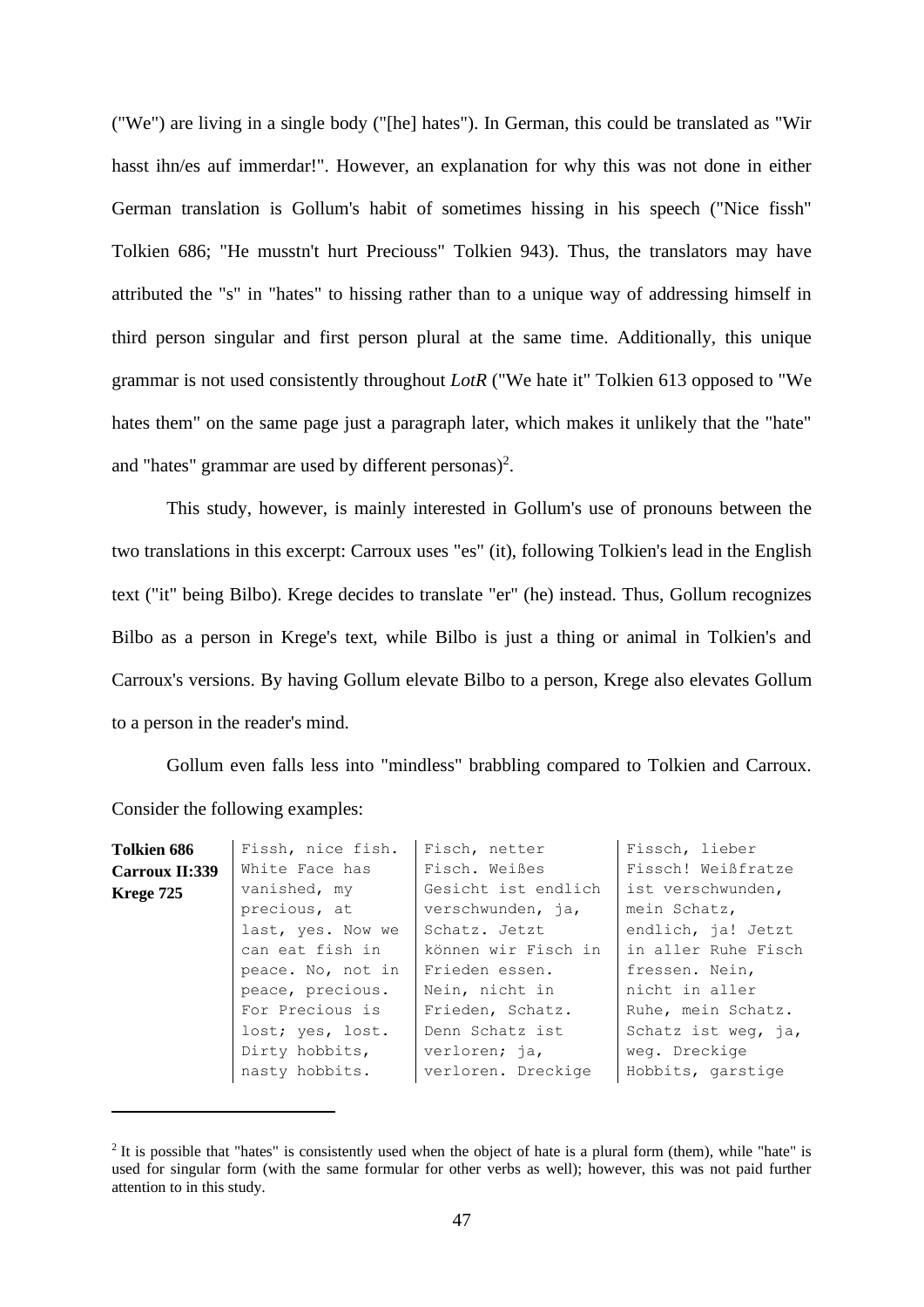("We") are living in a single body ("[he] hates"). In German, this could be translated as "Wir hasst ihn/es auf immerdar!". However, an explanation for why this was not done in either German translation is Gollum's habit of sometimes hissing in his speech ("Nice fissh" Tolkien 686; "He musstn't hurt Preciouss" Tolkien 943). Thus, the translators may have attributed the "s" in "hates" to hissing rather than to a unique way of addressing himself in third person singular and first person plural at the same time. Additionally, this unique grammar is not used consistently throughout *LotR* ("We hate it" Tolkien 613 opposed to "We hates them" on the same page just a paragraph later, which makes it unlikely that the "hate" and "hates" grammar are used by different personas)[2].

This study, however, is mainly interested in Gollum's use of pronouns between the two translations in this excerpt: Carroux uses "es" (it), following Tolkien's lead in the English text ("it" being Bilbo). Krege decides to translate "er" (he) instead. Thus, Gollum recognizes Bilbo as a person in Krege's text, while Bilbo is just a thing or animal in Tolkien's and Carroux's versions. By having Gollum elevate Bilbo to a person, Krege also elevates Gollum to a person in the reader's mind.

Gollum even falls less into "mindless" brabbling compared to Tolkien and Carroux. Consider the following examples:

| **Tolkien 686**<br>**Carroux II:339**<br>**Krege 725** | Fissh, nice fish. White Face has vanished, my precious, at last, yes. Now we can eat fish in peace. No, not in peace, precious. For Precious is lost; yes, lost. Dirty hobbits, nasty hobbits. | Fisch, netter Fisch. Weißes Gesicht ist endlich verschwunden, ja, Schatz. Jetzt können wir Fisch in Frieden essen. Nein, nicht in Frieden, Schatz. Denn Schatz ist verloren; ja, verloren. Dreckige | Fissch, lieber Fissch! Weißfratze ist verschwunden, mein Schatz, endlich, ja! Jetzt in aller Ruhe Fisch fressen. Nein, nicht in aller Ruhe, mein Schatz. Schatz ist weg, ja, weg. Dreckige Hobbits, garstige |
|---|---|---|---|

[2] It is possible that "hates" is consistently used when the object of hate is a plural form (them), while "hate" is used for singular form (with the same formular for other verbs as well); however, this was not paid further attention to in this study.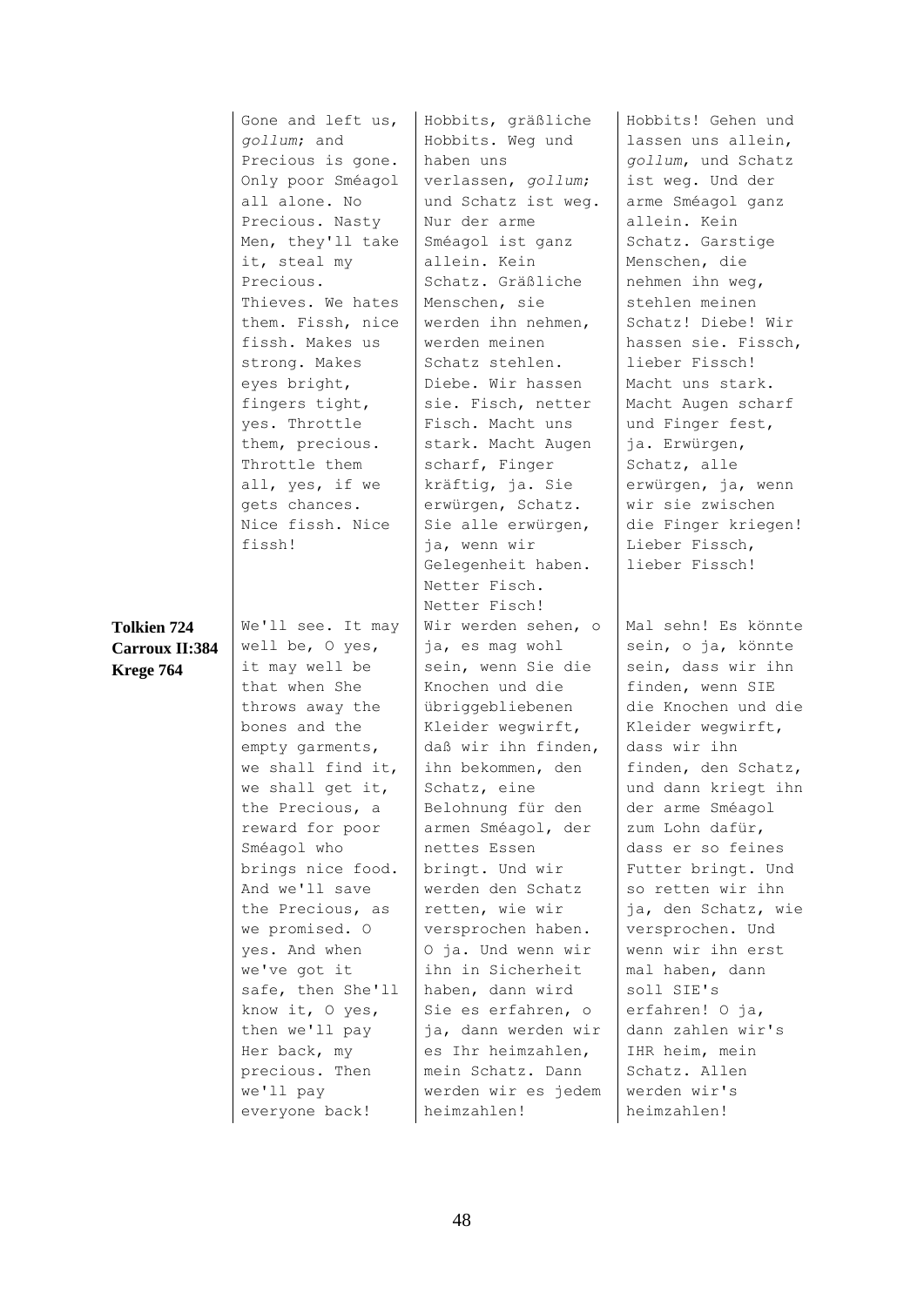| | | | |
|---|---|---|---|
| | Gone and left us, *gollum*; and Precious is gone. Only poor Sméagol all alone. No Precious. Nasty Men, they'll take it, steal my Precious. Thieves. We hates them. Fissh, nice fissh. Makes us strong. Makes eyes bright, fingers tight, yes. Throttle them, precious. Throttle them all, yes, if we gets chances. Nice fissh. Nice fissh! | Hobbits, gräßliche Hobbits. Weg und haben uns verlassen, *gollum*; und Schatz ist weg. Nur der arme Sméagol ist ganz allein. Kein Schatz. Gräßliche Menschen, sie werden ihn nehmen, werden meinen Schatz stehlen. Diebe. Wir hassen sie. Fisch, netter Fisch. Macht uns stark. Macht Augen scharf, Finger kräftig, ja. Sie erwürgen, Schatz. Sie alle erwürgen, ja, wenn wir Gelegenheit haben. Netter Fisch. Netter Fisch! | Hobbits! Gehen und lassen uns allein, *gollum*, und Schatz ist weg. Und der arme Sméagol ganz allein. Kein Schatz. Garstige Menschen, die nehmen ihn weg, stehlen meinen Schatz! Diebe! Wir hassen sie. Fissch, lieber Fissch! Macht uns stark. Macht Augen scharf und Finger fest, ja. Erwürgen, Schatz, alle erwürgen, ja, wenn wir sie zwischen die Finger kriegen! Lieber Fissch, lieber Fissch! |
| **Tolkien 724 Carroux II:384 Krege 764** | We'll see. It may well be, O yes, it may well be that when She throws away the bones and the empty garments, we shall find it, we shall get it, the Precious, a reward for poor Sméagol who brings nice food. And we'll save the Precious, as we promised. O yes. And when we've got it safe, then She'll know it, O yes, then we'll pay Her back, my precious. Then we'll pay everyone back! | Wir werden sehen, o ja, es mag wohl sein, wenn Sie die Knochen und die übriggebliebenen Kleider wegwirft, daß wir ihn finden, ihn bekommen, den Schatz, eine Belohnung für den armen Sméagol, der nettes Essen bringt. Und wir werden den Schatz retten, wie wir versprochen haben. O ja. Und wenn wir ihn in Sicherheit haben, dann wird Sie es erfahren, o ja, dann werden wir es Ihr heimzahlen, mein Schatz. Dann werden wir es jedem heimzahlen! | Mal sehn! Es könnte sein, o ja, könnte sein, dass wir ihn finden, wenn SIE die Knochen und die Kleider wegwirft, dass wir ihn finden, den Schatz, und dann kriegt ihn der arme Sméagol zum Lohn dafür, dass er so feines Futter bringt. Und so retten wir ihn ja, den Schatz, wie versprochen. Und wenn wir ihn erst mal haben, dann soll SIE's erfahren! O ja, dann zahlen wir's IHR heim, mein Schatz. Allen werden wir's heimzahlen! |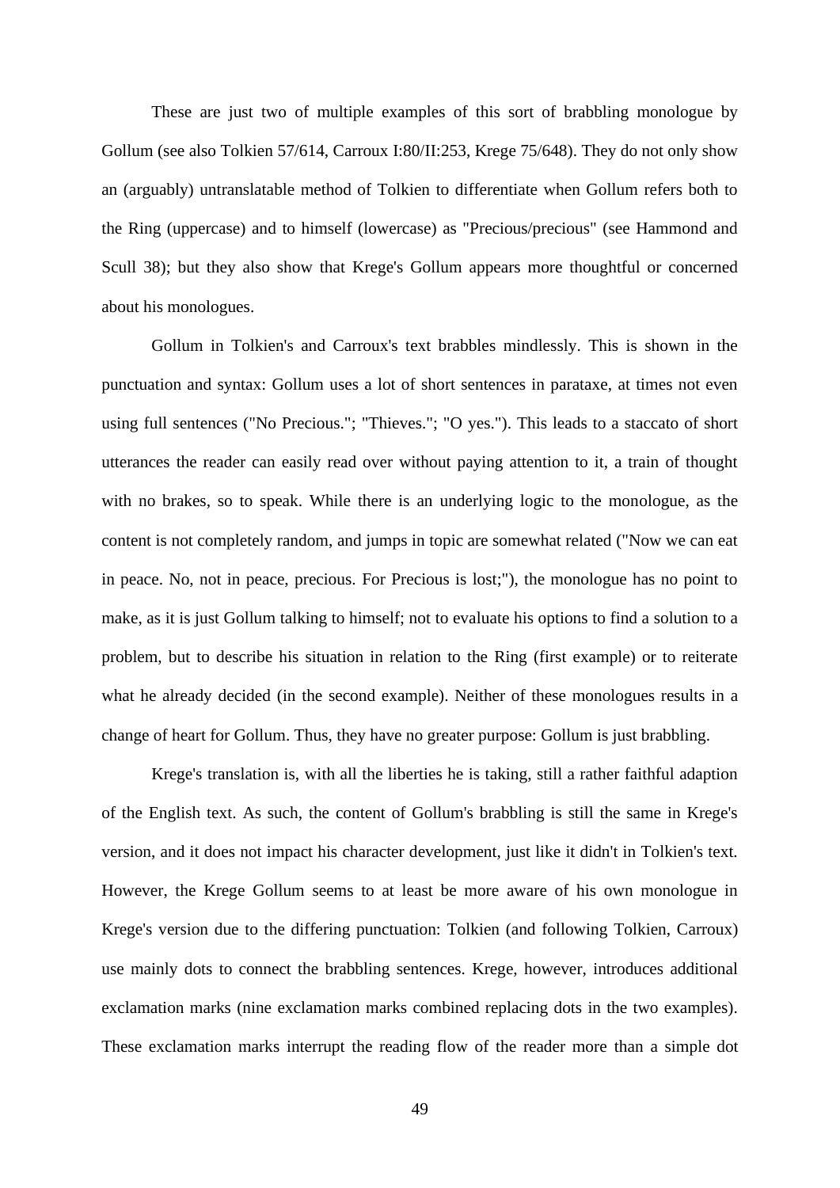These are just two of multiple examples of this sort of brabbling monologue by Gollum (see also Tolkien 57/614, Carroux I:80/II:253, Krege 75/648). They do not only show an (arguably) untranslatable method of Tolkien to differentiate when Gollum refers both to the Ring (uppercase) and to himself (lowercase) as "Precious/precious" (see Hammond and Scull 38); but they also show that Krege's Gollum appears more thoughtful or concerned about his monologues.

Gollum in Tolkien's and Carroux's text brabbles mindlessly. This is shown in the punctuation and syntax: Gollum uses a lot of short sentences in parataxe, at times not even using full sentences ("No Precious."; "Thieves."; "O yes."). This leads to a staccato of short utterances the reader can easily read over without paying attention to it, a train of thought with no brakes, so to speak. While there is an underlying logic to the monologue, as the content is not completely random, and jumps in topic are somewhat related ("Now we can eat in peace. No, not in peace, precious. For Precious is lost;"), the monologue has no point to make, as it is just Gollum talking to himself; not to evaluate his options to find a solution to a problem, but to describe his situation in relation to the Ring (first example) or to reiterate what he already decided (in the second example). Neither of these monologues results in a change of heart for Gollum. Thus, they have no greater purpose: Gollum is just brabbling.

Krege's translation is, with all the liberties he is taking, still a rather faithful adaption of the English text. As such, the content of Gollum's brabbling is still the same in Krege's version, and it does not impact his character development, just like it didn't in Tolkien's text. However, the Krege Gollum seems to at least be more aware of his own monologue in Krege's version due to the differing punctuation: Tolkien (and following Tolkien, Carroux) use mainly dots to connect the brabbling sentences. Krege, however, introduces additional exclamation marks (nine exclamation marks combined replacing dots in the two examples). These exclamation marks interrupt the reading flow of the reader more than a simple dot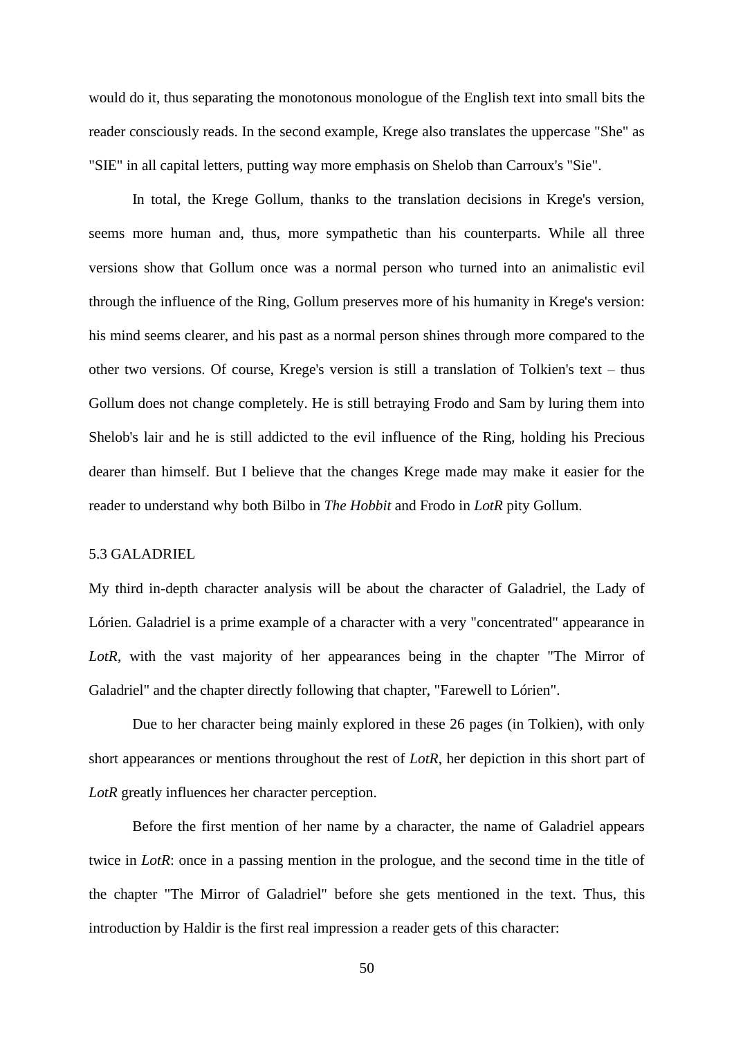would do it, thus separating the monotonous monologue of the English text into small bits the reader consciously reads. In the second example, Krege also translates the uppercase "She" as "SIE" in all capital letters, putting way more emphasis on Shelob than Carroux's "Sie".

In total, the Krege Gollum, thanks to the translation decisions in Krege's version, seems more human and, thus, more sympathetic than his counterparts. While all three versions show that Gollum once was a normal person who turned into an animalistic evil through the influence of the Ring, Gollum preserves more of his humanity in Krege's version: his mind seems clearer, and his past as a normal person shines through more compared to the other two versions. Of course, Krege's version is still a translation of Tolkien's text – thus Gollum does not change completely. He is still betraying Frodo and Sam by luring them into Shelob's lair and he is still addicted to the evil influence of the Ring, holding his Precious dearer than himself. But I believe that the changes Krege made may make it easier for the reader to understand why both Bilbo in *The Hobbit* and Frodo in *LotR* pity Gollum.

### 5.3 GALADRIEL

My third in-depth character analysis will be about the character of Galadriel, the Lady of Lórien. Galadriel is a prime example of a character with a very "concentrated" appearance in *LotR*, with the vast majority of her appearances being in the chapter "The Mirror of Galadriel" and the chapter directly following that chapter, "Farewell to Lórien".

Due to her character being mainly explored in these 26 pages (in Tolkien), with only short appearances or mentions throughout the rest of *LotR*, her depiction in this short part of *LotR* greatly influences her character perception.

Before the first mention of her name by a character, the name of Galadriel appears twice in *LotR*: once in a passing mention in the prologue, and the second time in the title of the chapter "The Mirror of Galadriel" before she gets mentioned in the text. Thus, this introduction by Haldir is the first real impression a reader gets of this character: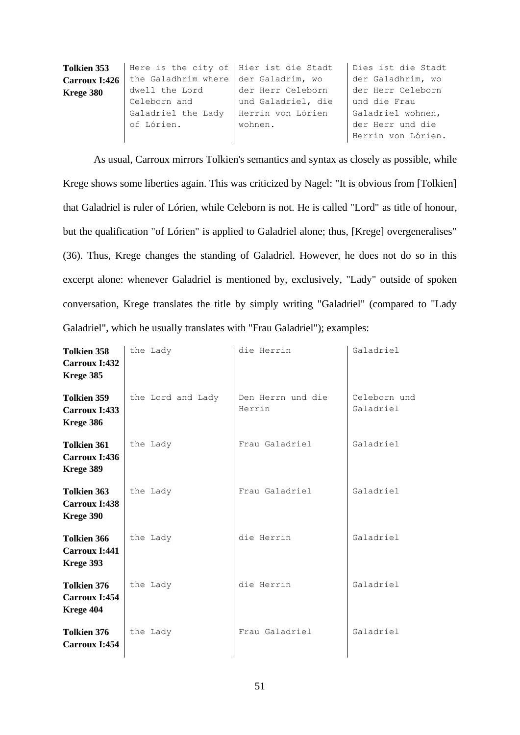| | | | |
|---|---|---|---|
| **Tolkien 353**<br>**Carroux I:426**<br>**Krege 380** | Here is the city of the Galadhrim where dwell the Lord Celeborn and Galadriel the Lady of Lórien. | Hier ist die Stadt der Galadrim, wo der Herr Celeborn und Galadriel, die Herrin von Lórien wohnen. | Dies ist die Stadt der Galadhrim, wo der Herr Celeborn und die Frau Galadriel wohnen, der Herr und die Herrin von Lórien. |

As usual, Carroux mirrors Tolkien's semantics and syntax as closely as possible, while Krege shows some liberties again. This was criticized by Nagel: "It is obvious from [Tolkien] that Galadriel is ruler of Lórien, while Celeborn is not. He is called "Lord" as title of honour, but the qualification "of Lórien" is applied to Galadriel alone; thus, [Krege] overgeneralises" (36). Thus, Krege changes the standing of Galadriel. However, he does not do so in this excerpt alone: whenever Galadriel is mentioned by, exclusively, "Lady" outside of spoken conversation, Krege translates the title by simply writing "Galadriel" (compared to "Lady Galadriel", which he usually translates with "Frau Galadriel"); examples:

| | | | |
|---|---|---|---|
| **Tolkien 358**<br>**Carroux I:432**<br>**Krege 385** | the Lady | die Herrin | Galadriel |
| **Tolkien 359**<br>**Carroux I:433**<br>**Krege 386** | the Lord and Lady | Den Herrn und die Herrin | Celeborn und Galadriel |
| **Tolkien 361**<br>**Carroux I:436**<br>**Krege 389** | the Lady | Frau Galadriel | Galadriel |
| **Tolkien 363**<br>**Carroux I:438**<br>**Krege 390** | the Lady | Frau Galadriel | Galadriel |
| **Tolkien 366**<br>**Carroux I:441**<br>**Krege 393** | the Lady | die Herrin | Galadriel |
| **Tolkien 376**<br>**Carroux I:454**<br>**Krege 404** | the Lady | die Herrin | Galadriel |
| **Tolkien 376**<br>**Carroux I:454** | the Lady | Frau Galadriel | Galadriel |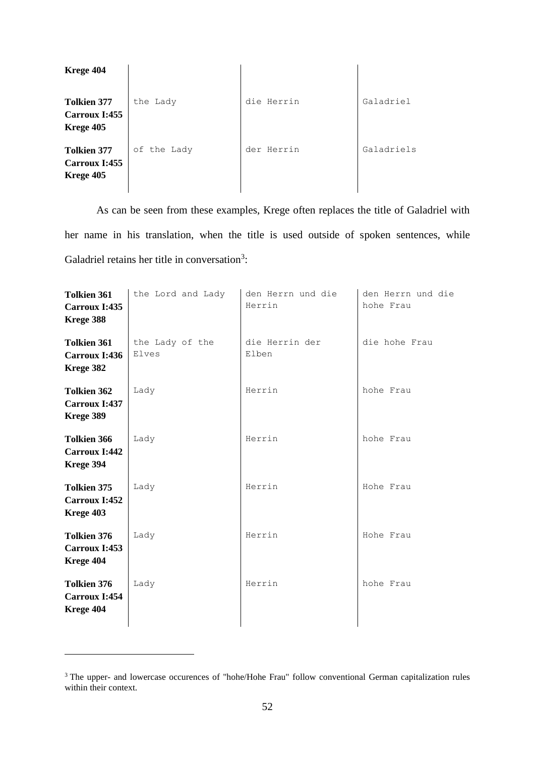| | | | |
|---|---|---|---|
| **Krege 404** | | | |
| **Tolkien 377 Carroux I:455 Krege 405** | the Lady | die Herrin | Galadriel |
| **Tolkien 377 Carroux I:455 Krege 405** | of the Lady | der Herrin | Galadriels |

As can be seen from these examples, Krege often replaces the title of Galadriel with her name in his translation, when the title is used outside of spoken sentences, while Galadriel retains her title in conversation[3]:

| | | | |
|---|---|---|---|
| **Tolkien 361 Carroux I:435 Krege 388** | the Lord and Lady | den Herrn und die Herrin | den Herrn und die hohe Frau |
| **Tolkien 361 Carroux I:436 Krege 382** | the Lady of the Elves | die Herrin der Elben | die hohe Frau |
| **Tolkien 362 Carroux I:437 Krege 389** | Lady | Herrin | hohe Frau |
| **Tolkien 366 Carroux I:442 Krege 394** | Lady | Herrin | hohe Frau |
| **Tolkien 375 Carroux I:452 Krege 403** | Lady | Herrin | Hohe Frau |
| **Tolkien 376 Carroux I:453 Krege 404** | Lady | Herrin | Hohe Frau |
| **Tolkien 376 Carroux I:454 Krege 404** | Lady | Herrin | hohe Frau |

[3] The upper- and lowercase occurences of "hohe/Hohe Frau" follow conventional German capitalization rules within their context.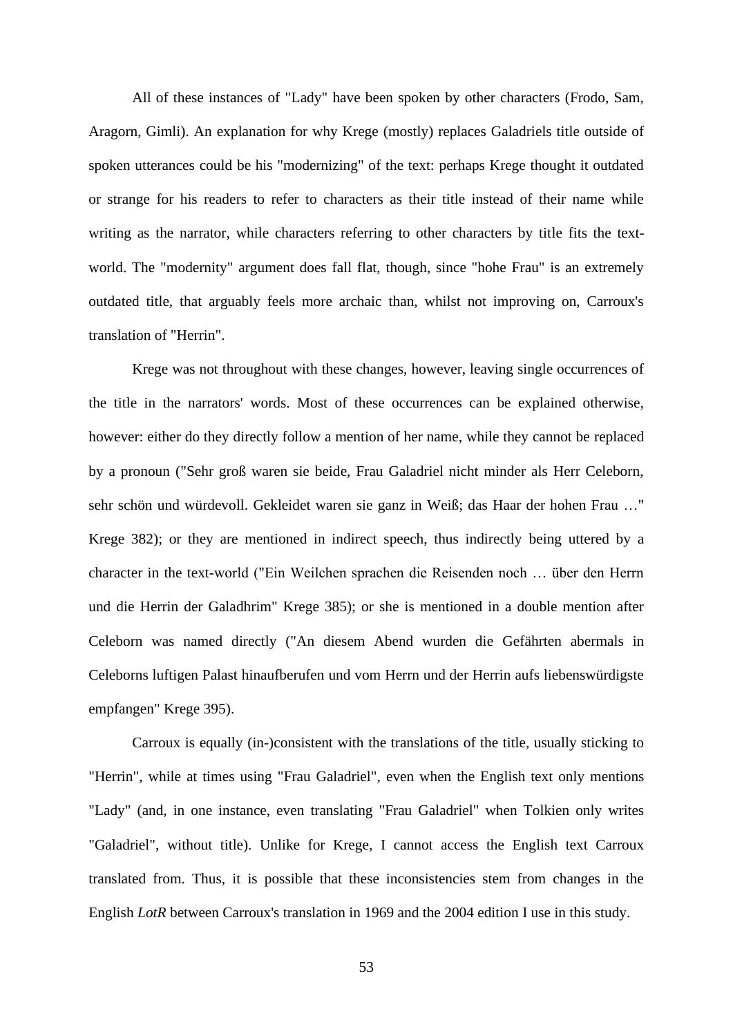All of these instances of "Lady" have been spoken by other characters (Frodo, Sam, Aragorn, Gimli). An explanation for why Krege (mostly) replaces Galadriels title outside of spoken utterances could be his "modernizing" of the text: perhaps Krege thought it outdated or strange for his readers to refer to characters as their title instead of their name while writing as the narrator, while characters referring to other characters by title fits the text-world. The "modernity" argument does fall flat, though, since "hohe Frau" is an extremely outdated title, that arguably feels more archaic than, whilst not improving on, Carroux's translation of "Herrin".

Krege was not throughout with these changes, however, leaving single occurrences of the title in the narrators' words. Most of these occurrences can be explained otherwise, however: either do they directly follow a mention of her name, while they cannot be replaced by a pronoun ("Sehr groß waren sie beide, Frau Galadriel nicht minder als Herr Celeborn, sehr schön und würdevoll. Gekleidet waren sie ganz in Weiß; das Haar der hohen Frau …" Krege 382); or they are mentioned in indirect speech, thus indirectly being uttered by a character in the text-world ("Ein Weilchen sprachen die Reisenden noch … über den Herrn und die Herrin der Galadhrim" Krege 385); or she is mentioned in a double mention after Celeborn was named directly ("An diesem Abend wurden die Gefährten abermals in Celeborns luftigen Palast hinaufberufen und vom Herrn und der Herrin aufs liebenswürdigste empfangen" Krege 395).

Carroux is equally (in-)consistent with the translations of the title, usually sticking to "Herrin", while at times using "Frau Galadriel", even when the English text only mentions "Lady" (and, in one instance, even translating "Frau Galadriel" when Tolkien only writes "Galadriel", without title). Unlike for Krege, I cannot access the English text Carroux translated from. Thus, it is possible that these inconsistencies stem from changes in the English *LotR* between Carroux's translation in 1969 and the 2004 edition I use in this study.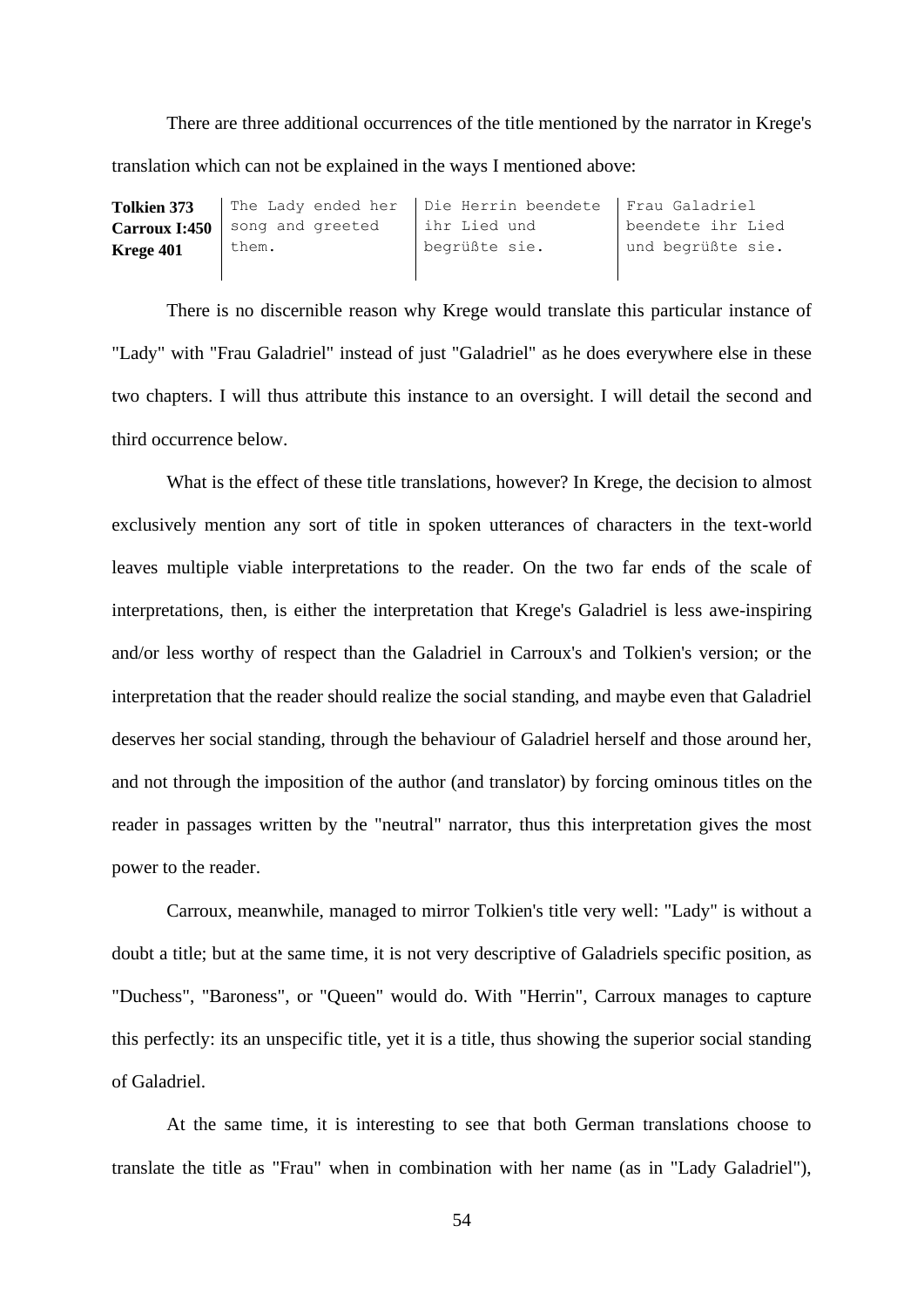There are three additional occurrences of the title mentioned by the narrator in Krege's translation which can not be explained in the ways I mentioned above:

| **Tolkien 373**<br>**Carroux I:450**<br>**Krege 401** | The Lady ended her song and greeted them. | Die Herrin beendete ihr Lied und begrüßte sie. | Frau Galadriel beendete ihr Lied und begrüßte sie. |
|---|---|---|---|

There is no discernible reason why Krege would translate this particular instance of "Lady" with "Frau Galadriel" instead of just "Galadriel" as he does everywhere else in these two chapters. I will thus attribute this instance to an oversight. I will detail the second and third occurrence below.

What is the effect of these title translations, however? In Krege, the decision to almost exclusively mention any sort of title in spoken utterances of characters in the text-world leaves multiple viable interpretations to the reader. On the two far ends of the scale of interpretations, then, is either the interpretation that Krege's Galadriel is less awe-inspiring and/or less worthy of respect than the Galadriel in Carroux's and Tolkien's version; or the interpretation that the reader should realize the social standing, and maybe even that Galadriel deserves her social standing, through the behaviour of Galadriel herself and those around her, and not through the imposition of the author (and translator) by forcing ominous titles on the reader in passages written by the "neutral" narrator, thus this interpretation gives the most power to the reader.

Carroux, meanwhile, managed to mirror Tolkien's title very well: "Lady" is without a doubt a title; but at the same time, it is not very descriptive of Galadriels specific position, as "Duchess", "Baroness", or "Queen" would do. With "Herrin", Carroux manages to capture this perfectly: its an unspecific title, yet it is a title, thus showing the superior social standing of Galadriel.

At the same time, it is interesting to see that both German translations choose to translate the title as "Frau" when in combination with her name (as in "Lady Galadriel"),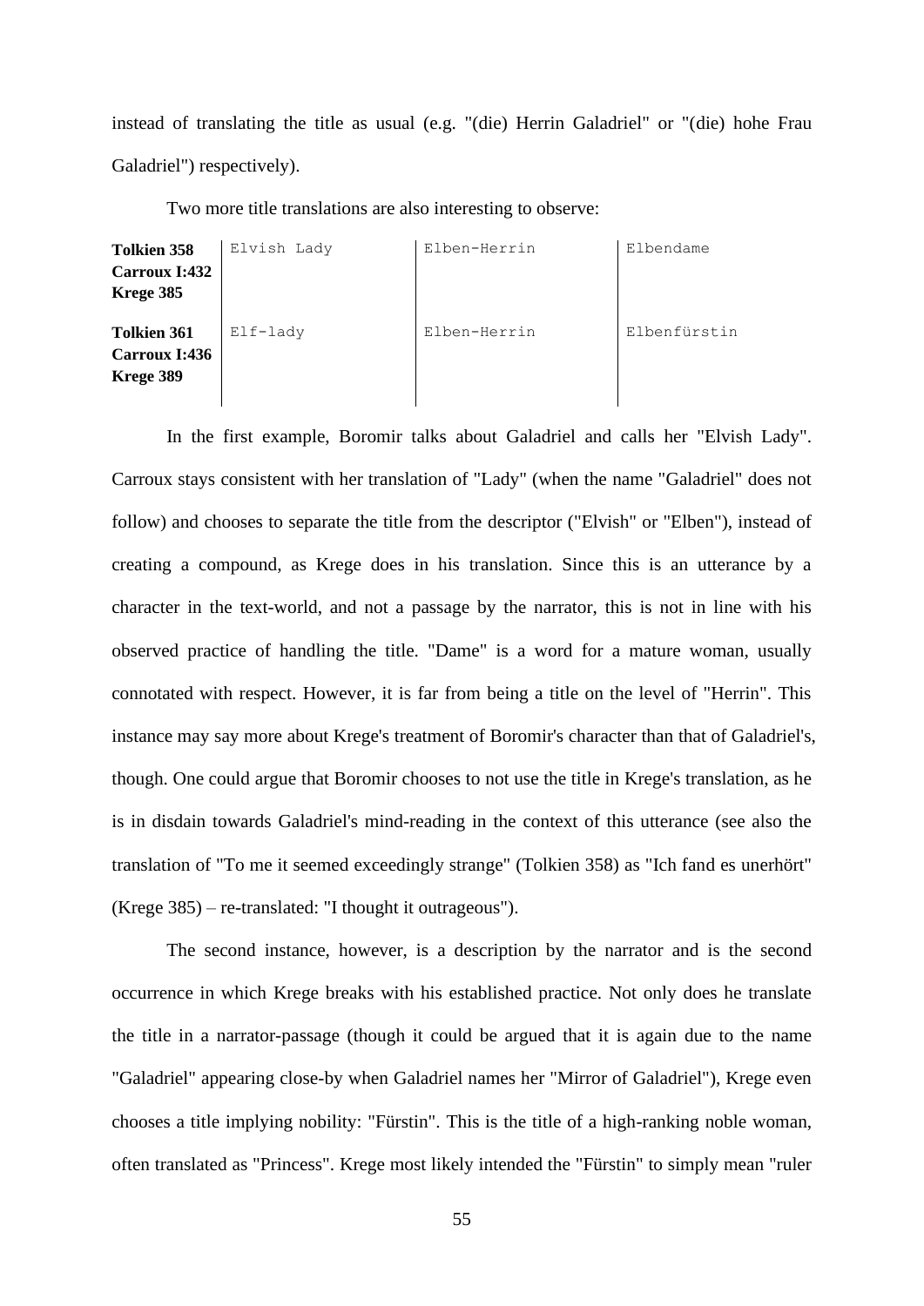instead of translating the title as usual (e.g. "(die) Herrin Galadriel" or "(die) hohe Frau Galadriel") respectively).

Two more title translations are also interesting to observe:

| | | | |
|---|---|---|---|
| **Tolkien 358**<br>**Carroux I:432**<br>**Krege 385** | Elvish Lady | Elben-Herrin | Elbendame |
| **Tolkien 361**<br>**Carroux I:436**<br>**Krege 389** | Elf-lady | Elben-Herrin | Elbenfürstin |

In the first example, Boromir talks about Galadriel and calls her "Elvish Lady". Carroux stays consistent with her translation of "Lady" (when the name "Galadriel" does not follow) and chooses to separate the title from the descriptor ("Elvish" or "Elben"), instead of creating a compound, as Krege does in his translation. Since this is an utterance by a character in the text-world, and not a passage by the narrator, this is not in line with his observed practice of handling the title. "Dame" is a word for a mature woman, usually connotated with respect. However, it is far from being a title on the level of "Herrin". This instance may say more about Krege's treatment of Boromir's character than that of Galadriel's, though. One could argue that Boromir chooses to not use the title in Krege's translation, as he is in disdain towards Galadriel's mind-reading in the context of this utterance (see also the translation of "To me it seemed exceedingly strange" (Tolkien 358) as "Ich fand es unerhört" (Krege 385) – re-translated: "I thought it outrageous").

The second instance, however, is a description by the narrator and is the second occurrence in which Krege breaks with his established practice. Not only does he translate the title in a narrator-passage (though it could be argued that it is again due to the name "Galadriel" appearing close-by when Galadriel names her "Mirror of Galadriel"), Krege even chooses a title implying nobility: "Fürstin". This is the title of a high-ranking noble woman, often translated as "Princess". Krege most likely intended the "Fürstin" to simply mean "ruler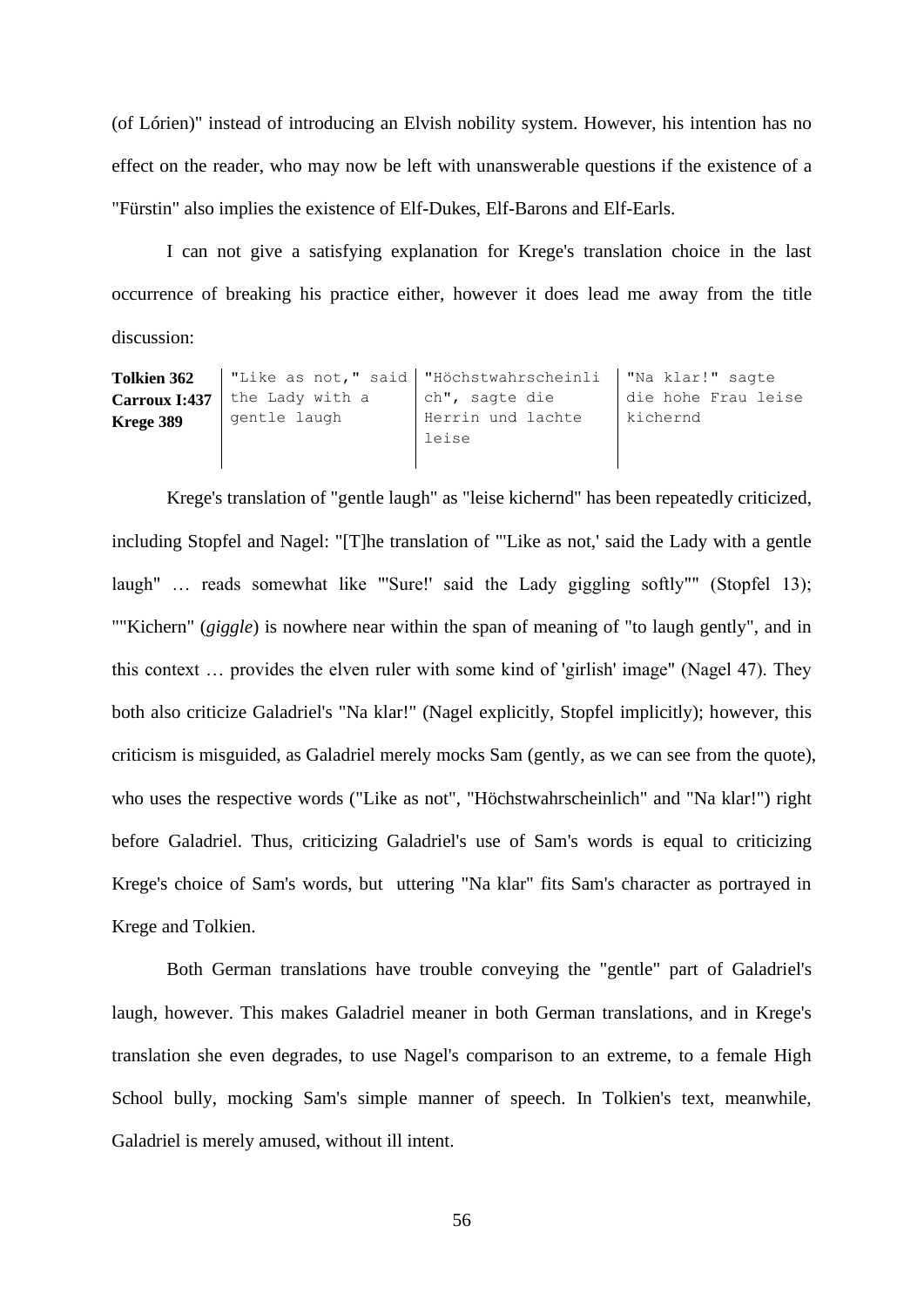(of Lórien)" instead of introducing an Elvish nobility system. However, his intention has no effect on the reader, who may now be left with unanswerable questions if the existence of a "Fürstin" also implies the existence of Elf-Dukes, Elf-Barons and Elf-Earls.

I can not give a satisfying explanation for Krege's translation choice in the last occurrence of breaking his practice either, however it does lead me away from the title discussion:

| **Tolkien 362** **Carroux I:437** **Krege 389** | "Like as not," said the Lady with a gentle laugh | "Höchstwahrscheinlich", sagte die Herrin und lachte leise | "Na klar!" sagte die hohe Frau leise kichernd |
|---|---|---|---|

Krege's translation of "gentle laugh" as "leise kichernd" has been repeatedly criticized, including Stopfel and Nagel: "[T]he translation of "'Like as not,' said the Lady with a gentle laugh" … reads somewhat like "'Sure!' said the Lady giggling softly"" (Stopfel 13); ""Kichern" (*giggle*) is nowhere near within the span of meaning of "to laugh gently", and in this context … provides the elven ruler with some kind of 'girlish' image" (Nagel 47). They both also criticize Galadriel's "Na klar!" (Nagel explicitly, Stopfel implicitly); however, this criticism is misguided, as Galadriel merely mocks Sam (gently, as we can see from the quote), who uses the respective words ("Like as not", "Höchstwahrscheinlich" and "Na klar!") right before Galadriel. Thus, criticizing Galadriel's use of Sam's words is equal to criticizing Krege's choice of Sam's words, but uttering "Na klar" fits Sam's character as portrayed in Krege and Tolkien.

Both German translations have trouble conveying the "gentle" part of Galadriel's laugh, however. This makes Galadriel meaner in both German translations, and in Krege's translation she even degrades, to use Nagel's comparison to an extreme, to a female High School bully, mocking Sam's simple manner of speech. In Tolkien's text, meanwhile, Galadriel is merely amused, without ill intent.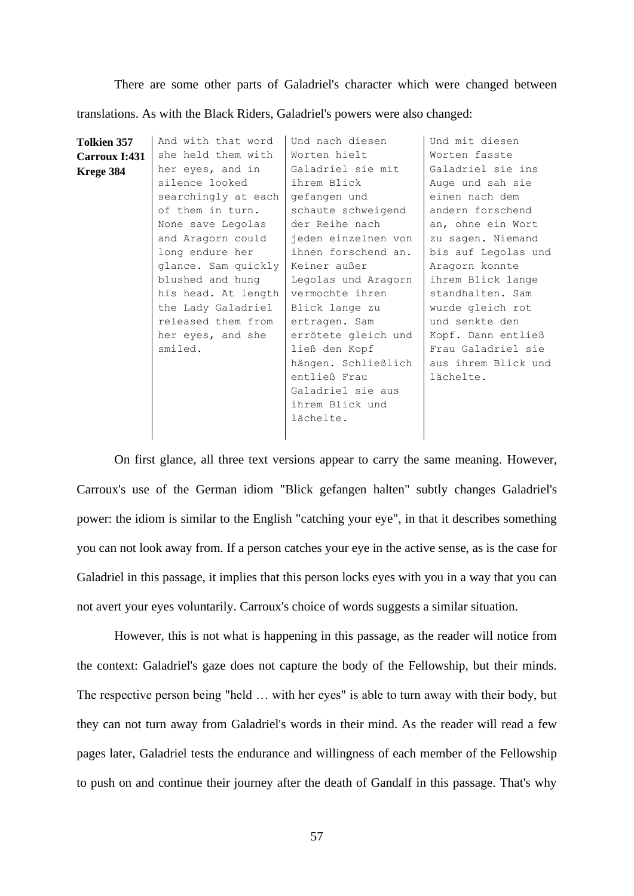There are some other parts of Galadriel's character which were changed between translations. As with the Black Riders, Galadriel's powers were also changed:

| **Tolkien 357**<br>**Carroux I:431**<br>**Krege 384** | | | |
|---|---|---|---|
| | And with that word she held them with her eyes, and in silence looked searchingly at each of them in turn. None save Legolas and Aragorn could long endure her glance. Sam quickly blushed and hung his head. At length the Lady Galadriel released them from her eyes, and she smiled. | Und nach diesen Worten hielt Galadriel sie mit ihrem Blick gefangen und schaute schweigend der Reihe nach jeden einzelnen von ihnen forschend an. Keiner außer Legolas und Aragorn vermochte ihren Blick lange zu ertragen. Sam errötete gleich und ließ den Kopf hängen. Schließlich entließ Frau Galadriel sie aus ihrem Blick und lächelte. | Und mit diesen Worten fasste Galadriel sie ins Auge und sah sie einen nach dem andern forschend an, ohne ein Wort zu sagen. Niemand bis auf Legolas und Aragorn konnte ihrem Blick lange standhalten. Sam wurde gleich rot und senkte den Kopf. Dann entließ Frau Galadriel sie aus ihrem Blick und lächelte. |

On first glance, all three text versions appear to carry the same meaning. However, Carroux's use of the German idiom "Blick gefangen halten" subtly changes Galadriel's power: the idiom is similar to the English "catching your eye", in that it describes something you can not look away from. If a person catches your eye in the active sense, as is the case for Galadriel in this passage, it implies that this person locks eyes with you in a way that you can not avert your eyes voluntarily. Carroux's choice of words suggests a similar situation.

However, this is not what is happening in this passage, as the reader will notice from the context: Galadriel's gaze does not capture the body of the Fellowship, but their minds. The respective person being "held … with her eyes" is able to turn away with their body, but they can not turn away from Galadriel's words in their mind. As the reader will read a few pages later, Galadriel tests the endurance and willingness of each member of the Fellowship to push on and continue their journey after the death of Gandalf in this passage. That's why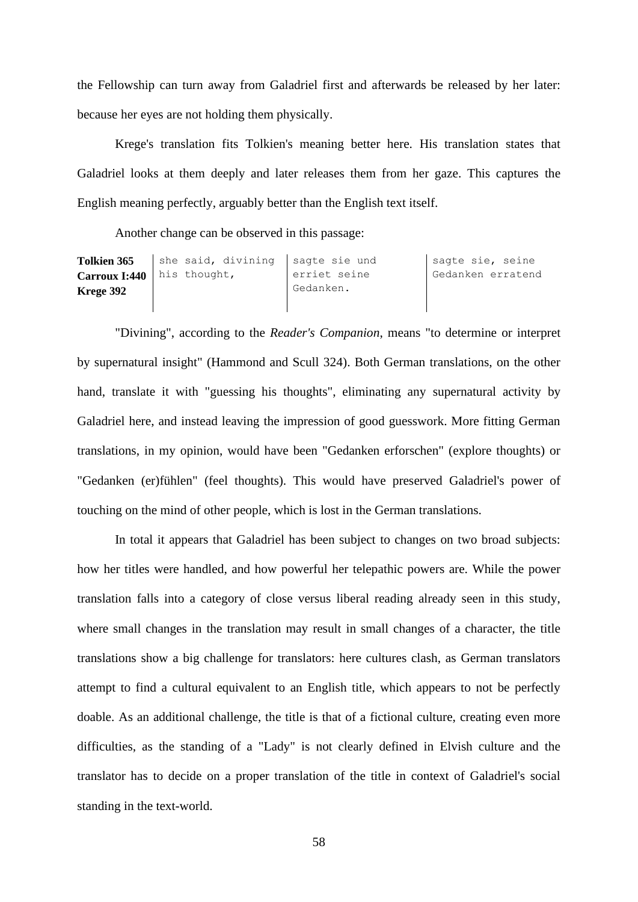the Fellowship can turn away from Galadriel first and afterwards be released by her later: because her eyes are not holding them physically.

Krege's translation fits Tolkien's meaning better here. His translation states that Galadriel looks at them deeply and later releases them from her gaze. This captures the English meaning perfectly, arguably better than the English text itself.

Another change can be observed in this passage:

| **Tolkien 365**<br>**Carroux I:440**<br>**Krege 392** | she said, divining his thought, | sagte sie und erriet seine Gedanken. | sagte sie, seine Gedanken erratend |
|---|---|---|---|

"Divining", according to the *Reader's Companion*, means "to determine or interpret by supernatural insight" (Hammond and Scull 324). Both German translations, on the other hand, translate it with "guessing his thoughts", eliminating any supernatural activity by Galadriel here, and instead leaving the impression of good guesswork. More fitting German translations, in my opinion, would have been "Gedanken erforschen" (explore thoughts) or "Gedanken (er)fühlen" (feel thoughts). This would have preserved Galadriel's power of touching on the mind of other people, which is lost in the German translations.

In total it appears that Galadriel has been subject to changes on two broad subjects: how her titles were handled, and how powerful her telepathic powers are. While the power translation falls into a category of close versus liberal reading already seen in this study, where small changes in the translation may result in small changes of a character, the title translations show a big challenge for translators: here cultures clash, as German translators attempt to find a cultural equivalent to an English title, which appears to not be perfectly doable. As an additional challenge, the title is that of a fictional culture, creating even more difficulties, as the standing of a "Lady" is not clearly defined in Elvish culture and the translator has to decide on a proper translation of the title in context of Galadriel's social standing in the text-world.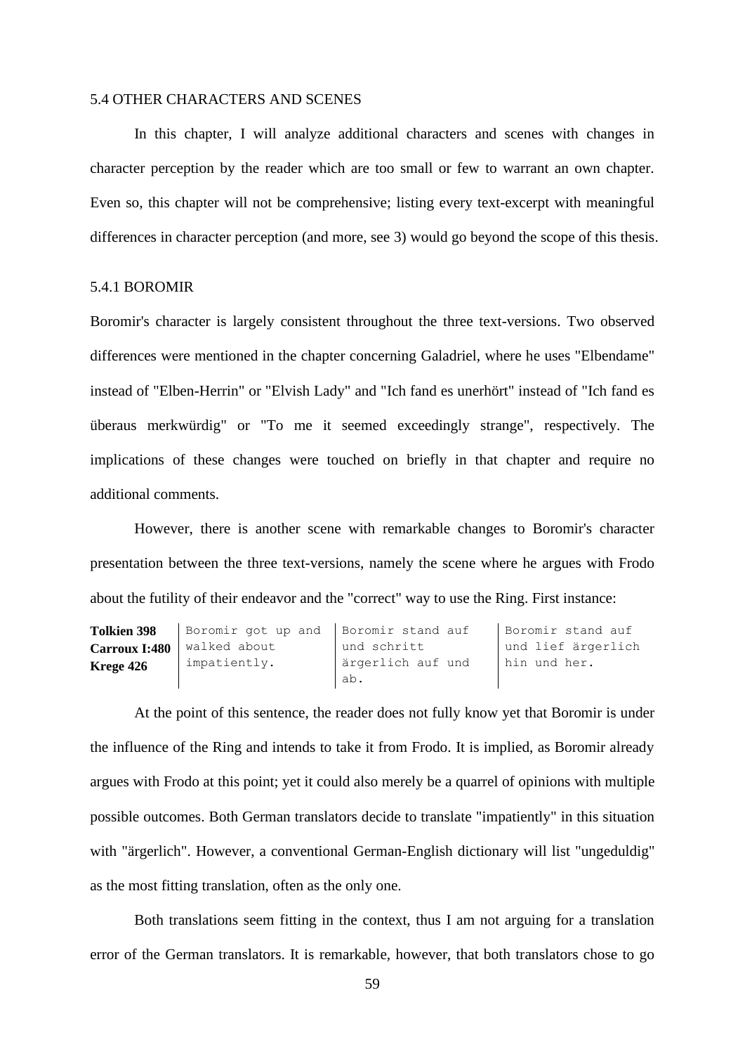## 5.4 OTHER CHARACTERS AND SCENES

In this chapter, I will analyze additional characters and scenes with changes in character perception by the reader which are too small or few to warrant an own chapter. Even so, this chapter will not be comprehensive; listing every text-excerpt with meaningful differences in character perception (and more, see 3) would go beyond the scope of this thesis.

### 5.4.1 BOROMIR

Boromir's character is largely consistent throughout the three text-versions. Two observed differences were mentioned in the chapter concerning Galadriel, where he uses "Elbendame" instead of "Elben-Herrin" or "Elvish Lady" and "Ich fand es unerhört" instead of "Ich fand es überaus merkwürdig" or "To me it seemed exceedingly strange", respectively. The implications of these changes were touched on briefly in that chapter and require no additional comments.

However, there is another scene with remarkable changes to Boromir's character presentation between the three text-versions, namely the scene where he argues with Frodo about the futility of their endeavor and the "correct" way to use the Ring. First instance:

| **Tolkien 398**<br>**Carroux I:480**<br>**Krege 426** | Boromir got up and walked about impatiently. | Boromir stand auf und schritt ärgerlich auf und ab. | Boromir stand auf und lief ärgerlich hin und her. |
|---|---|---|---|

At the point of this sentence, the reader does not fully know yet that Boromir is under the influence of the Ring and intends to take it from Frodo. It is implied, as Boromir already argues with Frodo at this point; yet it could also merely be a quarrel of opinions with multiple possible outcomes. Both German translators decide to translate "impatiently" in this situation with "ärgerlich". However, a conventional German-English dictionary will list "ungeduldig" as the most fitting translation, often as the only one.

Both translations seem fitting in the context, thus I am not arguing for a translation error of the German translators. It is remarkable, however, that both translators chose to go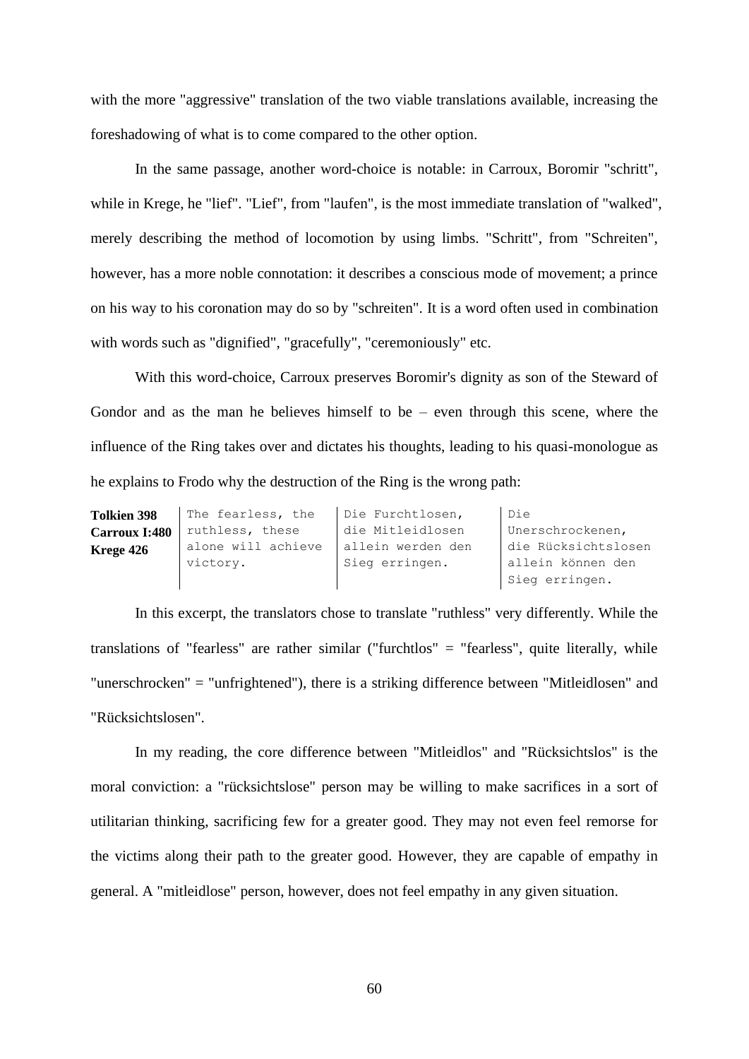with the more "aggressive" translation of the two viable translations available, increasing the foreshadowing of what is to come compared to the other option.

In the same passage, another word-choice is notable: in Carroux, Boromir "schritt", while in Krege, he "lief". "Lief", from "laufen", is the most immediate translation of "walked", merely describing the method of locomotion by using limbs. "Schritt", from "Schreiten", however, has a more noble connotation: it describes a conscious mode of movement; a prince on his way to his coronation may do so by "schreiten". It is a word often used in combination with words such as "dignified", "gracefully", "ceremoniously" etc.

With this word-choice, Carroux preserves Boromir's dignity as son of the Steward of Gondor and as the man he believes himself to be – even through this scene, where the influence of the Ring takes over and dictates his thoughts, leading to his quasi-monologue as he explains to Frodo why the destruction of the Ring is the wrong path:

| **Tolkien 398**<br>**Carroux I:480**<br>**Krege 426** | The fearless, the ruthless, these alone will achieve victory. | Die Furchtlosen, die Mitleidlosen allein werden den Sieg erringen. | Die Unerschrockenen, die Rücksichtslosen allein können den Sieg erringen. |
|---|---|---|---|

In this excerpt, the translators chose to translate "ruthless" very differently. While the translations of "fearless" are rather similar ("furchtlos" = "fearless", quite literally, while "unerschrocken" = "unfrightened"), there is a striking difference between "Mitleidlosen" and "Rücksichtslosen".

In my reading, the core difference between "Mitleidlos" and "Rücksichtslos" is the moral conviction: a "rücksichtslose" person may be willing to make sacrifices in a sort of utilitarian thinking, sacrificing few for a greater good. They may not even feel remorse for the victims along their path to the greater good. However, they are capable of empathy in general. A "mitleidlose" person, however, does not feel empathy in any given situation.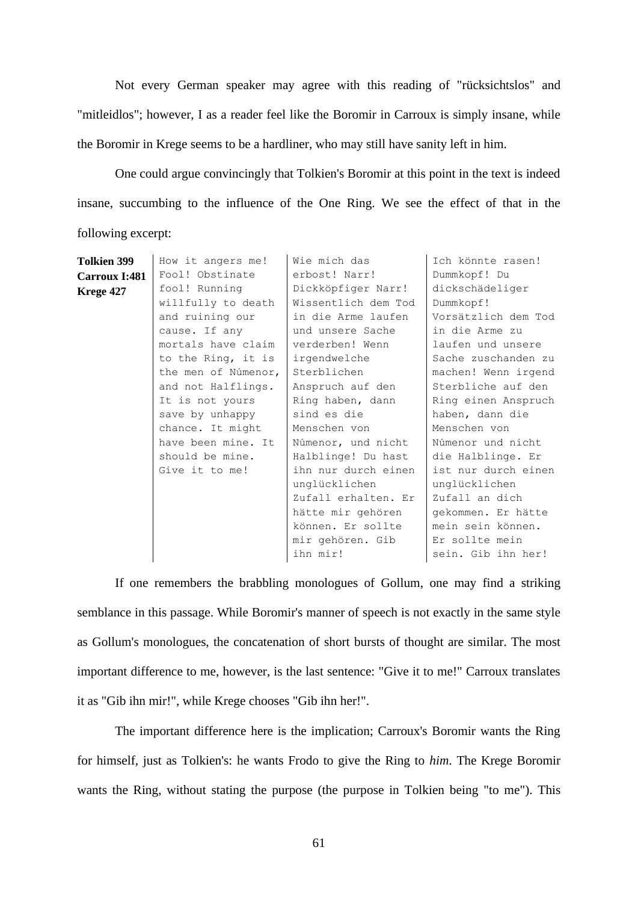Not every German speaker may agree with this reading of "rücksichtslos" and "mitleidlos"; however, I as a reader feel like the Boromir in Carroux is simply insane, while the Boromir in Krege seems to be a hardliner, who may still have sanity left in him.

One could argue convincingly that Tolkien's Boromir at this point in the text is indeed insane, succumbing to the influence of the One Ring. We see the effect of that in the following excerpt:

| **Tolkien 399**<br>**Carroux I:481**<br>**Krege 427** | How it angers me! Fool! Obstinate fool! Running willfully to death and ruining our cause. If any mortals have claim to the Ring, it is the men of Númenor, and not Halflings. It is not yours save by unhappy chance. It might have been mine. It should be mine. Give it to me! | Wie mich das erbost! Narr! Dickköpfiger Narr! Wissentlich dem Tod in die Arme laufen und unsere Sache verderben! Wenn irgendwelche Sterblichen Anspruch auf den Ring haben, dann sind es die Menschen von Númenor, und nicht Halblinge! Du hast ihn nur durch einen unglücklichen Zufall erhalten. Er hätte mir gehören können. Er sollte mir gehören. Gib ihn mir! | Ich könnte rasen! Dummkopf! Du dickschädeliger Dummkopf! Vorsätzlich dem Tod in die Arme zu laufen und unsere Sache zuschanden zu machen! Wenn irgend Sterbliche auf den Ring einen Anspruch haben, dann die Menschen von Númenor und nicht die Halblinge. Er ist nur durch einen unglücklichen Zufall an dich gekommen. Er hätte mein sein können. Er sollte mein sein. Gib ihn her! |
|---|---|---|---|

If one remembers the brabbling monologues of Gollum, one may find a striking semblance in this passage. While Boromir's manner of speech is not exactly in the same style as Gollum's monologues, the concatenation of short bursts of thought are similar. The most important difference to me, however, is the last sentence: "Give it to me!" Carroux translates it as "Gib ihn mir!", while Krege chooses "Gib ihn her!".

The important difference here is the implication; Carroux's Boromir wants the Ring for himself, just as Tolkien's: he wants Frodo to give the Ring to *him*. The Krege Boromir wants the Ring, without stating the purpose (the purpose in Tolkien being "to me"). This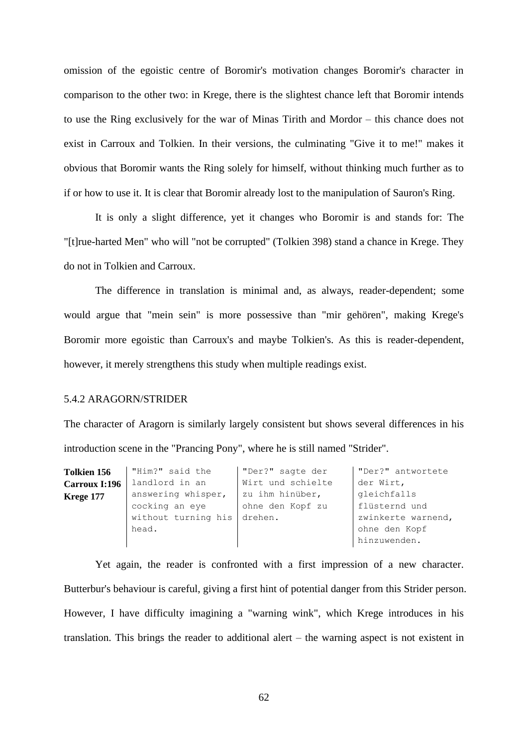omission of the egoistic centre of Boromir's motivation changes Boromir's character in comparison to the other two: in Krege, there is the slightest chance left that Boromir intends to use the Ring exclusively for the war of Minas Tirith and Mordor – this chance does not exist in Carroux and Tolkien. In their versions, the culminating "Give it to me!" makes it obvious that Boromir wants the Ring solely for himself, without thinking much further as to if or how to use it. It is clear that Boromir already lost to the manipulation of Sauron's Ring.

It is only a slight difference, yet it changes who Boromir is and stands for: The "[t]rue-harted Men" who will "not be corrupted" (Tolkien 398) stand a chance in Krege. They do not in Tolkien and Carroux.

The difference in translation is minimal and, as always, reader-dependent; some would argue that "mein sein" is more possessive than "mir gehören", making Krege's Boromir more egoistic than Carroux's and maybe Tolkien's. As this is reader-dependent, however, it merely strengthens this study when multiple readings exist.

### 5.4.2 ARAGORN/STRIDER

The character of Aragorn is similarly largely consistent but shows several differences in his introduction scene in the "Prancing Pony", where he is still named "Strider".

| **Tolkien 156**<br>**Carroux I:196**<br>**Krege 177** | "Him?" said the landlord in an answering whisper, cocking an eye without turning his head. | "Der?" sagte der Wirt und schielte zu ihm hinüber, ohne den Kopf zu drehen. | "Der?" antwortete der Wirt, gleichfalls flüsternd und zwinkerte warnend, ohne den Kopf hinzuwenden. |
|---|---|---|---|

Yet again, the reader is confronted with a first impression of a new character. Butterbur's behaviour is careful, giving a first hint of potential danger from this Strider person. However, I have difficulty imagining a "warning wink", which Krege introduces in his translation. This brings the reader to additional alert – the warning aspect is not existent in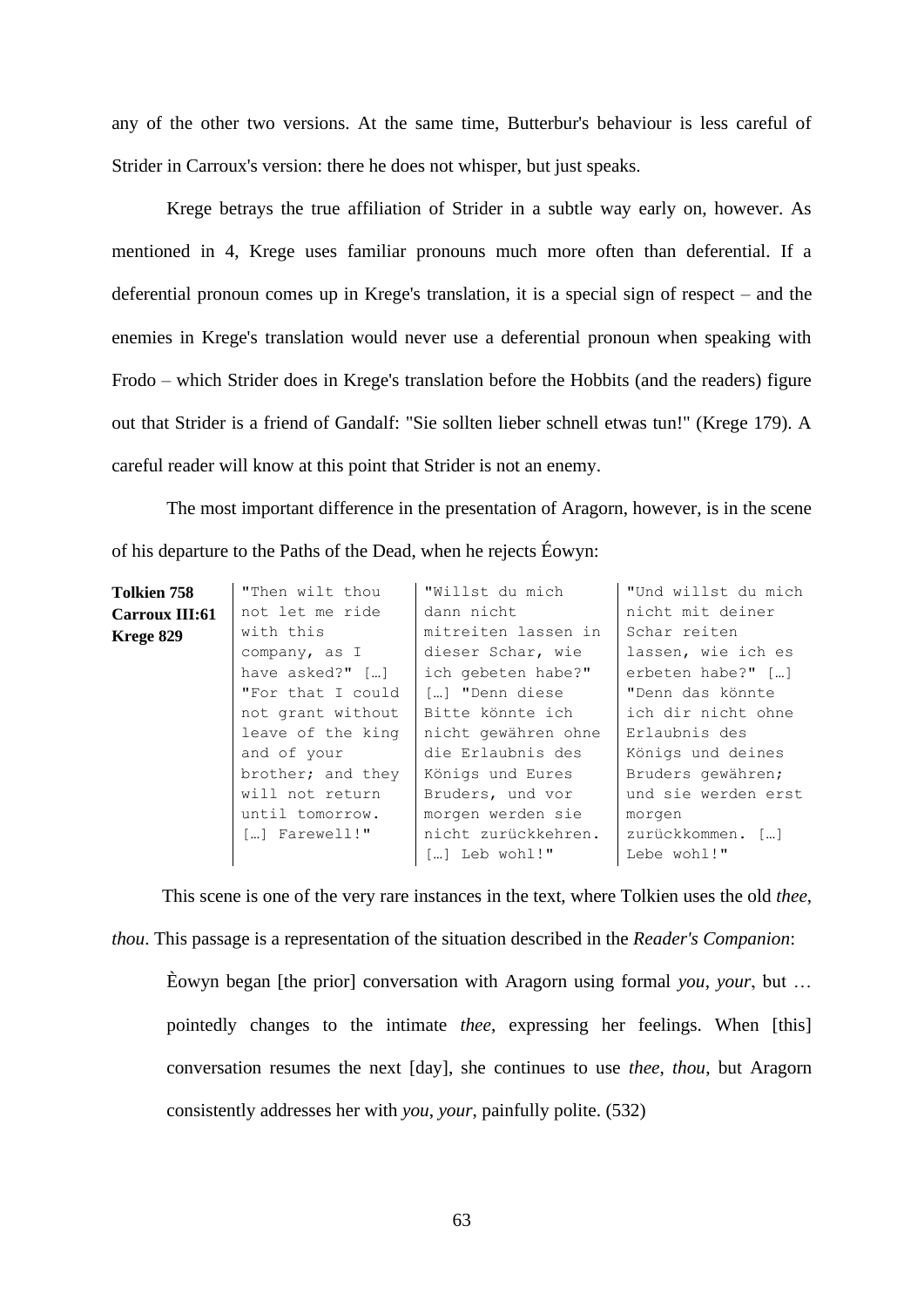any of the other two versions. At the same time, Butterbur's behaviour is less careful of Strider in Carroux's version: there he does not whisper, but just speaks.

Krege betrays the true affiliation of Strider in a subtle way early on, however. As mentioned in 4, Krege uses familiar pronouns much more often than deferential. If a deferential pronoun comes up in Krege's translation, it is a special sign of respect – and the enemies in Krege's translation would never use a deferential pronoun when speaking with Frodo – which Strider does in Krege's translation before the Hobbits (and the readers) figure out that Strider is a friend of Gandalf: "Sie sollten lieber schnell etwas tun!" (Krege 179). A careful reader will know at this point that Strider is not an enemy.

The most important difference in the presentation of Aragorn, however, is in the scene of his departure to the Paths of the Dead, when he rejects Éowyn:

| **Tolkien 758**<br>**Carroux III:61**<br>**Krege 829** | "Then wilt thou not let me ride with this company, as I have asked?" […] "For that I could not grant without leave of the king and of your brother; and they will not return until tomorrow. […] Farewell!" | "Willst du mich dann nicht mitreiten lassen in dieser Schar, wie ich gebeten habe?" […] "Denn diese Bitte könnte ich nicht gewähren ohne die Erlaubnis des Königs und Eures Bruders, und vor morgen werden sie nicht zurückkehren. […] Leb wohl!" | "Und willst du mich nicht mit deiner Schar reiten lassen, wie ich es erbeten habe?" […] "Denn das könnte ich dir nicht ohne Erlaubnis des Königs und deines Bruders gewähren; und sie werden erst morgen zurückkommen. […] Lebe wohl!" |
|---|---|---|---|

This scene is one of the very rare instances in the text, where Tolkien uses the old *thee*, *thou*. This passage is a representation of the situation described in the *Reader's Companion*:

> Èowyn began [the prior] conversation with Aragorn using formal *you*, *your*, but … pointedly changes to the intimate *thee*, expressing her feelings. When [this] conversation resumes the next [day], she continues to use *thee*, *thou*, but Aragorn consistently addresses her with *you*, *your*, painfully polite. (532)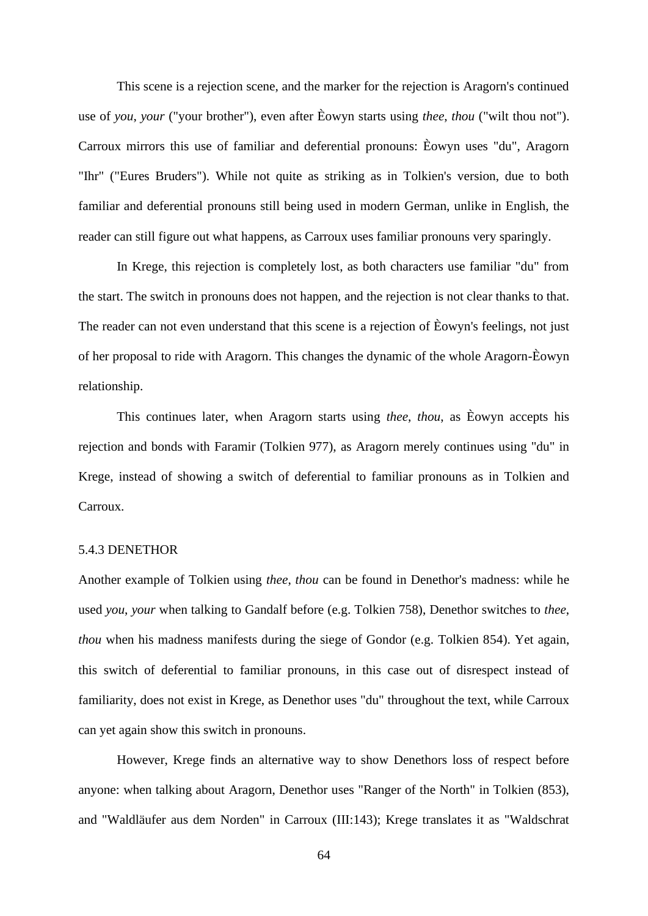This scene is a rejection scene, and the marker for the rejection is Aragorn's continued use of *you*, *your* ("your brother"), even after Èowyn starts using *thee*, *thou* ("wilt thou not"). Carroux mirrors this use of familiar and deferential pronouns: Èowyn uses "du", Aragorn "Ihr" ("Eures Bruders"). While not quite as striking as in Tolkien's version, due to both familiar and deferential pronouns still being used in modern German, unlike in English, the reader can still figure out what happens, as Carroux uses familiar pronouns very sparingly.

In Krege, this rejection is completely lost, as both characters use familiar "du" from the start. The switch in pronouns does not happen, and the rejection is not clear thanks to that. The reader can not even understand that this scene is a rejection of Èowyn's feelings, not just of her proposal to ride with Aragorn. This changes the dynamic of the whole Aragorn-Èowyn relationship.

This continues later, when Aragorn starts using *thee*, *thou*, as Èowyn accepts his rejection and bonds with Faramir (Tolkien 977), as Aragorn merely continues using "du" in Krege, instead of showing a switch of deferential to familiar pronouns as in Tolkien and Carroux.

### 5.4.3 DENETHOR

Another example of Tolkien using *thee*, *thou* can be found in Denethor's madness: while he used *you*, *your* when talking to Gandalf before (e.g. Tolkien 758), Denethor switches to *thee*, *thou* when his madness manifests during the siege of Gondor (e.g. Tolkien 854). Yet again, this switch of deferential to familiar pronouns, in this case out of disrespect instead of familiarity, does not exist in Krege, as Denethor uses "du" throughout the text, while Carroux can yet again show this switch in pronouns.

However, Krege finds an alternative way to show Denethors loss of respect before anyone: when talking about Aragorn, Denethor uses "Ranger of the North" in Tolkien (853), and "Waldläufer aus dem Norden" in Carroux (III:143); Krege translates it as "Waldschrat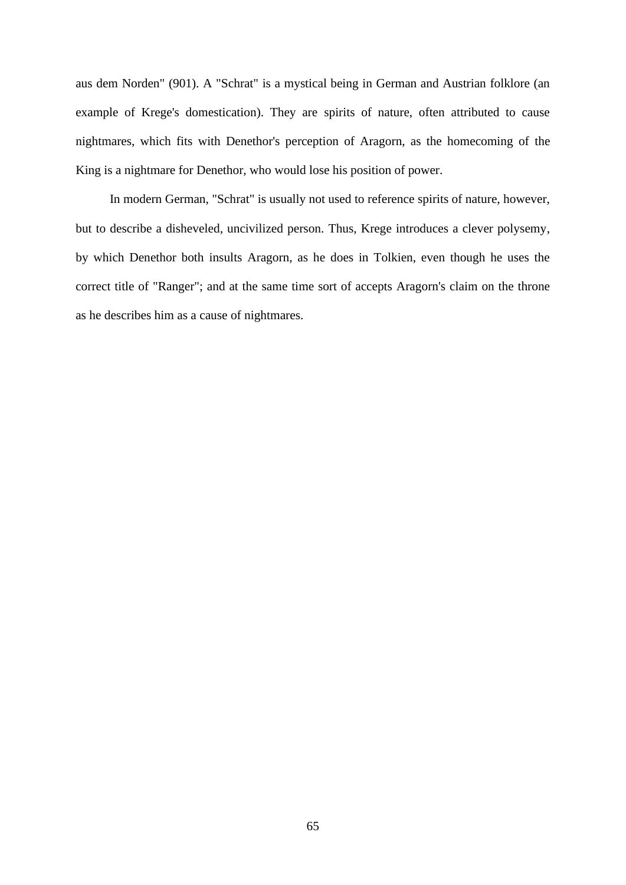aus dem Norden" (901). A "Schrat" is a mystical being in German and Austrian folklore (an example of Krege's domestication). They are spirits of nature, often attributed to cause nightmares, which fits with Denethor's perception of Aragorn, as the homecoming of the King is a nightmare for Denethor, who would lose his position of power.

In modern German, "Schrat" is usually not used to reference spirits of nature, however, but to describe a disheveled, uncivilized person. Thus, Krege introduces a clever polysemy, by which Denethor both insults Aragorn, as he does in Tolkien, even though he uses the correct title of "Ranger"; and at the same time sort of accepts Aragorn's claim on the throne as he describes him as a cause of nightmares.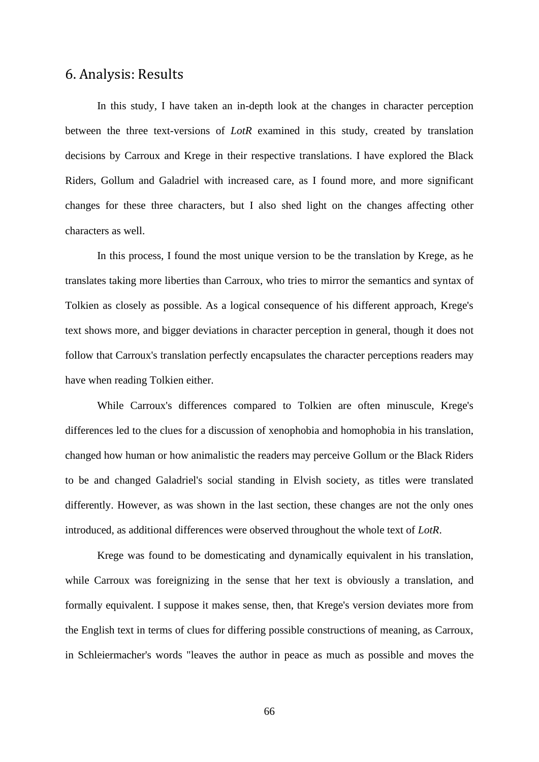# 6. Analysis: Results

In this study, I have taken an in-depth look at the changes in character perception between the three text-versions of *LotR* examined in this study, created by translation decisions by Carroux and Krege in their respective translations. I have explored the Black Riders, Gollum and Galadriel with increased care, as I found more, and more significant changes for these three characters, but I also shed light on the changes affecting other characters as well.

In this process, I found the most unique version to be the translation by Krege, as he translates taking more liberties than Carroux, who tries to mirror the semantics and syntax of Tolkien as closely as possible. As a logical consequence of his different approach, Krege's text shows more, and bigger deviations in character perception in general, though it does not follow that Carroux's translation perfectly encapsulates the character perceptions readers may have when reading Tolkien either.

While Carroux's differences compared to Tolkien are often minuscule, Krege's differences led to the clues for a discussion of xenophobia and homophobia in his translation, changed how human or how animalistic the readers may perceive Gollum or the Black Riders to be and changed Galadriel's social standing in Elvish society, as titles were translated differently. However, as was shown in the last section, these changes are not the only ones introduced, as additional differences were observed throughout the whole text of *LotR*.

Krege was found to be domesticating and dynamically equivalent in his translation, while Carroux was foreignizing in the sense that her text is obviously a translation, and formally equivalent. I suppose it makes sense, then, that Krege's version deviates more from the English text in terms of clues for differing possible constructions of meaning, as Carroux, in Schleiermacher's words "leaves the author in peace as much as possible and moves the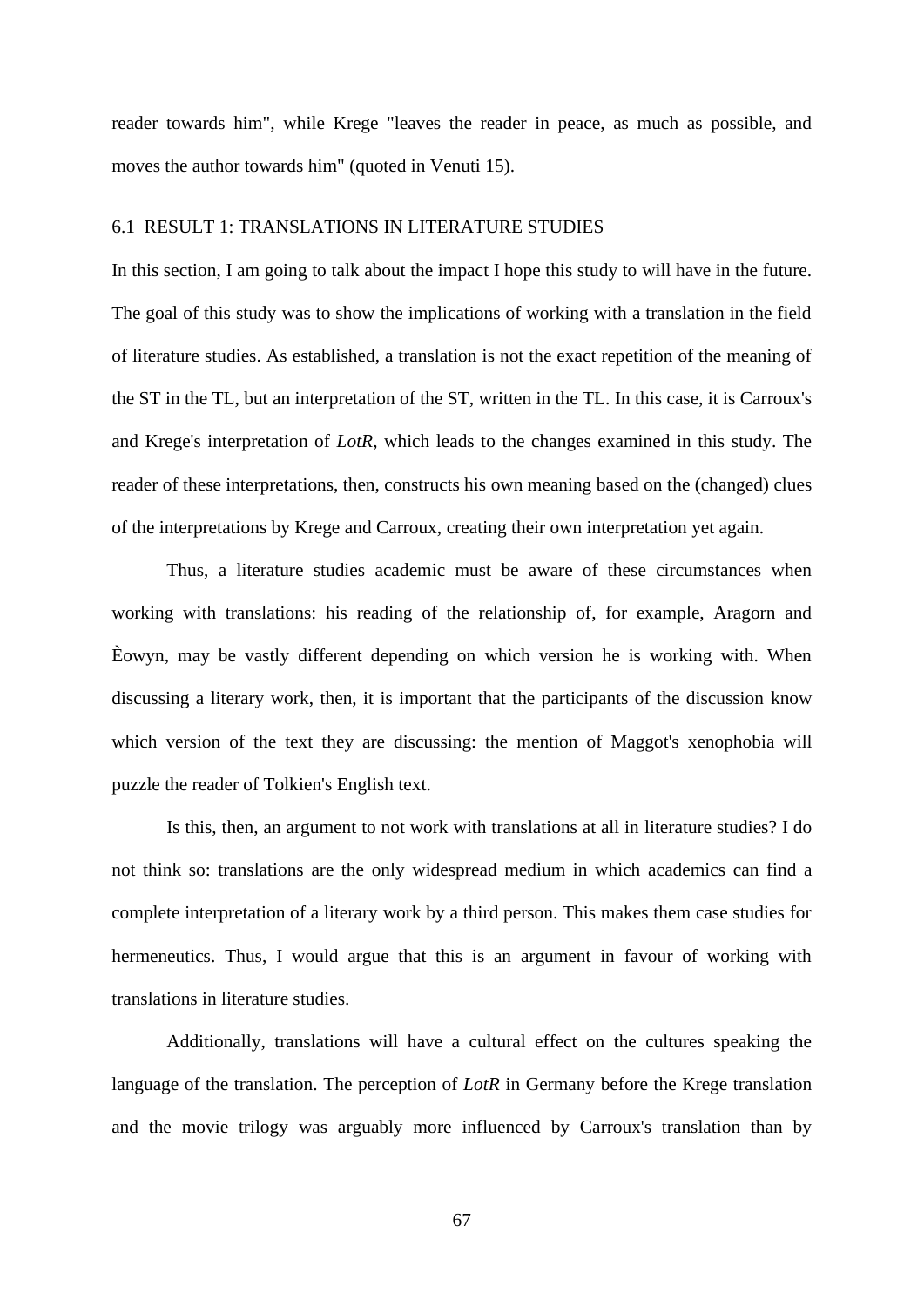reader towards him", while Krege "leaves the reader in peace, as much as possible, and moves the author towards him" (quoted in Venuti 15).

## 6.1 RESULT 1: TRANSLATIONS IN LITERATURE STUDIES

In this section, I am going to talk about the impact I hope this study to will have in the future. The goal of this study was to show the implications of working with a translation in the field of literature studies. As established, a translation is not the exact repetition of the meaning of the ST in the TL, but an interpretation of the ST, written in the TL. In this case, it is Carroux's and Krege's interpretation of *LotR*, which leads to the changes examined in this study. The reader of these interpretations, then, constructs his own meaning based on the (changed) clues of the interpretations by Krege and Carroux, creating their own interpretation yet again.

Thus, a literature studies academic must be aware of these circumstances when working with translations: his reading of the relationship of, for example, Aragorn and Èowyn, may be vastly different depending on which version he is working with. When discussing a literary work, then, it is important that the participants of the discussion know which version of the text they are discussing: the mention of Maggot's xenophobia will puzzle the reader of Tolkien's English text.

Is this, then, an argument to not work with translations at all in literature studies? I do not think so: translations are the only widespread medium in which academics can find a complete interpretation of a literary work by a third person. This makes them case studies for hermeneutics. Thus, I would argue that this is an argument in favour of working with translations in literature studies.

Additionally, translations will have a cultural effect on the cultures speaking the language of the translation. The perception of *LotR* in Germany before the Krege translation and the movie trilogy was arguably more influenced by Carroux's translation than by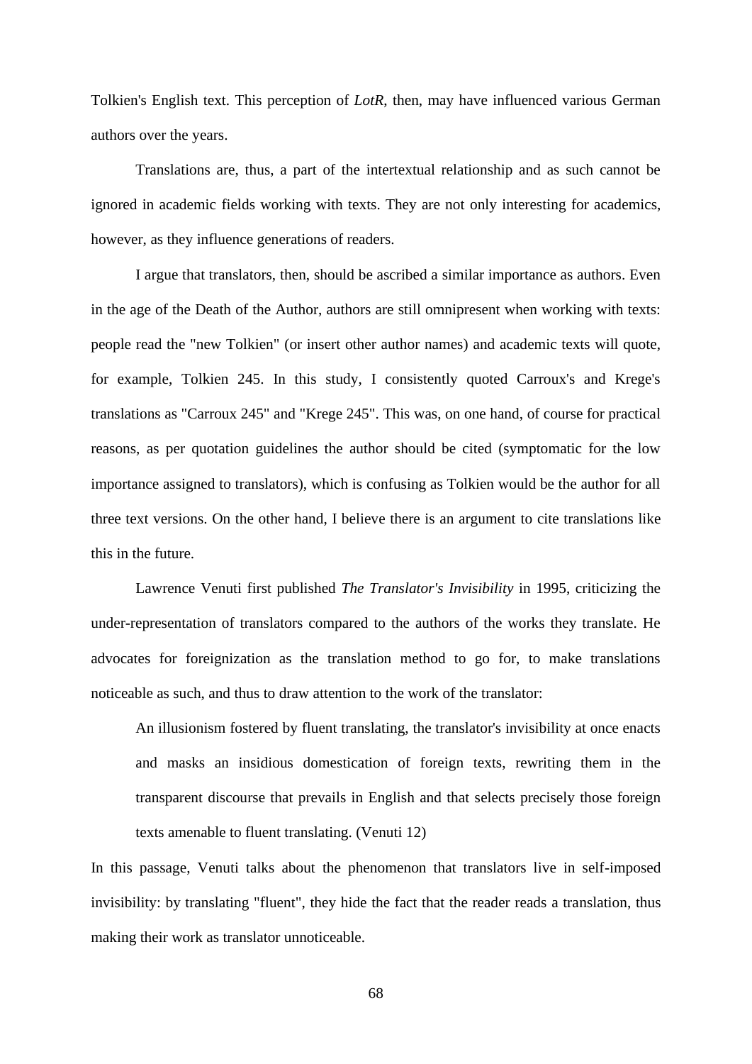Tolkien's English text. This perception of *LotR*, then, may have influenced various German authors over the years.

Translations are, thus, a part of the intertextual relationship and as such cannot be ignored in academic fields working with texts. They are not only interesting for academics, however, as they influence generations of readers.

I argue that translators, then, should be ascribed a similar importance as authors. Even in the age of the Death of the Author, authors are still omnipresent when working with texts: people read the "new Tolkien" (or insert other author names) and academic texts will quote, for example, Tolkien 245. In this study, I consistently quoted Carroux's and Krege's translations as "Carroux 245" and "Krege 245". This was, on one hand, of course for practical reasons, as per quotation guidelines the author should be cited (symptomatic for the low importance assigned to translators), which is confusing as Tolkien would be the author for all three text versions. On the other hand, I believe there is an argument to cite translations like this in the future.

Lawrence Venuti first published *The Translator's Invisibility* in 1995, criticizing the under-representation of translators compared to the authors of the works they translate. He advocates for foreignization as the translation method to go for, to make translations noticeable as such, and thus to draw attention to the work of the translator:

> An illusionism fostered by fluent translating, the translator's invisibility at once enacts and masks an insidious domestication of foreign texts, rewriting them in the transparent discourse that prevails in English and that selects precisely those foreign texts amenable to fluent translating. (Venuti 12)

In this passage, Venuti talks about the phenomenon that translators live in self-imposed invisibility: by translating "fluent", they hide the fact that the reader reads a translation, thus making their work as translator unnoticeable.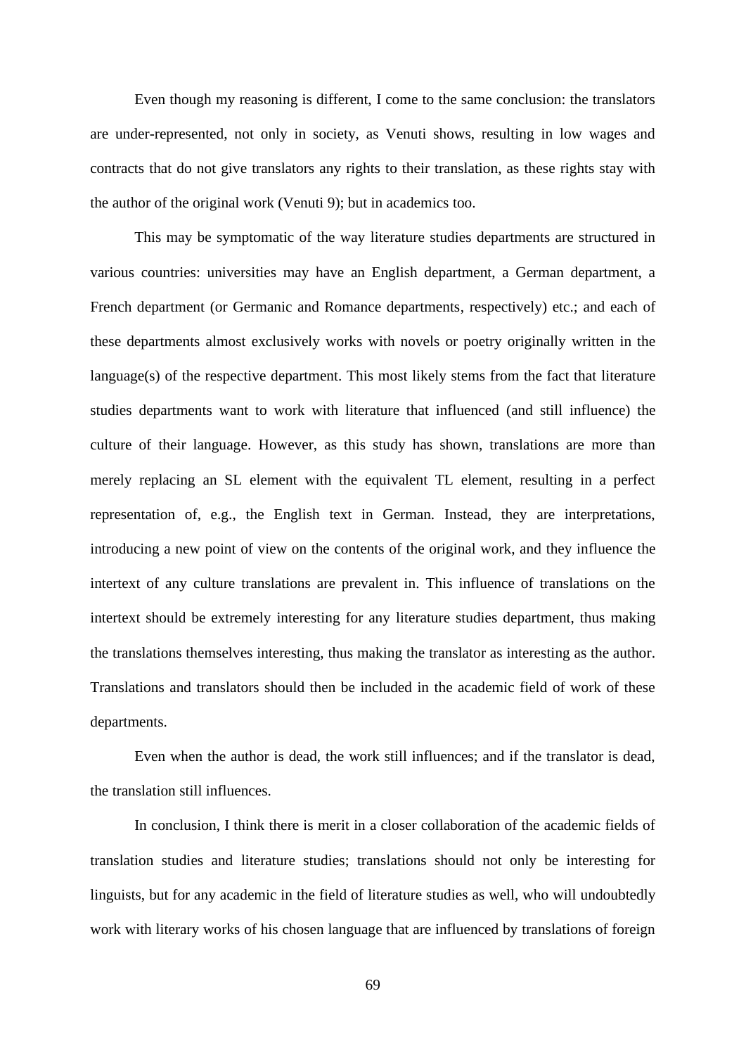Even though my reasoning is different, I come to the same conclusion: the translators are under-represented, not only in society, as Venuti shows, resulting in low wages and contracts that do not give translators any rights to their translation, as these rights stay with the author of the original work (Venuti 9); but in academics too.

This may be symptomatic of the way literature studies departments are structured in various countries: universities may have an English department, a German department, a French department (or Germanic and Romance departments, respectively) etc.; and each of these departments almost exclusively works with novels or poetry originally written in the language(s) of the respective department. This most likely stems from the fact that literature studies departments want to work with literature that influenced (and still influence) the culture of their language. However, as this study has shown, translations are more than merely replacing an SL element with the equivalent TL element, resulting in a perfect representation of, e.g., the English text in German. Instead, they are interpretations, introducing a new point of view on the contents of the original work, and they influence the intertext of any culture translations are prevalent in. This influence of translations on the intertext should be extremely interesting for any literature studies department, thus making the translations themselves interesting, thus making the translator as interesting as the author. Translations and translators should then be included in the academic field of work of these departments.

Even when the author is dead, the work still influences; and if the translator is dead, the translation still influences.

In conclusion, I think there is merit in a closer collaboration of the academic fields of translation studies and literature studies; translations should not only be interesting for linguists, but for any academic in the field of literature studies as well, who will undoubtedly work with literary works of his chosen language that are influenced by translations of foreign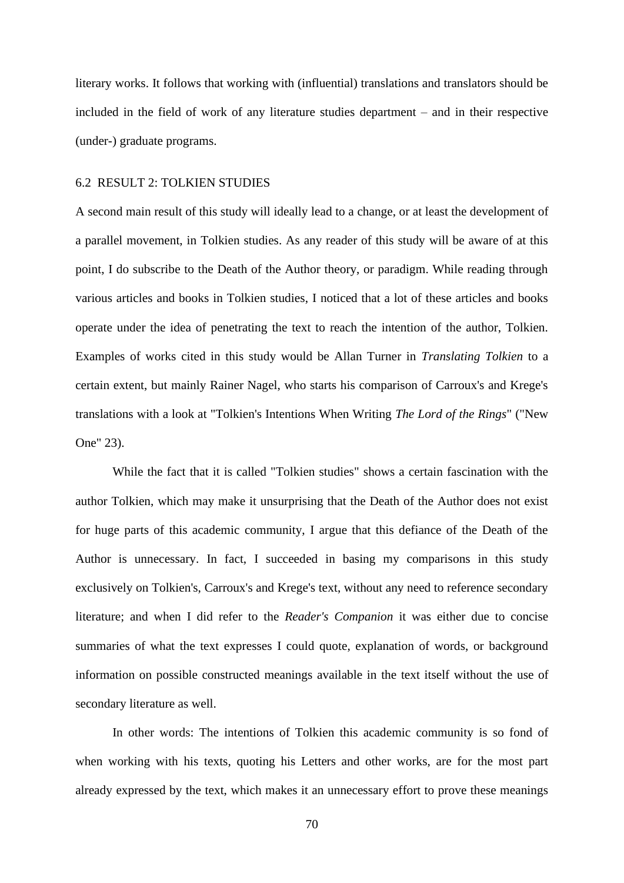literary works. It follows that working with (influential) translations and translators should be included in the field of work of any literature studies department – and in their respective (under-) graduate programs.

## 6.2 RESULT 2: TOLKIEN STUDIES

A second main result of this study will ideally lead to a change, or at least the development of a parallel movement, in Tolkien studies. As any reader of this study will be aware of at this point, I do subscribe to the Death of the Author theory, or paradigm. While reading through various articles and books in Tolkien studies, I noticed that a lot of these articles and books operate under the idea of penetrating the text to reach the intention of the author, Tolkien. Examples of works cited in this study would be Allan Turner in *Translating Tolkien* to a certain extent, but mainly Rainer Nagel, who starts his comparison of Carroux's and Krege's translations with a look at "Tolkien's Intentions When Writing *The Lord of the Rings*" ("New One" 23).

While the fact that it is called "Tolkien studies" shows a certain fascination with the author Tolkien, which may make it unsurprising that the Death of the Author does not exist for huge parts of this academic community, I argue that this defiance of the Death of the Author is unnecessary. In fact, I succeeded in basing my comparisons in this study exclusively on Tolkien's, Carroux's and Krege's text, without any need to reference secondary literature; and when I did refer to the *Reader's Companion* it was either due to concise summaries of what the text expresses I could quote, explanation of words, or background information on possible constructed meanings available in the text itself without the use of secondary literature as well.

In other words: The intentions of Tolkien this academic community is so fond of when working with his texts, quoting his Letters and other works, are for the most part already expressed by the text, which makes it an unnecessary effort to prove these meanings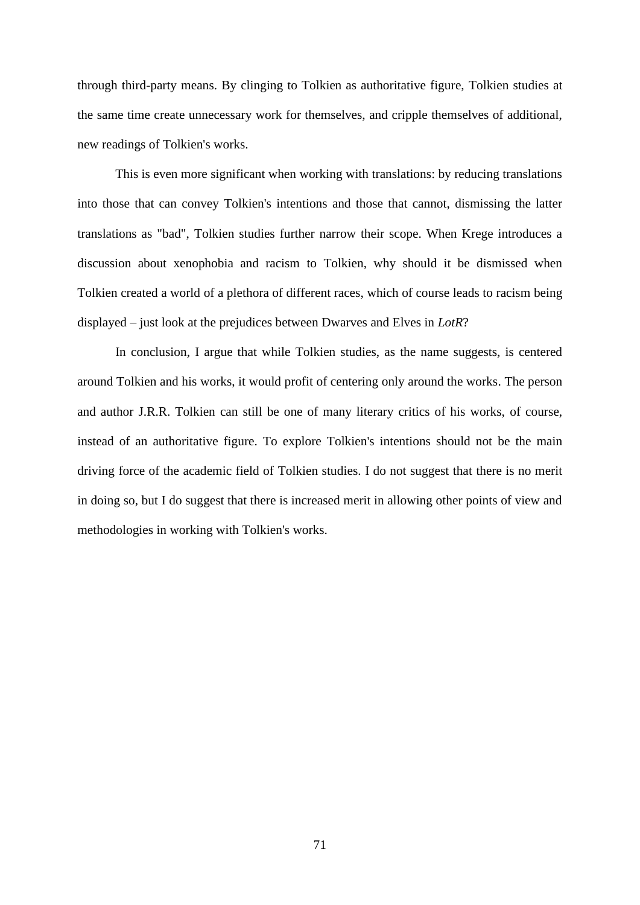through third-party means. By clinging to Tolkien as authoritative figure, Tolkien studies at the same time create unnecessary work for themselves, and cripple themselves of additional, new readings of Tolkien's works.

This is even more significant when working with translations: by reducing translations into those that can convey Tolkien's intentions and those that cannot, dismissing the latter translations as "bad", Tolkien studies further narrow their scope. When Krege introduces a discussion about xenophobia and racism to Tolkien, why should it be dismissed when Tolkien created a world of a plethora of different races, which of course leads to racism being displayed – just look at the prejudices between Dwarves and Elves in *LotR*?

In conclusion, I argue that while Tolkien studies, as the name suggests, is centered around Tolkien and his works, it would profit of centering only around the works. The person and author J.R.R. Tolkien can still be one of many literary critics of his works, of course, instead of an authoritative figure. To explore Tolkien's intentions should not be the main driving force of the academic field of Tolkien studies. I do not suggest that there is no merit in doing so, but I do suggest that there is increased merit in allowing other points of view and methodologies in working with Tolkien's works.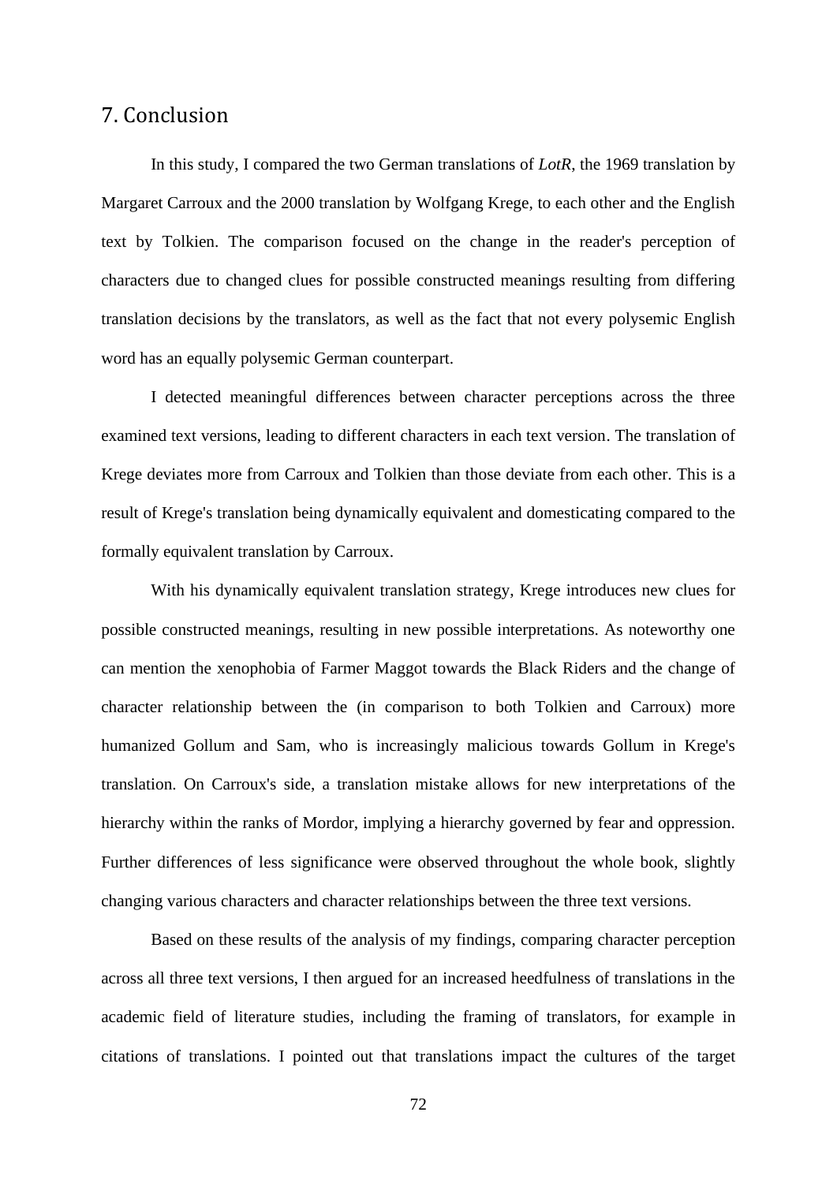## 7. Conclusion

In this study, I compared the two German translations of *LotR*, the 1969 translation by Margaret Carroux and the 2000 translation by Wolfgang Krege, to each other and the English text by Tolkien. The comparison focused on the change in the reader's perception of characters due to changed clues for possible constructed meanings resulting from differing translation decisions by the translators, as well as the fact that not every polysemic English word has an equally polysemic German counterpart.

I detected meaningful differences between character perceptions across the three examined text versions, leading to different characters in each text version. The translation of Krege deviates more from Carroux and Tolkien than those deviate from each other. This is a result of Krege's translation being dynamically equivalent and domesticating compared to the formally equivalent translation by Carroux.

With his dynamically equivalent translation strategy, Krege introduces new clues for possible constructed meanings, resulting in new possible interpretations. As noteworthy one can mention the xenophobia of Farmer Maggot towards the Black Riders and the change of character relationship between the (in comparison to both Tolkien and Carroux) more humanized Gollum and Sam, who is increasingly malicious towards Gollum in Krege's translation. On Carroux's side, a translation mistake allows for new interpretations of the hierarchy within the ranks of Mordor, implying a hierarchy governed by fear and oppression. Further differences of less significance were observed throughout the whole book, slightly changing various characters and character relationships between the three text versions.

Based on these results of the analysis of my findings, comparing character perception across all three text versions, I then argued for an increased heedfulness of translations in the academic field of literature studies, including the framing of translators, for example in citations of translations. I pointed out that translations impact the cultures of the target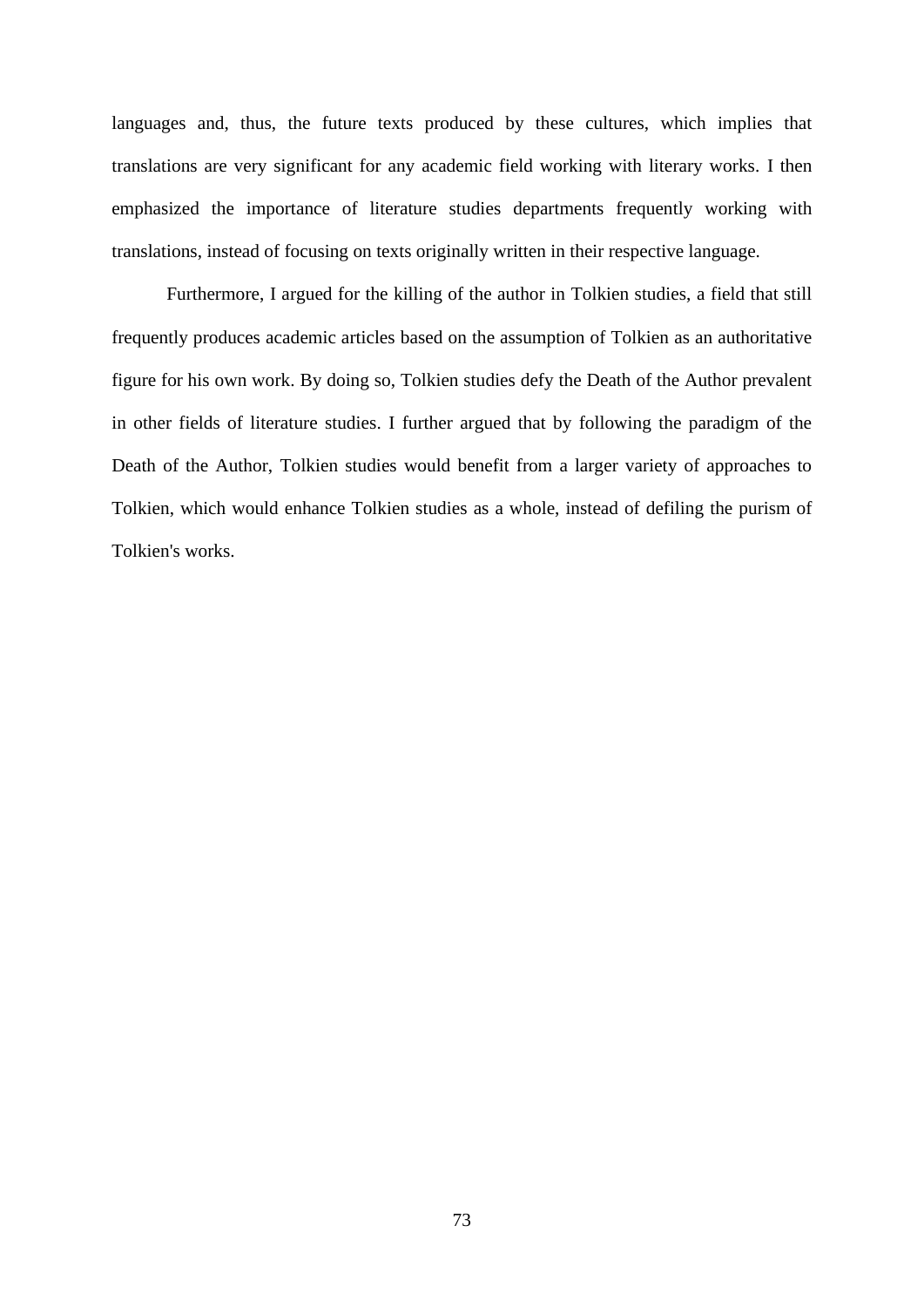languages and, thus, the future texts produced by these cultures, which implies that translations are very significant for any academic field working with literary works. I then emphasized the importance of literature studies departments frequently working with translations, instead of focusing on texts originally written in their respective language.

Furthermore, I argued for the killing of the author in Tolkien studies, a field that still frequently produces academic articles based on the assumption of Tolkien as an authoritative figure for his own work. By doing so, Tolkien studies defy the Death of the Author prevalent in other fields of literature studies. I further argued that by following the paradigm of the Death of the Author, Tolkien studies would benefit from a larger variety of approaches to Tolkien, which would enhance Tolkien studies as a whole, instead of defiling the purism of Tolkien's works.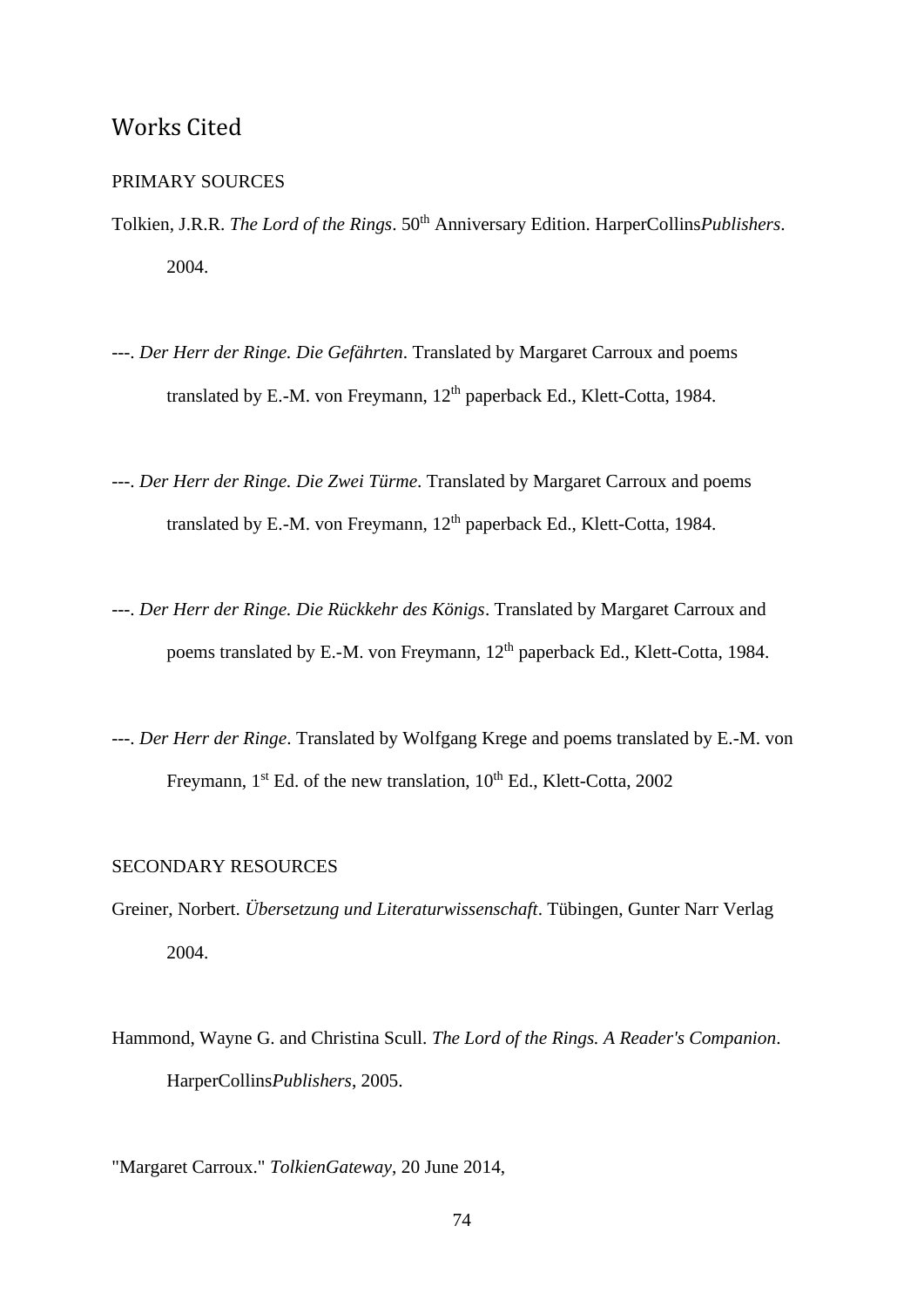## Works Cited

PRIMARY SOURCES

Tolkien, J.R.R. *The Lord of the Rings*. 50th Anniversary Edition. HarperCollins*Publishers*. 2004.

---. *Der Herr der Ringe. Die Gefährten*. Translated by Margaret Carroux and poems translated by E.-M. von Freymann, 12th paperback Ed., Klett-Cotta, 1984.

---. *Der Herr der Ringe. Die Zwei Türme*. Translated by Margaret Carroux and poems translated by E.-M. von Freymann, 12th paperback Ed., Klett-Cotta, 1984.

---. *Der Herr der Ringe. Die Rückkehr des Königs*. Translated by Margaret Carroux and poems translated by E.-M. von Freymann, 12th paperback Ed., Klett-Cotta, 1984.

---. *Der Herr der Ringe*. Translated by Wolfgang Krege and poems translated by E.-M. von Freymann, 1st Ed. of the new translation, 10th Ed., Klett-Cotta, 2002

SECONDARY RESOURCES

Greiner, Norbert. *Übersetzung und Literaturwissenschaft*. Tübingen, Gunter Narr Verlag 2004.

Hammond, Wayne G. and Christina Scull. *The Lord of the Rings. A Reader's Companion*. HarperCollins*Publishers*, 2005.

"Margaret Carroux." *TolkienGateway*, 20 June 2014,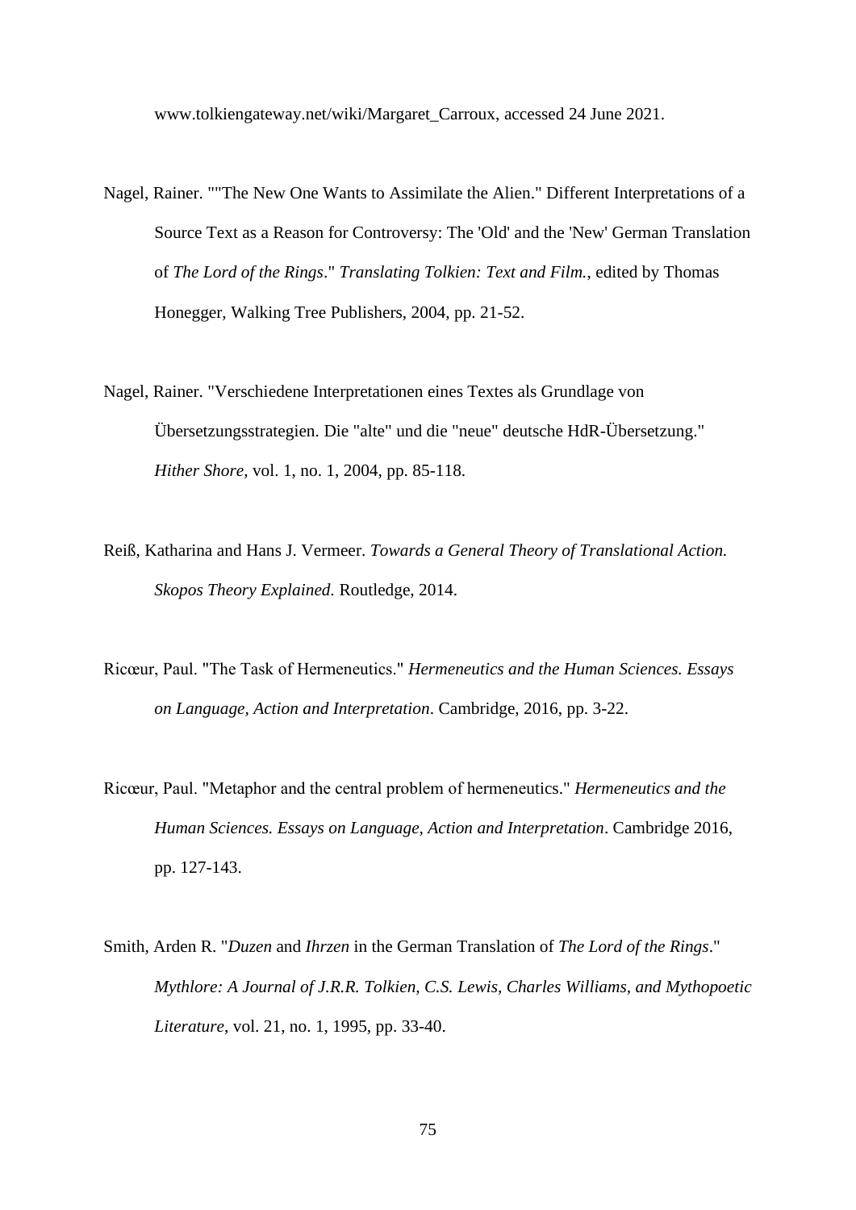www.tolkiengateway.net/wiki/Margaret_Carroux, accessed 24 June 2021.

Nagel, Rainer. ""The New One Wants to Assimilate the Alien." Different Interpretations of a Source Text as a Reason for Controversy: The 'Old' and the 'New' German Translation of *The Lord of the Rings*." *Translating Tolkien: Text and Film.*, edited by Thomas Honegger, Walking Tree Publishers, 2004, pp. 21-52.

Nagel, Rainer. "Verschiedene Interpretationen eines Textes als Grundlage von Übersetzungsstrategien. Die "alte" und die "neue" deutsche HdR-Übersetzung." *Hither Shore*, vol. 1, no. 1, 2004, pp. 85-118.

Reiß, Katharina and Hans J. Vermeer. *Towards a General Theory of Translational Action. Skopos Theory Explained*. Routledge, 2014.

Ricœur, Paul. "The Task of Hermeneutics." *Hermeneutics and the Human Sciences. Essays on Language, Action and Interpretation*. Cambridge, 2016, pp. 3-22.

Ricœur, Paul. "Metaphor and the central problem of hermeneutics." *Hermeneutics and the Human Sciences. Essays on Language, Action and Interpretation*. Cambridge 2016, pp. 127-143.

Smith, Arden R. "*Duzen* and *Ihrzen* in the German Translation of *The Lord of the Rings*." *Mythlore: A Journal of J.R.R. Tolkien, C.S. Lewis, Charles Williams, and Mythopoetic Literature*, vol. 21, no. 1, 1995, pp. 33-40.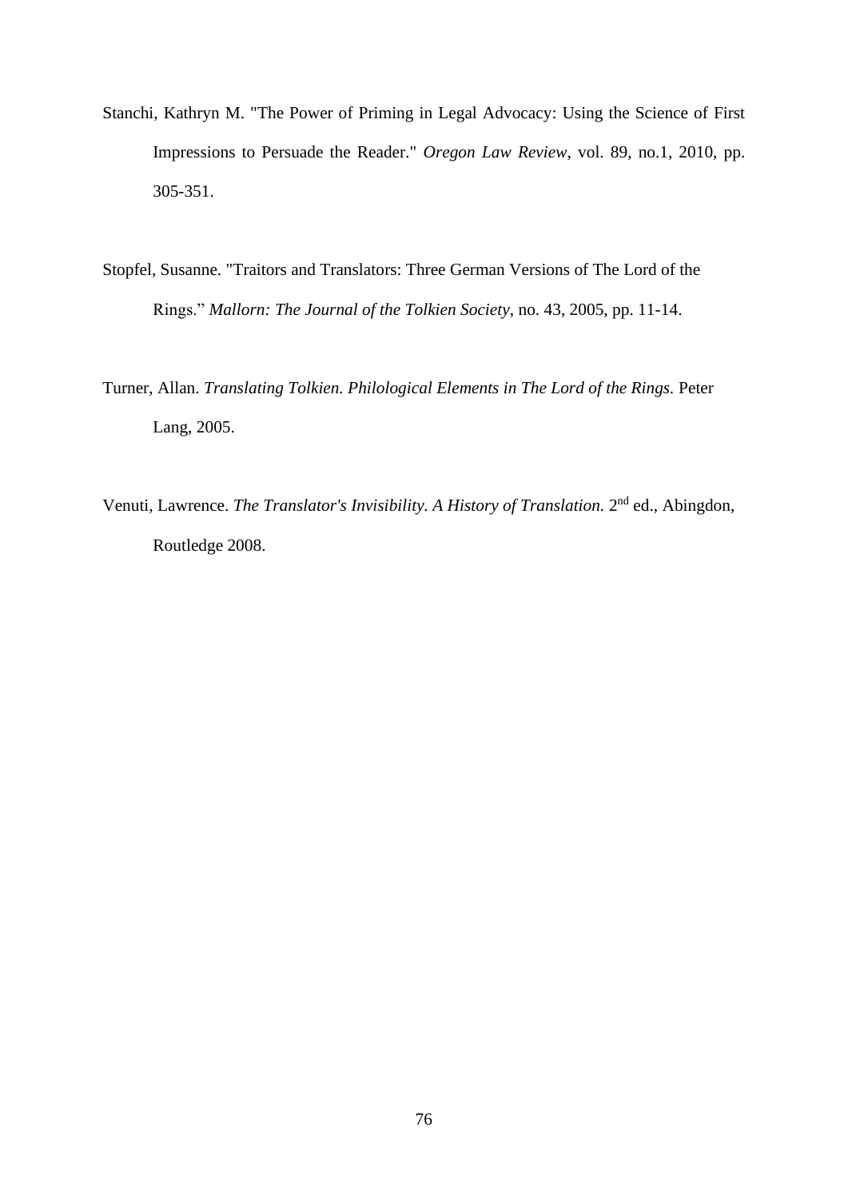Stanchi, Kathryn M. "The Power of Priming in Legal Advocacy: Using the Science of First Impressions to Persuade the Reader." *Oregon Law Review*, vol. 89, no.1, 2010, pp. 305-351.

Stopfel, Susanne. "Traitors and Translators: Three German Versions of The Lord of the Rings." *Mallorn: The Journal of the Tolkien Society*, no. 43, 2005, pp. 11-14.

Turner, Allan. *Translating Tolkien. Philological Elements in The Lord of the Rings.* Peter Lang, 2005.

Venuti, Lawrence. *The Translator's Invisibility. A History of Translation.* 2nd ed., Abingdon, Routledge 2008.